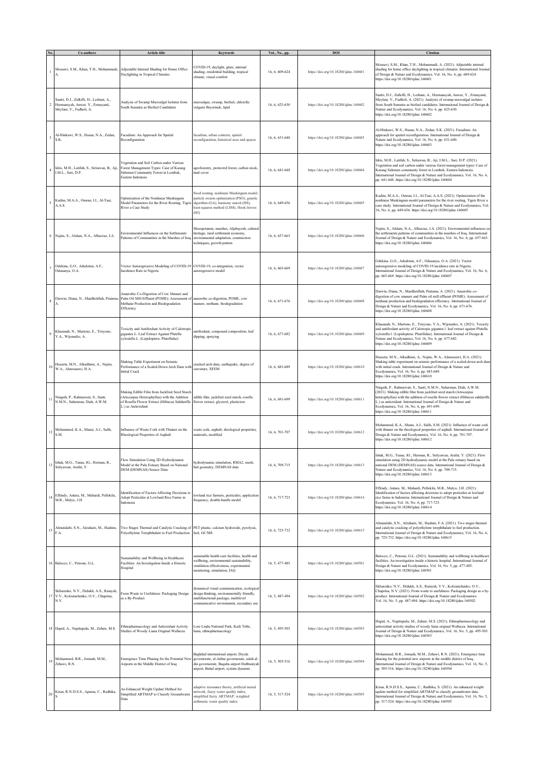| No. | Co-authors | Article title | Keywords | Vol., No., pp. | DOI | Citation |
|---|---|---|---|---|---|---|
| 1 | Mousavi, S.M., Khan, T.H., Mohammadi, A. | Adjustable Internal Shading for Home Office Daylighting in Tropical Climates | COVID-19, daylight, glare, internal shading, residential building, tropical climate, visual comfort | 16, 6, 609-624 | https://doi.org/10.18280/ijdne.160601 | Mousavi, S.M., Khan, T.H., Mohammadi, A. (2021). Adjustable internal shading for home office daylighting in tropical climates. International Journal of Design & Nature and Ecodynamics, Vol. 16, No. 6, pp. 609-624. https://doi.org/10.18280/ijdne.160601 |
| 2 | Santri, D.J., Zulkifli, H., Lesbani, A., Hermansyah, Anwar, Y., Ermayanti, Meylani, V., Fudholi, A. | Analysis of Swamp Microalgal Isolates from South Sumatra as Biofuel Candidates | microalgae, swamp, biofuel, chlorella vulgaris Beyerinck, lipid | 16, 6, 625-630 | https://doi.org/10.18280/ijdne.160602 | Santri, D.J., Zulkifli, H., Lesbani, A., Hermansyah, Anwar, Y., Ermayanti, Meylani, V., Fudholi, A. (2021). Analysis of swamp microalgal isolates from South Sumatra as biofuel candidates. International Journal of Design & Nature and Ecodynamics, Vol. 16, No. 6, pp. 625-630. https://doi.org/10.18280/ijdne.160602 |
| 3 | Al-Hinkawi, W.S., Hasan, N.A., Zedan, S.K. | Facadism: An Approach for Spatial Reconfiguration | facadism, urban contexts, spatial reconfiguration, historical axes and spaces | 16, 6, 631-640 | https://doi.org/10.18280/ijdne.160603 | Al-Hinkawi, W.S., Hasan, N.A., Zedan, S.K. (2021). Facadism: An approach for spatial reconfiguration. International Journal of Design & Nature and Ecodynamics, Vol. 16, No. 6, pp. 631-640. https://doi.org/10.18280/ijdne.160603 |
| 4 | Idris, M.H., Latifah, S., Setiawan, B., Aji, I.M.L., Sari, D.P. | Vegetation and Soil Carbon under Various Forest Management Types: Case of Karang Sidemen Community Forest in Lombok, Eastern Indonesia | agroforestry, protected forest, carbon stock, land cover | 16, 6, 641-648 | https://doi.org/10.18280/ijdne.160604 | Idris, M.H., Latifah, S., Setiawan, B., Aji, I.M.L., Sari, D.P. (2021). Vegetation and soil carbon under various forest management types: Case of Karang Sidemen community forest in Lombok, Eastern Indonesia. International Journal of Design & Nature and Ecodynamics, Vol. 16, No. 6, pp. 641-648. https://doi.org/10.18280/ijdne.160604 |
| 5 | Kadim, M.A.A., Omran, I.I., Al-Taai, A.A.S. | Optimization of the Nonlinear Muskingum Model Parameters for the River Routing, Tigris River a Case Study | flood routing, nonlinear Muskingum model, particle swarm optimization (PSO), genetic algorithm (GA), harmony search (HS), least-squares method (LSM), Hook-Jeeves (HJ) | 16, 6, 649-656 | https://doi.org/10.18280/ijdne.160605 | Kadim, M.A.A., Omran, I.I., Al-Taai, A.A.S. (2021). Optimization of the nonlinear Muskingum model parameters for the river routing, Tigris River a case study. International Journal of Design & Nature and Ecodynamics, Vol. 16, No. 6, pp. 649-656. https://doi.org/10.18280/ijdne.160605 |
| 6 | Najim, S., Alslam, N.A., Albazzaz, I.A. | Environmental Influences on the Settlements Patterns of Communities in the Marshes of Iraq | Mesopotamia, marshes, Aljabayesh, cultural heritage, rural settlement economy, environmental adaptation, construction techniques, growth pattern | 16, 6, 657-663 | https://doi.org/10.18280/ijdne.160606 | Najim, S., Alslam, N.A., Albazzaz, I.A. (2021). Environmental influences on the settlements patterns of communities in the marshes of Iraq. International Journal of Design & Nature and Ecodynamics, Vol. 16, No. 6, pp. 657-663. https://doi.org/10.18280/ijdne.160606 |
| 7 | Odekina, G.O., Adedotun, A.F., Odusanya, O.A. | Vector Autoregressive Modeling of COVID-19 Incidence Rate in Nigeria | COVID-19, co-integration, vector autoregressive model | 16, 6, 665-669 | https://doi.org/10.18280/ijdne.160607 | Odekina, G.O., Adedotun, A.F., Odusanya, O.A. (2021). Vector autoregressive modeling of COVID-19 incidence rate in Nigeria. International Journal of Design & Nature and Ecodynamics, Vol. 16, No. 6, pp. 665-669. https://doi.org/10.18280/ijdne.160607 |
| 8 | Darwin, Diana, N., Mardhotillah, Pratama, A. | Anaerobic Co-Digestion of Cow Manure and Palm Oil Mill Effluent (POME): Assessment of Methane Production and Biodegradation Efficiency | anaerobic co-digestion, POME, cow manure, methane, biodegradation | 16, 6, 671-676 | https://doi.org/10.18280/ijdne.160608 | Darwin, Diana, N., Mardhotillah, Pratama, A. (2021). Anaerobic co-digestion of cow manure and Palm oil mill effluent (POME): Assessment of methane production and biodegradation efficiency. International Journal of Design & Nature and Ecodynamics, Vol. 16, No. 6, pp. 671-676. https://doi.org/10.18280/ijdne.160608 |
| 9 | Khasanah, N., Martono, E., Trisyono, Y.A., Wijonarko, A. | Toxicity and Antifeedant Activity of Calotropis gigantea L. Leaf Extract Against Plutella xylostella L. (Lepidoptera: Plutellidae) | antifeedant, compound composition, leaf dipping, spraying | 16, 6, 677-682 | https://doi.org/10.18280/ijdne.160609 | Khasanah, N., Martono, E., Trisyono, Y.A., Wijonarko, A. (2021). Toxicity and antifeedant activity of Calotropis gigantea l. leaf extract against Plutella xylostella l. (Lepidoptera: Plutellidae). International Journal of Design & Nature and Ecodynamics, Vol. 16, No. 6, pp. 677-682. https://doi.org/10.18280/ijdne.160609 |
| 10 | Hussein, M.N., Alkadhimi, A., Najim, W.A., Almousawi, H.A. | Shaking Table Experiment on Seismic Performance of a Scaled-Down Arch Dam with Initial Crack | cracked arch dam, earthquake, degree of curvature, XFEM | 16, 6, 683-689 | https://doi.org/10.18280/ijdne.160610 | Hussein, M.N., Alkadhimi, A., Najim, W.A., Almousawi, H.A. (2021). Shaking table experiment on seismic performance of a scaled-down arch dam with initial crack. International Journal of Design & Nature and Ecodynamics, Vol. 16, No. 6, pp. 683-689. https://doi.org/10.18280/ijdne.160610 |
| 11 | Ningsih, P., Rahmawati, S., Santi, N.M.N., Suherman, Diah, A.W.M. | Making Edible Film from Jackfruit Seed Starch (Artocarpus Heterophyllus) with the Addition of Rosella Flower Extract (Hibiscus Sabdariffa L.) as Antioxidant | edible film, jackfruit seed starch, rosella flower extract, glycerol, plasticizer | 16, 6, 691-699 | https://doi.org/10.18280/ijdne.160611 | Ningsih, P., Rahmawati, S., Santi, N.M.N., Suherman, Diah, A.W.M. (2021). Making edible film from jackfruit seed starch (Artocarpus heterophyllus) with the addition of rosella flower extract (Hibiscus sabdariffa L.) as antioxidant. International Journal of Design & Nature and Ecodynamics, Vol. 16, No. 6, pp. 691-699. https://doi.org/10.18280/ijdne.160611 |
| 12 | Mohammed, K.A., Mansi, A.I., Salih, S.M. | Influence of Waste Cork with Thinner on the Rheological Properties of Asphalt | waste cork, asphalt, rheological properties, materials, modified | 16, 6, 701-707 | https://doi.org/10.18280/ijdne.160612 | Mohammed, K.A., Mansi, A.I., Salih, S.M. (2021). Influence of waste cork with thinner on the rheological properties of asphalt. International Journal of Design & Nature and Ecodynamics, Vol. 16, No. 6, pp. 701-707. https://doi.org/10.18280/ijdne.160612 |
| 13 | Ishak, M.G., Tunas, IG., Herman, R., Setiyawan, Arafat, Y. | Flow Simulation Using 2D Hydrodynamic Model at the Palu Estuary Based on National DEM (DEMNAS) Source Data | hydrodynamic simulation, RMA2, mesh, bed geometry, DEMNAS data | 16, 6, 709-715 | https://doi.org/10.18280/ijdne.160613 | Ishak, M.G., Tunas, IG., Herman, R., Setiyawan, Arafat, Y. (2021). Flow simulation using 2D hydrodynamic model at the Palu estuary based on national DEM (DEMNAS) source data. International Journal of Design & Nature and Ecodynamics, Vol. 16, No. 6, pp. 709-715. https://doi.org/10.18280/ijdne.160613 |
| 14 | Effendy, Antara, M., Muhardi, Pellokila, M.R., Mulyo, J.H. | Identification of Factors Affecting Decisions to Adopt Pesticides at Lowland Rice Farms in Indonesia | lowland rice farmers, pesticides, application frequency, double-hurdle model | 16, 6, 717-723 | https://doi.org/10.18280/ijdne.160614 | Effendy, Antara, M., Muhardi, Pellokila, M.R., Mulyo, J.H. (2021). Identification of factors affecting decisions to adopt pesticides at lowland rice farms in Indonesia. International Journal of Design & Nature and Ecodynamics, Vol. 16, No. 6, pp. 717-723. https://doi.org/10.18280/ijdne.160614 |
| 15 | Almutalabi, S.N., Alzuhairi, M., Hashim, F.A. | Two Stages Thermal and Catalytic Cracking of Polyethylene Terephthalate to Fuel Production | PET plastic, calcium hydroxide, pyrolysis, fuel, GC/MS | 16, 6, 725-732 | https://doi.org/10.18280/ijdne.160615 | Almutalabi, S.N., Alzuhairi, M., Hashim, F.A. (2021). Two stages thermal and catalytic cracking of polyethylene terephthalate to fuel production. International Journal of Design & Nature and Ecodynamics, Vol. 16, No. 6, pp. 725-732. https://doi.org/10.18280/ijdne.160615 |
| 16 | Balocco, C., Petrone, G.L. | Sustainability and Wellbeing in Healthcare Facilities. An Investigation Inside a Historic Hospital | sustainable health care facilities, health and wellbeing, environmental sustainability, ventilation effectiveness, experimental monitoring, simulation, IAQ | 16, 5, 477-485 | https://doi.org/10.18280/ijdne.160501 | Balocco, C., Petrone, G.L. (2021). Sustainability and wellbeing in healthcare facilities. An investigation inside a historic hospital. International Journal of Design & Nature and Ecodynamics, Vol. 16, No. 5, pp. 477-485. https://doi.org/10.18280/ijdne.160501 |
| 17 | Skliarenko, N.V., Didukh, A.S., Rainysh, V.V., Kolosnichenko, O.V., Chuprina, N.V. | From Waste to Usefulness: Packaging Design as a By-Product | dynamical visual communication, ecological design thinking, environmentally friendly, multifunctional package, multilevel communicative environment, secondary use | 16, 5, 487-494 | https://doi.org/10.18280/ijdne.160502 | Skliarenko, N.V., Didukh, A.S., Rainysh, V.V., Kolosnichenko, O.V., Chuprina, N.V. (2021). From waste to usefulness: Packaging design as a by-product. International Journal of Design & Nature and Ecodynamics Vol. 16, No. 5, pp. 487-494. https://doi.org/10.18280/ijdne.160502 |
| 18 | Hapid, A., Napitupulu, M., Zubair, M.S. | Ethnopharmacology and Antioxidant Activity Studies of Woody Liana Original Wallacea | Lore Lindu National Park, Kaili Tribe, liana, ethnopharmacology | 16, 5, 495-503 | https://doi.org/10.18280/ijdne.160503 | Hapid, A., Napitupulu, M., Zubair, M.S. (2021). Ethnopharmacology and antioxidant activity studies of woody liana original Wallacea. International Journal of Design & Nature and Ecodynamics, Vol. 16, No. 5, pp. 495-503. https://doi.org/10.18280/ijdne.160503 |
| 19 | Mohammed, B.R., Jomaah, M.M., Zehawi, R.N. | Emergence Time Phasing for the Potential New Airports in the Middle District of Iraq | Baghdad international airport, Diyala governorate, al-Anbar governorate, salah al-din governorate, Baquba airport Habbaniyah airport, Balad airport, system dynamic | 16, 5, 505-516 | https://doi.org/10.18280/ijdne.160504 | Mohammed, B.R., Jomaah, M.M., Zehawi, R.N. (2021). Emergence time phasing for the potential new airports in the middle district of Iraq. International Journal of Design & Nature and Ecodynamics, Vol. 16, No. 5, pp. 505-516. https://doi.org/10.18280/ijdne.160504 |
| 20 | Kiran, R.N.D.S.S., Aparna, C., Radhika, S. | An Enhanced Weight Update Method for Simplified ARTMAP to Classify Groundwater Data | adaptive resonance theory, artificial neural network, fuzzy water quality index, simplified fuzzy ARTMAP, weighted arithmetic water quality index | 16, 5, 517-524 | https://doi.org/10.18280/ijdne.160505 | Kiran, R.N.D.S.S., Aparna, C., Radhika, S. (2021). An enhanced weight update method for simplified ARTMAP to classify groundwater data. International Journal of Design & Nature and Ecodynamics, Vol. 16, No. 5, pp. 517-524. https://doi.org/10.18280/ijdne.160505 |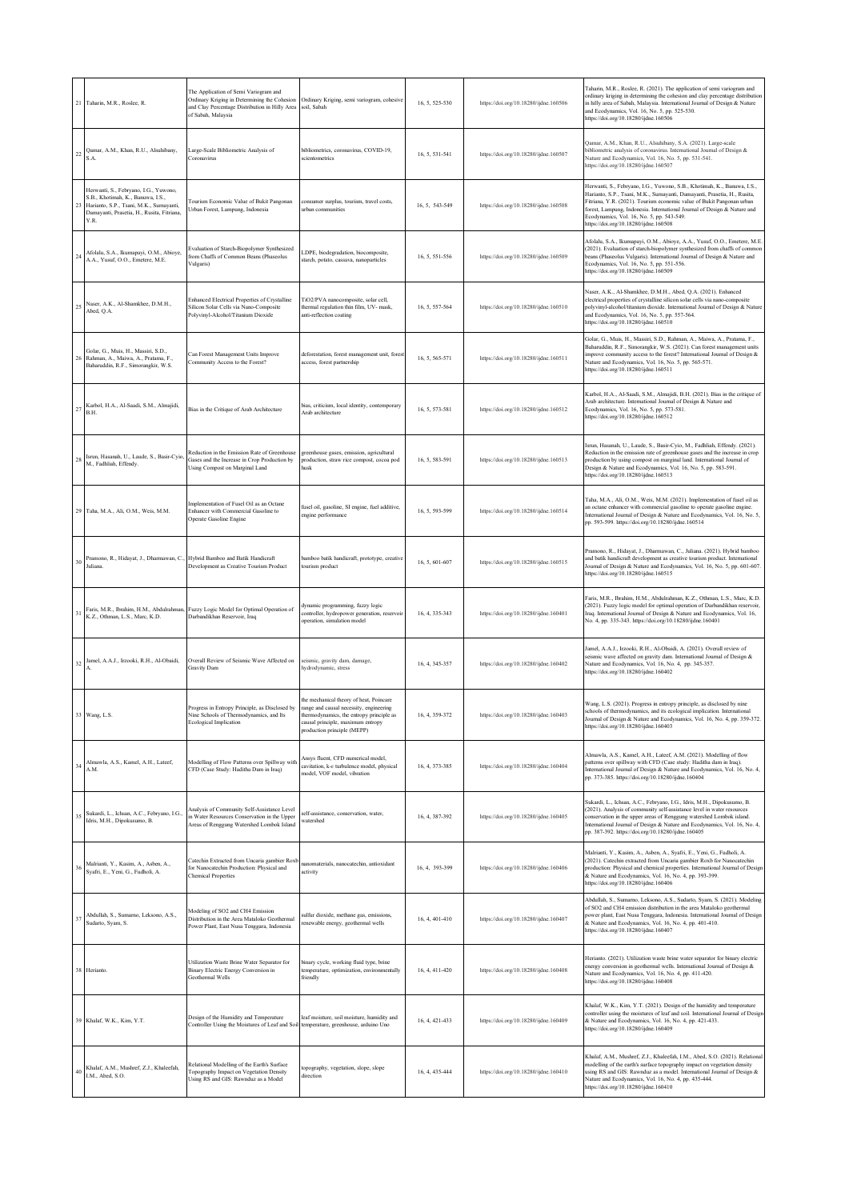| 21 | Taharin, M.R., Roslee, R. | The Application of Semi Variogram and Ordinary Kriging in Determining the Cohesion and Clay Percentage Distribution in Hilly Area of Sabah, Malaysia | Ordinary Kriging, semi variogram, cohesive soil, Sabah | 16, 5, 525-530 | https://doi.org/10.18280/ijdne.160506 | Taharin, M.R., Roslee, R. (2021). The application of semi variogram and ordinary kriging in determining the cohesion and clay percentage distribution in hilly area of Sabah, Malaysia. International Journal of Design & Nature and Ecodynamics, Vol. 16, No. 5, pp. 525-530. https://doi.org/10.18280/ijdne.160506 |
|---|---|---|---|---|---|---|
| 22 | Qamar, A.M., Khan, R.U., Alsuhibany, S.A. | Large-Scale Bibliometric Analysis of Coronavirus | bibliometrics, coronavirus, COVID-19, scientometrics | 16, 5, 531-541 | https://doi.org/10.18280/ijdne.160507 | Qamar, A.M., Khan, R.U., Alsuhibany, S.A. (2021). Large-scale bibliometric analysis of coronavirus. International Journal of Design & Nature and Ecodynamics, Vol. 16, No. 5, pp. 531-541. https://doi.org/10.18280/ijdne.160507 |
| 23 | Herwanti, S., Febryano, I.G., Yuwono, S.B., Khotimah, K., Banuwa, I.S., Harianto, S.P., Tsani, M.K., Sumayanti, Damayanti, Prasetia, H., Rusita, Fitriana, Y.R. | Tourism Economic Value of Bukit Pangonan Urban Forest, Lampung, Indonesia | consumer surplus, tourism, travel costs, urban communities | 16, 5, 543-549 | https://doi.org/10.18280/ijdne.160508 | Herwanti, S., Febryano, I.G., Yuwono, S.B., Khotimah, K., Banuwa, I.S., Harianto, S.P., Tsani, M.K., Sumayanti, Damayanti, Prasetia, H., Rusita, Fitriana, Y.R. (2021). Tourism economic value of Bukit Pangonan urban forest, Lampung, Indonesia. International Journal of Design & Nature and Ecodynamics, Vol. 16, No. 5, pp. 543-549. https://doi.org/10.18280/ijdne.160508 |
| 24 | Afolalu, S.A., Ikumapayi, O.M., Abioye, A.A., Yusuf, O.O., Emetere, M.E. | Evaluation of Starch-Biopolymer Synthesized from Chaffs of Common Beans (Phaseolus Vulgaris) | LDPE, biodegradation, biocomposite, starch, potato, cassava, nanoparticles | 16, 5, 551-556 | https://doi.org/10.18280/ijdne.160509 | Afolalu, S.A., Ikumapayi, O.M., Abioye, A.A., Yusuf, O.O., Emetere, M.E. (2021). Evaluation of starch-biopolymer synthesized from chaffs of common beans (Phaseolus Vulgaris). International Journal of Design & Nature and Ecodynamics, Vol. 16, No. 5, pp. 551-556. https://doi.org/10.18280/ijdne.160509 |
| 25 | Naser, A.K., Al-Shamkhee, D.M.H., Abed, Q.A. | Enhanced Electrical Properties of Crystalline Silicon Solar Cells via Nano-Composite Polyvinyl-Alcohol/Titanium Dioxide | TiO2/PVA nanocomposite, solar cell, thermal regulation thin film, UV- mask, anti-reflection coating | 16, 5, 557-564 | https://doi.org/10.18280/ijdne.160510 | Naser, A.K., Al-Shamkhee, D.M.H., Abed, Q.A. (2021). Enhanced electrical properties of crystalline silicon solar cells via nano-composite polyvinyl-alcohol/titanium dioxide. International Journal of Design & Nature and Ecodynamics, Vol. 16, No. 5, pp. 557-564. https://doi.org/10.18280/ijdne.160510 |
| 26 | Golar, G., Muis, H., Massiri, S.D., Rahman, A., Maiwa, A., Pratama, F., Baharuddin, R.F., Simorangkir, W.S. | Can Forest Management Units Improve Community Access to the Forest? | deforestation, forest management unit, forest access, forest partnership | 16, 5, 565-571 | https://doi.org/10.18280/ijdne.160511 | Golar, G., Muis, H., Massiri, S.D., Rahman, A., Maiwa, A., Pratama, F., Baharuddin, R.F., Simorangkir, W.S. (2021). Can forest management units improve community access to the forest? International Journal of Design & Nature and Ecodynamics, Vol. 16, No. 5, pp. 565-571. https://doi.org/10.18280/ijdne.160511 |
| 27 | Karbol, H.A., Al-Saadi, S.M., Almajidi, B.H. | Bias in the Critique of Arab Architecture | bias, criticism, local identity, contemporary Arab architecture | 16, 5, 573-581 | https://doi.org/10.18280/ijdne.160512 | Karbol, H.A., Al-Saadi, S.M., Almajidi, B.H. (2021). Bias in the critique of Arab architecture. International Journal of Design & Nature and Ecodynamics, Vol. 16, No. 5, pp. 573-581. https://doi.org/10.18280/ijdne.160512 |
| 28 | Isrun, Hasanah, U., Laude, S., Basir-Cyio, M., Fadhliah, Effendy. | Reduction in the Emission Rate of Greenhouse Gases and the Increase in Crop Production by Using Compost on Marginal Land | greenhouse gases, emission, agricultural production, straw rice compost, cocoa pod husk | 16, 5, 583-591 | https://doi.org/10.18280/ijdne.160513 | Isrun, Hasanah, U., Laude, S., Basir-Cyio, M., Fadhliah, Effendy. (2021). Reduction in the emission rate of greenhouse gases and the increase in crop production by using compost on marginal land. International Journal of Design & Nature and Ecodynamics, Vol. 16, No. 5, pp. 583-591. https://doi.org/10.18280/ijdne.160513 |
| 29 | Taha, M.A., Ali, O.M., Weis, M.M. | Implementation of Fusel Oil as an Octane Enhancer with Commercial Gasoline to Operate Gasoline Engine | fusel oil, gasoline, SI engine, fuel additive, engine performance | 16, 5, 593-599 | https://doi.org/10.18280/ijdne.160514 | Taha, M.A., Ali, O.M., Weis, M.M. (2021). Implementation of fusel oil as an octane enhancer with commercial gasoline to operate gasoline engine. International Journal of Design & Nature and Ecodynamics, Vol. 16, No. 5, pp. 593-599. https://doi.org/10.18280/ijdne.160514 |
| 30 | Pramono, R., Hidayat, J., Dharmawan, C., Juliana. | Hybrid Bamboo and Batik Handicraft Development as Creative Tourism Product | bamboo batik handicraft, prototype, creative tourism product | 16, 5, 601-607 | https://doi.org/10.18280/ijdne.160515 | Pramono, R., Hidayat, J., Dharmawan, C., Juliana. (2021). Hybrid bamboo and batik handicraft development as creative tourism product. International Journal of Design & Nature and Ecodynamics, Vol. 16, No. 5, pp. 601-607. https://doi.org/10.18280/ijdne.160515 |
| 31 | Faris, M.R., Ibrahim, H.M., Abdulrahman, K.Z., Othman, L.S., Marc, K.D. | Fuzzy Logic Model for Optimal Operation of Darbandikhan Reservoir, Iraq | dynamic programming, fuzzy logic controller, hydropower generation, reservoir operation, simulation model | 16, 4, 335-343 | https://doi.org/10.18280/ijdne.160401 | Faris, M.R., Ibrahim, H.M., Abdulrahman, K.Z., Othman, L.S., Marc, K.D. (2021). Fuzzy logic model for optimal operation of Darbandikhan reservoir, Iraq. International Journal of Design & Nature and Ecodynamics, Vol. 16, No. 4, pp. 335-343. https://doi.org/10.18280/ijdne.160401 |
| 32 | Jamel, A.A.J., Irzooki, R.H., Al-Obaidi, A. | Overall Review of Seismic Wave Affected on Gravity Dam | seismic, gravity dam, damage, hydrodynamic, stress | 16, 4, 345-357 | https://doi.org/10.18280/ijdne.160402 | Jamel, A.A.J., Irzooki, R.H., Al-Obaidi, A. (2021). Overall review of seismic wave affected on gravity dam. International Journal of Design & Nature and Ecodynamics, Vol. 16, No. 4, pp. 345-357. https://doi.org/10.18280/ijdne.160402 |
| 33 | Wang, L.S. | Progress in Entropy Principle, as Disclosed by Nine Schools of Thermodynamics, and Its Ecological Implication | the mechanical theory of heat, Poincare range and causal necessity, engineering thermodynamics, the entropy principle as causal principle, maximum entropy production principle (MEPP) | 16, 4, 359-372 | https://doi.org/10.18280/ijdne.160403 | Wang, L.S. (2021). Progress in entropy principle, as disclosed by nine schools of thermodynamics, and its ecological implication. International Journal of Design & Nature and Ecodynamics, Vol. 16, No. 4, pp. 359-372. https://doi.org/10.18280/ijdne.160403 |
| 34 | Almawla, A.S., Kamel, A.H., Lateef, A.M. | Modelling of Flow Patterns over Spillway with CFD (Case Study: Haditha Dam in Iraq) | Ansys fluent, CFD numerical model, cavitation, k-ε turbulence model, physical model, VOF model, vibration | 16, 4, 373-385 | https://doi.org/10.18280/ijdne.160404 | Almawla, A.S., Kamel, A.H., Lateef, A.M. (2021). Modelling of flow patterns over spillway with CFD (Case study: Haditha dam in Iraq). International Journal of Design & Nature and Ecodynamics, Vol. 16, No. 4, pp. 373-385. https://doi.org/10.18280/ijdne.160404 |
| 35 | Sukardi, L., Ichsan, A.C., Febryano, I.G., Idris, M.H., Dipokusumo, B. | Analysis of Community Self-Assistance Level in Water Resources Conservation in the Upper Areas of Renggung Watershed Lombok Island | self-assistance, conservation, water, watershed | 16, 4, 387-392 | https://doi.org/10.18280/ijdne.160405 | Sukardi, L., Ichsan, A.C., Febryano, I.G., Idris, M.H., Dipokusumo, B. (2021). Analysis of community self-assistance level in water resources conservation in the upper areas of Renggung watershed Lombok island. International Journal of Design & Nature and Ecodynamics, Vol. 16, No. 4, pp. 387-392. https://doi.org/10.18280/ijdne.160405 |
| 36 | Malrianti, Y., Kasim, A., Asben, A., Syafri, E., Yeni, G., Fudholi, A. | Catechin Extracted from Uncaria gambier Roxb for Nanocatechin Production: Physical and Chemical Properties | nanomaterials, nanocatechin, antioxidant activity | 16, 4, 393-399 | https://doi.org/10.18280/ijdne.160406 | Malrianti, Y., Kasim, A., Asben, A., Syafri, E., Yeni, G., Fudholi, A. (2021). Catechin extracted from Uncaria gambier Roxb for nanocatechin production: Physical and chemical properties. International Journal of Design & Nature and Ecodynamics, Vol. 16, No. 4, pp. 393-399. https://doi.org/10.18280/ijdne.160406 |
| 37 | Abdullah, S., Sumarno, Leksono, A.S., Sudarto, Syam, S. | Modeling of SO2 and CH4 Emission Distribution in the Area Mataloko Geothermal Power Plant, East Nusa Tenggara, Indonesia | sulfur dioxide, methane gas, emissions, renewable energy, geothermal wells | 16, 4, 401-410 | https://doi.org/10.18280/ijdne.160407 | Abdullah, S., Sumarno, Leksono, A.S., Sudarto, Syam, S. (2021). Modeling of SO2 and CH4 emission distribution in the area Mataloko geothermal power plant, East Nusa Tenggara, Indonesia. International Journal of Design & Nature and Ecodynamics, Vol. 16, No. 4, pp. 401-410. https://doi.org/10.18280/ijdne.160407 |
| 38 | Herianto. | Utilization Waste Brine Water Separator for Binary Electric Energy Conversion in Geothermal Wells | binary cycle, working fluid type, brine temperature, optimization, environmentally friendly | 16, 4, 411-420 | https://doi.org/10.18280/ijdne.160408 | Herianto. (2021). Utilization waste brine water separator for binary electric energy conversion in geothermal wells. International Journal of Design & Nature and Ecodynamics, Vol. 16, No. 4, pp. 411-420. https://doi.org/10.18280/ijdne.160408 |
| 39 | Khalaf, W.K., Kim, Y.T. | Design of the Humidity and Temperature Controller Using the Moistures of Leaf and Soil | leaf moisture, soil moisture, humidity and temperature, greenhouse, arduino Uno | 16, 4, 421-433 | https://doi.org/10.18280/ijdne.160409 | Khalaf, W.K., Kim, Y.T. (2021). Design of the humidity and temperature controller using the moistures of leaf and soil. International Journal of Design & Nature and Ecodynamics, Vol. 16, No. 4, pp. 421-433. https://doi.org/10.18280/ijdne.160409 |
| 40 | Khalaf, A.M., Mushref, Z.J., Khaleefah, I.M., Abed, S.O. | Relational Modelling of the Earth's Surface Topography Impact on Vegetation Density Using RS and GIS: Rawnduz as a Model | topography, vegetation, slope, slope direction | 16, 4, 435-444 | https://doi.org/10.18280/ijdne.160410 | Khalaf, A.M., Mushref, Z.J., Khaleefah, I.M., Abed, S.O. (2021). Relational modelling of the earth's surface topography impact on vegetation density using RS and GIS: Rawnduz as a model. International Journal of Design & Nature and Ecodynamics, Vol. 16, No. 4, pp. 435-444. https://doi.org/10.18280/ijdne.160410 |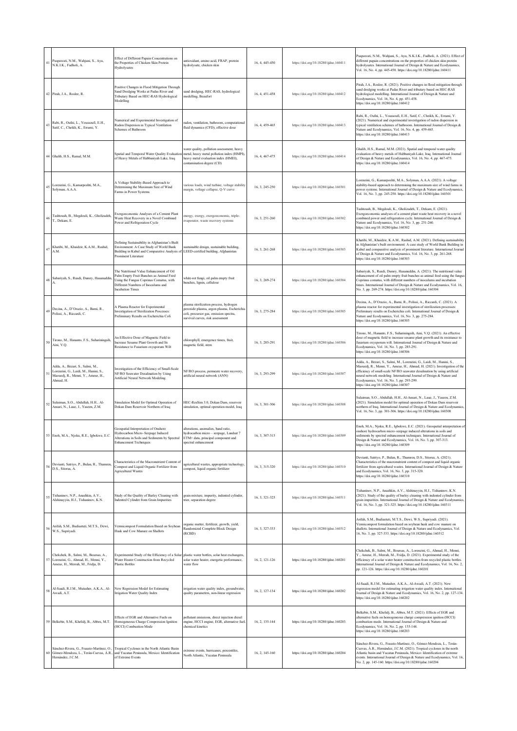| 41 | Puspawati, N.M., Wahjuni, S., Ayu, N.K.I.K., Fudholi, A. | Effect of Different Papain Concentrations on the Properties of Chicken Skin Protein Hydrolysates | antioxidant, amino acid, FRAP, protein hydrolysate, chicken skin | 16, 4, 445-450 | https://doi.org/10.18280/ijdne.160411 | Puspawati, N.M., Wahjuni, S., Ayu, N.K.I.K., Fudholi, A. (2021). Effect of different papain concentrations on the properties of chicken skin protein hydrolysates. International Journal of Design & Nature and Ecodynamics, Vol. 16, No. 4, pp. 445-450. https://doi.org/10.18280/ijdne.160411 |
|---|---|---|---|---|---|---|
| 42 | Pirah, J.A., Roslee, R. | Positive Changes in Flood Mitigation Through Sand Dredging Works at Padas River and Tributary Based on HEC-RAS Hydrological Modelling | sand dredging, HEC-RAS, hydrological modelling, Beaufort | 16, 4, 451-458 | https://doi.org/10.18280/ijdne.160412 | Pirah, J.A., Roslee, R. (2021). Positive changes in flood mitigation through sand dredging works at Padas River and tributary based on HEC-RAS hydrological modelling. International Journal of Design & Nature and Ecodynamics, Vol. 16, No. 4, pp. 451-458. https://doi.org/10.18280/ijdne.160412 |
| 43 | Rabi, R., Oufni, L., Youssoufi, E.H., Satif, C., Cheikh, K., Errami, Y. | Numerical and Experimental Investigation of Radon Dispersion in Typical Ventilation Schemes of Bathroom | radon, ventilation, bathroom, computational fluid dynamics (CFD), effective dose | 16, 4, 459-465 | https://doi.org/10.18280/ijdne.160413 | Rabi, R., Oufni, L., Youssoufi, E.H., Satif, C., Cheikh, K., Errami, Y. (2021). Numerical and experimental investigation of radon dispersion in typical ventilation schemes of bathroom. International Journal of Design & Nature and Ecodynamics, Vol. 16, No. 4, pp. 459-465. https://doi.org/10.18280/ijdne.160413 |
| 44 | Ghalib, H.S., Ramal, M.M. | Spatial and Temporal Water Quality Evaluation of Heavy Metals of Habbaniyah Lake, Iraq | water quality, pollution assessment, heavy metal, heavy metal pollution index (HMPI), heavy metal evaluation index (HMEI), contamination degree (CD) | 16, 4, 467-475 | https://doi.org/10.18280/ijdne.160414 | Ghalib, H.S., Ramal, M.M. (2021). Spatial and temporal water quality evaluation of heavy metals of Habbaniyah Lake, Iraq. International Journal of Design & Nature and Ecodynamics, Vol. 16, No. 4, pp. 467-475. https://doi.org/10.18280/ijdne.160414 |
| 45 | Lorenzini, G., Kamarposhti, M.A., Solyman, A.A.A. | A Voltage Stability-Based Approach to Determining the Maximum Size of Wind Farms in Power Systems | various loads, wind turbine, voltage stability margin, voltage collapse, Q-V curve | 16, 3, 245-250 | https://doi.org/10.18280/ijdne.160301 | Lorenzini, G., Kamarposhti, M.A., Solyman, A.A.A. (2021). A voltage stability-based approach to determining the maximum size of wind farms in power systems. International Journal of Design & Nature and Ecodynamics, Vol. 16, No. 3, pp. 245-250. https://doi.org/10.18280/ijdne.160301 |
| 46 | Tashtoush, B., Megdouli, K., Gholizadeh, T., Dekam, E. | Exergoeconomic Analyses of a Cement Plant Waste Heat Recovery in a Novel Combined Power and Refrigeration Cycle | energy, exergy, exergoeconomic, triple-evaporator, waste recovery systems | 16, 3, 251-260 | https://doi.org/10.18280/ijdne.160302 | Tashtoush, B., Megdouli, K., Gholizadeh, T., Dekam, E. (2021). Exergoeconomic analyses of a cement plant waste heat recovery in a novel combined power and refrigeration cycle. International Journal of Design & Nature and Ecodynamics, Vol. 16, No. 3, pp. 251-260. https://doi.org/10.18280/ijdne.160302 |
| 47 | Khatibi, M., Khaidzir, K.A.M., Rashid, A.M. | Defining Sustainability in Afghanistan's Built Environment: A Case Study of World Bank Building in Kabul and Comparative Analysis of Prominent Literature | sustainable design, sustainable building, LEED-certified building, Afghanistan | 16, 3, 261-268 | https://doi.org/10.18280/ijdne.160303 | Khatibi, M., Khaidzir, K.A.M., Rashid, A.M. (2021). Defining sustainability in Afghanistan's built environment: A case study of World Bank Building in Kabul and comparative analysis of prominent literature. International Journal of Design & Nature and Ecodynamics, Vol. 16, No. 3, pp. 261-268. https://doi.org/10.18280/ijdne.160303 |
| 48 | Sabariyah, S., Rusdi, Damry, Hasanuddin, A. | The Nutritional Value Enhancement of Oil Palm Empty Fruit Bunches as Animal Feed Using the Fungus Coprinus Comatus, with Different Numbers of Inoculums and Incubation Times | white-rot fungi, oil palm empty fruit bunches, lignin, cellulose | 16, 3, 269-274 | https://doi.org/10.18280/ijdne.160304 | Sabariyah, S., Rusdi, Damry, Hasanuddin, A. (2021). The nutritional value enhancement of oil palm empty fruit bunches as animal feed using the fungus Coprinus comatus, with different numbers of inoculums and incubation times. International Journal of Design & Nature and Ecodynamics, Vol. 16, No. 3, pp. 269-274. https://doi.org/10.18280/ijdne.160304 |
| 49 | Decina, A., D'Orazio, A., Barni, R., Polissi, A., Riccardi, C. | A Plasma Reactor for Experimental Investigation of Sterilization Processes: Preliminary Results on Escherichia Coli | plasma sterilization process, hydrogen peroxide plasma, argon plasma, Escherichia coli, precursor gas, emission spectra, survival curves, risk assessment | 16, 3, 275-284 | https://doi.org/10.18280/ijdne.160305 | Decina, A., D'Orazio, A., Barni, R., Polissi, A., Riccardi, C. (2021). A plasma reactor for experimental investigation of sterilization processes: Preliminary results on Escherichia coli. International Journal of Design & Nature and Ecodynamics, Vol. 16, No. 3, pp. 275-284. https://doi.org/10.18280/ijdne.160305 |
| 50 | Tirono, M., Hananto, F.S., Suhariningsih, Aini, V.Q. | An Effective Dose of Magnetic Field to Increase Sesame Plant Growth and Its Resistance to Fusarium oxysporum Wilt | chlorophyll, emergence times, fruit, magnetic field, stem | 16, 3, 285-291 | https://doi.org/10.18280/ijdne.160306 | Tirono, M., Hananto, F.S., Suhariningsih, Aini, V.Q. (2021). An effective dose of magnetic field to increase sesame plant growth and its resistance to fusarium oxysporum wilt. International Journal of Design & Nature and Ecodynamics, Vol. 16, No. 3, pp. 285-291. https://doi.org/10.18280/ijdne.160306 |
| 51 | Adda, A., Bezari, S., Salmi, M., Lorenzini, G., Laidi, M., Hanini, S., Maouedj, R., Menni, Y., Ameur, H., Ahmad, H. | Investigation of the Efficiency of Small-Scale NF/RO Seawater Desalination by Using Artificial Neural Network Modeling | NF/RO process, permeate water recovery, artificial neural network (ANN) | 16, 3, 293-299 | https://doi.org/10.18280/ijdne.160307 | Adda, A., Bezari, S., Salmi, M., Lorenzini, G., Laidi, M., Hanini, S., Maouedj, R., Menni, Y., Ameur, H., Ahmad, H. (2021). Investigation of the efficiency of small-scale NF/RO seawater desalination by using artificial neural network modeling. International Journal of Design & Nature and Ecodynamics, Vol. 16, No. 3, pp. 293-299. https://doi.org/10.18280/ijdne.160307 |
| 52 | Sulaiman, S.O., Abdullah, H.H., Al-Ansari, N., Laue, J., Yaseen, Z.M. | Simulation Model for Optimal Operation of Dokan Dam Reservoir Northern of Iraq | HEC-ResSim 3.0, Dokan Dam, reservoir simulation, optimal operation model, Iraq | 16, 3, 301-306 | https://doi.org/10.18280/ijdne.160308 | Sulaiman, S.O., Abdullah, H.H., Al-Ansari, N., Laue, J., Yaseen, Z.M. (2021). Simulation model for optimal operation of Dokan Dam reservoir northern of Iraq. International Journal of Design & Nature and Ecodynamics, Vol. 16, No. 3, pp. 301-306. https://doi.org/10.18280/ijdne.160308 |
| 53 | Enoh, M.A., Njoku, R.E., Igbokwe, E.C. | Geospatial Interpretation of Onshore Hydrocarbon Micro–Seepage Induced Alterations in Soils and Sediments by Spectral Enhancement Techniques | alterations, anomalies, band ratio, hydrocarbon micro – seepage, Landsat 7 ETM+ data, principal component and spectral enhancement | 16, 3, 307-313 | https://doi.org/10.18280/ijdne.160309 | Enoh, M.A., Njoku, R.E., Igbokwe, E.C. (2021). Geospatial interpretation of onshore hydrocarbon micro–seepage induced alterations in soils and sediments by spectral enhancement techniques. International Journal of Design & Nature and Ecodynamics, Vol. 16, No. 3, pp. 307-313. https://doi.org/10.18280/ijdne.160309 |
| 54 | Devianti, Satriyo, P., Bulan, R., Thamren, D.S., Sitorus, A. | Characteristics of the Macronutrient Content of Compost and Liquid Organic Fertilizer from Agricultural Wastes | agricultural wastes, appropriate technology, compost, liquid organic fertilizer | 16, 3, 315-320 | https://doi.org/10.18280/ijdne.160310 | Devianti, Satriyo, P., Bulan, R., Thamren, D.S., Sitorus, A. (2021). Characteristics of the macronutrient content of compost and liquid organic fertilizer from agricultural wastes. International Journal of Design & Nature and Ecodynamics, Vol. 16, No. 3, pp. 315-320. https://doi.org/10.18280/ijdne.160310 |
| 55 | Tishaninov, N.P., Anashkin, A.V., Alshinayyin, H.J., Tishaninov, K.N. | Study of the Quality of Barley Cleaning with Indented Cylinder from Grain Impurities | grain mixture, impurity, indented cylinder, trier, separation degree | 16, 3, 321-325 | https://doi.org/10.18280/ijdne.160311 | Tishaninov, N.P., Anashkin, A.V., Alshinayyin, H.J., Tishaninov, K.N. (2021). Study of the quality of barley cleaning with indented cylinder from grain impurities. International Journal of Design & Nature and Ecodynamics, Vol. 16, No. 3, pp. 321-325. https://doi.org/10.18280/ijdne.160311 |
| 56 | Arifah, S.M., Budiastuti, M.T.S., Dewi, W.S., Supriyadi. | Vermicompost Formulation Based on Soybean Husk and Cow Manure on Shallots | organic matter, fertilizer, growth, yield, Randomized Complete Block Design (RCBD) | 16, 3, 327-333 | https://doi.org/10.18280/ijdne.160312 | Arifah, S.M., Budiastuti, M.T.S., Dewi, W.S., Supriyadi. (2021). Vermicompost formulation based on soybean husk and cow manure on shallots. International Journal of Design & Nature and Ecodynamics, Vol. 16, No. 3, pp. 327-333. https://doi.org/10.18280/ijdne.160312 |
| 57 | Chekchek, B., Salmi, M., Bournas, A., Lorenzini, G., Ahmad, H., Menni, Y., Ameur, H., Merrah, M., Fridja, D. | Experimental Study of the Efficiency of a Solar Water Heater Construction from Recycled Plastic Bottles | plastic water bottles, solar heat exchangers, solar water heater, energetic performance, water flow | 16, 2, 121-126 | https://doi.org/10.18280/ijdne.160201 | Chekchek, B., Salmi, M., Bournas, A., Lorenzini, G., Ahmad, H., Menni, Y., Ameur, H., Merrah, M., Fridja, D. (2021). Experimental study of the efficiency of a solar water heater construction from recycled plastic bottles. International Journal of Design & Nature and Ecodynamics, Vol. 16, No. 2, pp. 121-126. https://doi.org/10.18280/ijdne.160201 |
| 58 | Al-Saadi, R.J.M., Mutasher, A.K.A., Al-Awadi, A.T. | New Regression Model for Estimating Irrigation Water Quality Index | irrigation water quality index, groundwater, quality parameters, non-linear regression | 16, 2, 127-134 | https://doi.org/10.18280/ijdne.160202 | Al-Saadi, R.J.M., Mutasher, A.K.A., Al-Awadi, A.T. (2021). New regression model for estimating irrigation water quality index. International Journal of Design & Nature and Ecodynamics, Vol. 16, No. 2, pp. 127-134. https://doi.org/10.18280/ijdne.160202 |
| 59 | Belkebir, S.M., Khelidj, B., Abbes, M.T. | Effects of EGR and Alternative Fuels on Homogeneous Charge Compression Ignition (HCCI) Combustion Mode | pollutant emissions, direct injection diesel engine, HCCI engine, EGR, alternative fuel, chemical kinetics | 16, 2, 135-144 | https://doi.org/10.18280/ijdne.160203 | Belkebir, S.M., Khelidj, B., Abbes, M.T. (2021). Effects of EGR and alternative fuels on homogeneous charge compression ignition (HCCI) combustion mode. International Journal of Design & Nature and Ecodynamics, Vol. 16, No. 2, pp. 135-144. https://doi.org/10.18280/ijdne.160203 |
| 60 | Sánchez-Rivera, G., Frausto-Martínez, O., Gómez-Mendoza, L., Terán-Cuevas, Á.R., Hernández, J.C.M. | Tropical Cyclones in the North Atlantic Basin and Yucatan Peninsula, Mexico: Identification of Extreme Events | extreme events, hurricanes, percentiles, North Atlantic, Yucatan Peninsula | 16, 2, 145-160 | https://doi.org/10.18280/ijdne.160204 | Sánchez-Rivera, G., Frausto-Martínez, O., Gómez-Mendoza, L., Terán-Cuevas, Á.R., Hernández, J.C.M. (2021). Tropical cyclones in the north Atlantic basin and Yucatan Peninsula, Mexico: Identification of extreme events. International Journal of Design & Nature and Ecodynamics, Vol. 16, No. 2, pp. 145-160. https://doi.org/10.18280/ijdne.160204 |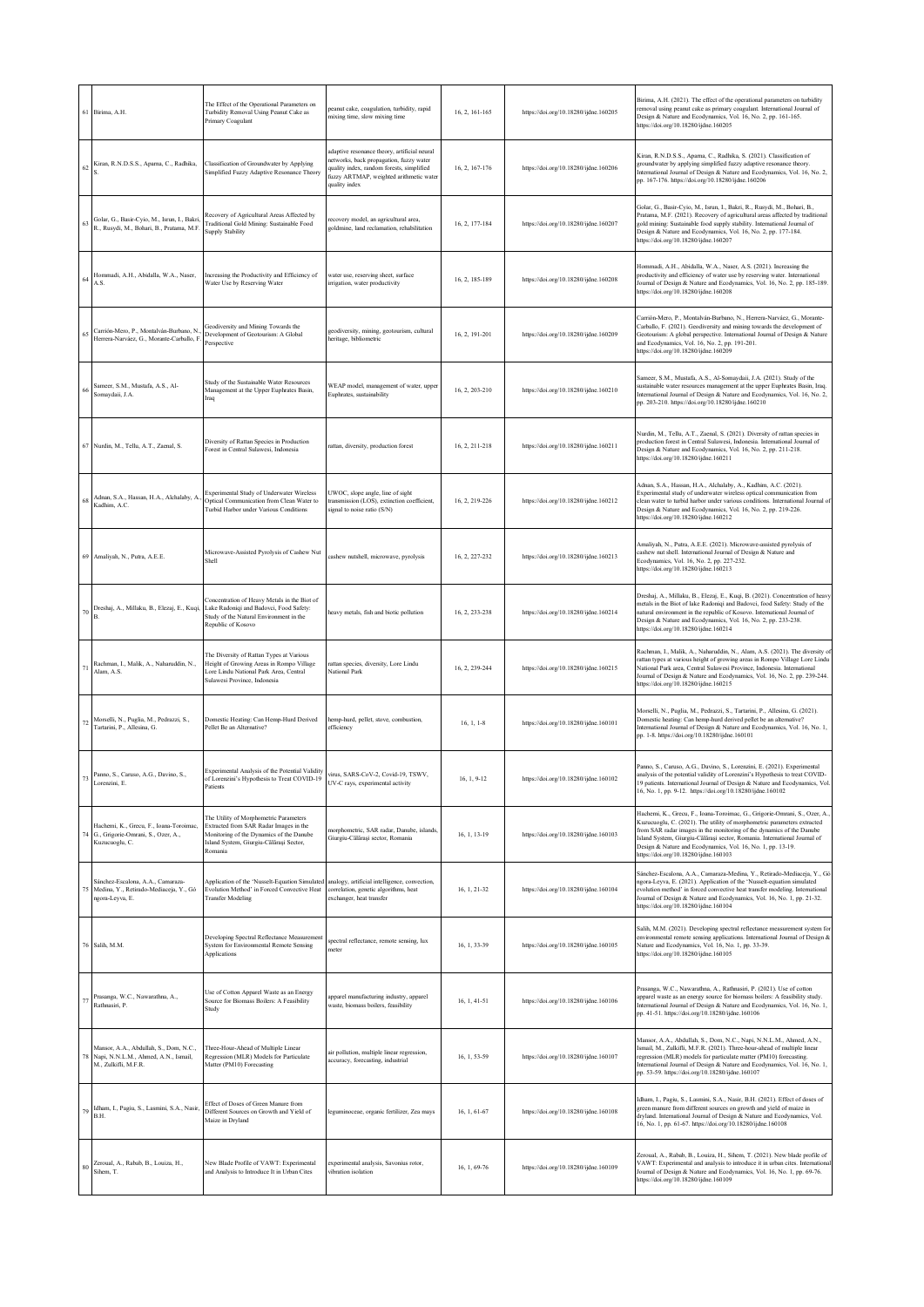| | | | | | | |
|---|---|---|---|---|---|---|
| 61 | Birima, A.H. | The Effect of the Operational Parameters on Turbidity Removal Using Peanut Cake as Primary Coagulant | peanut cake, coagulation, turbidity, rapid mixing time, slow mixing time | 16, 2, 161-165 | https://doi.org/10.18280/ijdne.160205 | Birima, A.H. (2021). The effect of the operational parameters on turbidity removal using peanut cake as primary coagulant. International Journal of Design & Nature and Ecodynamics, Vol. 16, No. 2, pp. 161-165. https://doi.org/10.18280/ijdne.160205 |
| 62 | Kiran, R.N.D.S.S., Aparna, C., Radhika, S. | Classification of Groundwater by Applying Simplified Fuzzy Adaptive Resonance Theory | adaptive resonance theory, artificial neural networks, back propagation, fuzzy water quality index, random forests, simplified fuzzy ARTMAP, weighted arithmetic water quality index | 16, 2, 167-176 | https://doi.org/10.18280/ijdne.160206 | Kiran, R.N.D.S.S., Aparna, C., Radhika, S. (2021). Classification of groundwater by applying simplified fuzzy adaptive resonance theory. International Journal of Design & Nature and Ecodynamics, Vol. 16, No. 2, pp. 167-176. https://doi.org/10.18280/ijdne.160206 |
| 63 | Golar, G., Basir-Cyio, M., Isrun, I., Bakri, R., Rusydi, M., Bohari, B., Pratama, M.F. | Recovery of Agricultural Areas Affected by Traditional Gold Mining: Sustainable Food Supply Stability | recovery model, an agricultural area, goldmine, land reclamation, rehabilitation | 16, 2, 177-184 | https://doi.org/10.18280/ijdne.160207 | Golar, G., Basir-Cyio, M., Isrun, I., Bakri, R., Rusydi, M., Bohari, B., Pratama, M.F. (2021). Recovery of agricultural areas affected by traditional gold mining: Sustainable food supply stability. International Journal of Design & Nature and Ecodynamics, Vol. 16, No. 2, pp. 177-184. https://doi.org/10.18280/ijdne.160207 |
| 64 | Hommadi, A.H., Abidalla, W.A., Naser, A.S. | Increasing the Productivity and Efficiency of Water Use by Reserving Water | water use, reserving sheet, surface irrigation, water productivity | 16, 2, 185-189 | https://doi.org/10.18280/ijdne.160208 | Hommadi, A.H., Abidalla, W.A., Naser, A.S. (2021). Increasing the productivity and efficiency of water use by reserving water. International Journal of Design & Nature and Ecodynamics, Vol. 16, No. 2, pp. 185-189. https://doi.org/10.18280/ijdne.160208 |
| 65 | Carrión-Mero, P., Montalván-Burbano, N., Herrera-Narváez, G., Morante-Carballo, F. | Geodiversity and Mining Towards the Development of Geotourism: A Global Perspective | geodiversity, mining, geotourism, cultural heritage, bibliometric | 16, 2, 191-201 | https://doi.org/10.18280/ijdne.160209 | Carrión-Mero, P., Montalván-Burbano, N., Herrera-Narváez, G., Morante-Carballo, F. (2021). Geodiversity and mining towards the development of Geotourism: A global perspective. International Journal of Design & Nature and Ecodynamics, Vol. 16, No. 2, pp. 191-201. https://doi.org/10.18280/ijdne.160209 |
| 66 | Sameer, S.M., Mustafa, A.S., Al-Somaydaii, J.A. | Study of the Sustainable Water Resources Management at the Upper Euphrates Basin, Iraq | WEAP model, management of water, upper Euphrates, sustainability | 16, 2, 203-210 | https://doi.org/10.18280/ijdne.160210 | Sameer, S.M., Mustafa, A.S., Al-Somaydaii, J.A. (2021). Study of the sustainable water resources management at the upper Euphrates Basin, Iraq. International Journal of Design & Nature and Ecodynamics, Vol. 16, No. 2, pp. 203-210. https://doi.org/10.18280/ijdne.160210 |
| 67 | Nurdin, M., Tellu, A.T., Zaenal, S. | Diversity of Rattan Species in Production Forest in Central Sulawesi, Indonesia | rattan, diversity, production forest | 16, 2, 211-218 | https://doi.org/10.18280/ijdne.160211 | Nurdin, M., Tellu, A.T., Zaenal, S. (2021). Diversity of rattan species in production forest in Central Sulawesi, Indonesia. International Journal of Design & Nature and Ecodynamics, Vol. 16, No. 2, pp. 211-218. https://doi.org/10.18280/ijdne.160211 |
| 68 | Adnan, S.A., Hassan, H.A., Alchalaby, A., Kadhim, A.C. | Experimental Study of Underwater Wireless Optical Communication from Clean Water to Turbid Harbor under Various Conditions | UWOC, slope angle, line of sight transmission (LOS), extinction coefficient, signal to noise ratio (S/N) | 16, 2, 219-226 | https://doi.org/10.18280/ijdne.160212 | Adnan, S.A., Hassan, H.A., Alchalaby, A., Kadhim, A.C. (2021). Experimental study of underwater wireless optical communication from clean water to turbid harbor under various conditions. International Journal of Design & Nature and Ecodynamics, Vol. 16, No. 2, pp. 219-226. https://doi.org/10.18280/ijdne.160212 |
| 69 | Amaliyah, N., Putra, A.E.E. | Microwave-Assisted Pyrolysis of Cashew Nut Shell | cashew nutshell, microwave, pyrolysis | 16, 2, 227-232 | https://doi.org/10.18280/ijdne.160213 | Amaliyah, N., Putra, A.E.E. (2021). Microwave-assisted pyrolysis of cashew nut shell. International Journal of Design & Nature and Ecodynamics, Vol. 16, No. 2, pp. 227-232. https://doi.org/10.18280/ijdne.160213 |
| 70 | Dreshaj, A., Millaku, B., Elezaj, E., Kuqi, B. | Concentration of Heavy Metals in the Biot of Lake Radoniqi and Badovci, Food Safety: Study of the Natural Environment in the Republic of Kosovo | heavy metals, fish and biotic pollution | 16, 2, 233-238 | https://doi.org/10.18280/ijdne.160214 | Dreshaj, A., Millaku, B., Elezaj, E., Kuqi, B. (2021). Concentration of heavy metals in the Biot of lake Radoniqi and Badovci, food Safety: Study of the natural environment in the republic of Kosovo. International Journal of Design & Nature and Ecodynamics, Vol. 16, No. 2, pp. 233-238. https://doi.org/10.18280/ijdne.160214 |
| 71 | Rachman, I., Malik, A., Naharuddin, N., Alam, A.S. | The Diversity of Rattan Types at Various Height of Growing Areas in Rompo Village Lore Lindu National Park Area, Central Sulawesi Province, Indonesia | rattan species, diversity, Lore Lindu National Park | 16, 2, 239-244 | https://doi.org/10.18280/ijdne.160215 | Rachman, I., Malik, A., Naharuddin, N., Alam, A.S. (2021). The diversity of rattan types at various height of growing areas in Rompo Village Lore Lindu National Park area, Central Sulawesi Province, Indonesia. International Journal of Design & Nature and Ecodynamics, Vol. 16, No. 2, pp. 239-244. https://doi.org/10.18280/ijdne.160215 |
| 72 | Morselli, N., Puglia, M., Pedrazzi, S., Tartarini, P., Allesina, G. | Domestic Heating: Can Hemp-Hurd Derived Pellet Be an Alternative? | hemp-hurd, pellet, stove, combustion, efficiency | 16, 1, 1-8 | https://doi.org/10.18280/ijdne.160101 | Morselli, N., Puglia, M., Pedrazzi, S., Tartarini, P., Allesina, G. (2021). Domestic heating: Can hemp-hurd derived pellet be an alternative? International Journal of Design & Nature and Ecodynamics, Vol. 16, No. 1, pp. 1-8. https://doi.org/10.18280/ijdne.160101 |
| 73 | Panno, S., Caruso, A.G., Davino, S., Lorenzini, E. | Experimental Analysis of the Potential Validity of Lorenzini's Hypothesis to Treat COVID-19 Patients | virus, SARS-CoV-2, Covid-19, TSWV, UV-C rays, experimental activity | 16, 1, 9-12 | https://doi.org/10.18280/ijdne.160102 | Panno, S., Caruso, A.G., Davino, S., Lorenzini, E. (2021). Experimental analysis of the potential validity of Lorenzini's Hypothesis to treat COVID-19 patients. International Journal of Design & Nature and Ecodynamics, Vol. 16, No. 1, pp. 9-12. https://doi.org/10.18280/ijdne.160102 |
| 74 | Hachemi, K., Grecu, F., Ioana-Toroimac, G., Grigorie-Omrani, S., Ozer, A., Kuzucuoglu, C. | The Utility of Morphometric Parameters Extracted from SAR Radar Images in the Monitoring of the Dynamics of the Danube Island System, Giurgiu-Călărași Sector, Romania | morphometric, SAR radar, Danube, islands, Giurgiu-Călărași sector, Romania | 16, 1, 13-19 | https://doi.org/10.18280/ijdne.160103 | Hachemi, K., Grecu, F., Ioana-Toroimac, G., Grigorie-Omrani, S., Ozer, A., Kuzucuoglu, C. (2021). The utility of morphometric parameters extracted from SAR radar images in the monitoring of the dynamics of the Danube Island System, Giurgiu-Călărași sector, Romania. International Journal of Design & Nature and Ecodynamics, Vol. 16, No. 1, pp. 13-19. https://doi.org/10.18280/ijdne.160103 |
| 75 | Sánchez-Escalona, A.A., Camaraza-Medina, Y., Retirado-Mediaceja, Y., Gó ngora-Leyva, E. | Application of the 'Nusselt-Equation Simulated Evolution Method' in Forced Convective Heat Transfer Modeling | analogy, artificial intelligence, convection, correlation, genetic algorithms, heat exchanger, heat transfer | 16, 1, 21-32 | https://doi.org/10.18280/ijdne.160104 | Sánchez-Escalona, A.A., Camaraza-Medina, Y., Retirado-Mediaceja, Y., Gó ngora-Leyva, E. (2021). Application of the "Nusselt-equation simulated evolution method" in forced convective heat transfer modeling. International Journal of Design & Nature and Ecodynamics, Vol. 16, No. 1, pp. 21-32. https://doi.org/10.18280/ijdne.160104 |
| 76 | Salih, M.M. | Developing Spectral Reflectance Measurement System for Environmental Remote Sensing Applications | spectral reflectance, remote sensing, lux meter | 16, 1, 33-39 | https://doi.org/10.18280/ijdne.160105 | Salih, M.M. (2021). Developing spectral reflectance measurement system for environmental remote sensing applications. International Journal of Design & Nature and Ecodynamics, Vol. 16, No. 1, pp. 33-39. https://doi.org/10.18280/ijdne.160105 |
| 77 | Prasanga, W.C., Nawarathna, A., Rathnasiri, P. | Use of Cotton Apparel Waste as an Energy Source for Biomass Boilers: A Feasibility Study | apparel manufacturing industry, apparel waste, biomass boilers, feasibility | 16, 1, 41-51 | https://doi.org/10.18280/ijdne.160106 | Prasanga, W.C., Nawarathna, A., Rathnasiri, P. (2021). Use of cotton apparel waste as an energy source for biomass boilers: A feasibility study. International Journal of Design & Nature and Ecodynamics, Vol. 16, No. 1, pp. 41-51. https://doi.org/10.18280/ijdne.160106 |
| 78 | Mansor, A.A., Abdullah, S., Dom, N.C., Napi, N.N.L.M., Ahmed, A.N., Ismail, M., Zulkifli, M.F.R. | Three-Hour-Ahead of Multiple Linear Regression (MLR) Models for Particulate Matter (PM10) Forecasting | air pollution, multiple linear regression, accuracy, forecasting, industrial | 16, 1, 53-59 | https://doi.org/10.18280/ijdne.160107 | Mansor, A.A., Abdullah, S., Dom, N.C., Napi, N.N.L.M., Ahmed, A.N., Ismail, M., Zulkifli, M.F.R. (2021). Three-hour-ahead of multiple linear regression (MLR) models for particulate matter (PM10) forecasting. International Journal of Design & Nature and Ecodynamics, Vol. 16, No. 1, pp. 53-59. https://doi.org/10.18280/ijdne.160107 |
| 79 | Idham, I., Pagiu, S., Lasmini, S.A., Nasir, B.H. | Effect of Doses of Green Manure from Different Sources on Growth and Yield of Maize in Dryland | leguminoceae, organic fertilizer, Zea mays | 16, 1, 61-67 | https://doi.org/10.18280/ijdne.160108 | Idham, I., Pagiu, S., Lasmini, S.A., Nasir, B.H. (2021). Effect of doses of green manure from different sources on growth and yield of maize in dryland. International Journal of Design & Nature and Ecodynamics, Vol. 16, No. 1, pp. 61-67. https://doi.org/10.18280/ijdne.160108 |
| 80 | Zeroual, A., Rabah, B., Louiza, H., Sihem, T. | New Blade Profile of VAWT: Experimental and Analysis to Introduce It in Urban Cites | experimental analysis, Savonius rotor, vibration isolation | 16, 1, 69-76 | https://doi.org/10.18280/ijdne.160109 | Zeroual, A., Rabah, B., Louiza, H., Sihem, T. (2021). New blade profile of VAWT: Experimental and analysis to introduce it in urban cites. International Journal of Design & Nature and Ecodynamics, Vol. 16, No. 1, pp. 69-76. https://doi.org/10.18280/ijdne.160109 |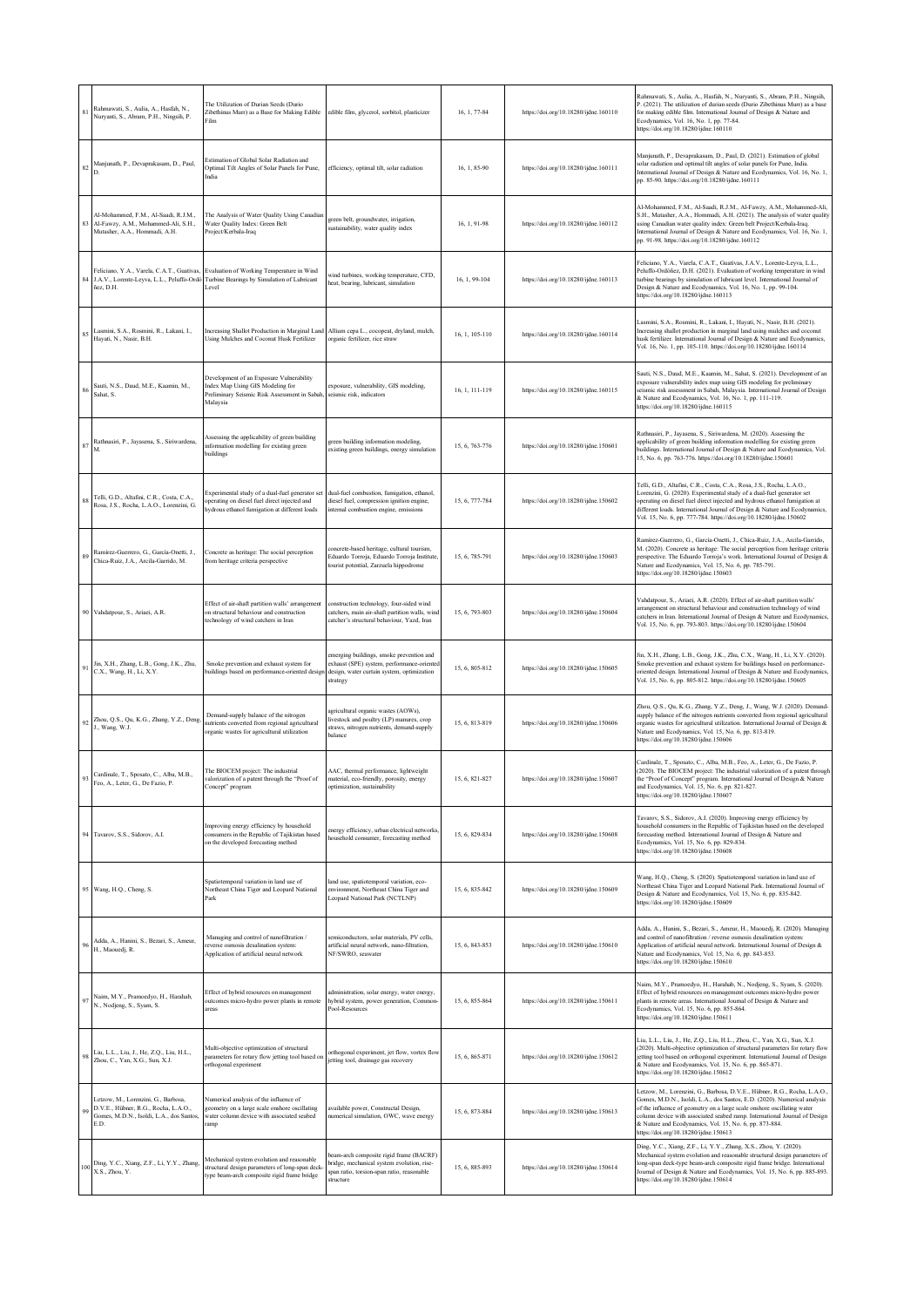| 81 | Rahmawati, S., Aulia, A., Hasfah, N., Nuryanti, S., Abram, P.H., Ningsih, P. | The Utilization of Durian Seeds (Durio Zibethinus Murr) as a Base for Making Edible Film | edible film, glycerol, sorbitol, plasticizer | 16, 1, 77-84 | https://doi.org/10.18280/ijdne.160110 | Rahmawati, S., Aulia, A., Hasfah, N., Nuryanti, S., Abram, P.H., Ningsih, P. (2021). The utilization of durian seeds (Durio Zibethinus Murr) as a base for making edible film. International Journal of Design & Nature and Ecodynamics, Vol. 16, No. 1, pp. 77-84. https://doi.org/10.18280/ijdne.160110 |
|---|---|---|---|---|---|---|
| 82 | Manjunath, P., Devaprakasam, D., Paul, D. | Estimation of Global Solar Radiation and Optimal Tilt Angles of Solar Panels for Pune, India | efficiency, optimal tilt, solar radiation | 16, 1, 85-90 | https://doi.org/10.18280/ijdne.160111 | Manjunath, P., Devaprakasam, D., Paul, D. (2021). Estimation of global solar radiation and optimal tilt angles of solar panels for Pune, India. International Journal of Design & Nature and Ecodynamics, Vol. 16, No. 1, pp. 85-90. https://doi.org/10.18280/ijdne.160111 |
| 83 | Al-Mohammed, F.M., Al-Saadi, R.J.M., Al-Fawzy, A.M., Mohammed-Ali, S.H., Mutasher, A.A., Hommadi, A.H. | The Analysis of Water Quality Using Canadian Water Quality Index: Green Belt Project/Kerbala-Iraq | green belt, groundwater, irrigation, sustainability, water quality index | 16, 1, 91-98 | https://doi.org/10.18280/ijdne.160112 | Al-Mohammed, F.M., Al-Saadi, R.J.M., Al-Fawzy, A.M., Mohammed-Ali, S.H., Mutasher, A.A., Hommadi, A.H. (2021). The analysis of water quality using Canadian water quality index: Green belt Project/Kerbala-Iraq. International Journal of Design & Nature and Ecodynamics, Vol. 16, No. 1, pp. 91-98. https://doi.org/10.18280/ijdne.160112 |
| 84 | Feliciano, Y.A., Varela, C.A.T., Guativas, J.A.V., Lorente-Leyva, L.L., Peluffo-Ordóñez, D.H. | Evaluation of Working Temperature in Wind Turbine Bearings by Simulation of Lubricant Level | wind turbines, working temperature, CFD, heat, bearing, lubricant, simulation | 16, 1, 99-104 | https://doi.org/10.18280/ijdne.160113 | Feliciano, Y.A., Varela, C.A.T., Guativas, J.A.V., Lorente-Leyva, L.L., Peluffo-Ordóñez, D.H. (2021). Evaluation of working temperature in wind turbine bearings by simulation of lubricant level. International Journal of Design & Nature and Ecodynamics, Vol. 16, No. 1, pp. 99-104. https://doi.org/10.18280/ijdne.160113 |
| 85 | Lasmini, S.A., Rosmini, R., Lakani, I., Hayati, N., Nasir, B.H. | Increasing Shallot Production in Marginal Land Using Mulches and Coconut Husk Fertilizer | Allium cepa L., cocopeat, dryland, mulch, organic fertilizer, rice straw | 16, 1, 105-110 | https://doi.org/10.18280/ijdne.160114 | Lasmini, S.A., Rosmini, R., Lakani, I., Hayati, N., Nasir, B.H. (2021). Increasing shallot production in marginal land using mulches and coconut husk fertilizer. International Journal of Design & Nature and Ecodynamics, Vol. 16, No. 1, pp. 105-110. https://doi.org/10.18280/ijdne.160114 |
| 86 | Sauti, N.S., Daud, M.E., Kaamin, M., Sahat, S. | Development of an Exposure Vulnerability Index Map Using GIS Modeling for Preliminary Seismic Risk Assessment in Sabah, Malaysia | exposure, vulnerability, GIS modeling, seismic risk, indicators | 16, 1, 111-119 | https://doi.org/10.18280/ijdne.160115 | Sauti, N.S., Daud, M.E., Kaamin, M., Sahat, S. (2021). Development of an exposure vulnerability index map using GIS modeling for preliminary seismic risk assessment in Sabah, Malaysia. International Journal of Design & Nature and Ecodynamics, Vol. 16, No. 1, pp. 111-119. https://doi.org/10.18280/ijdne.160115 |
| 87 | Rathnasiri, P., Jayasena, S., Siriwardena, M. | Assessing the applicability of green building information modelling for existing green buildings | green building information modeling, existing green buildings, energy simulation | 15, 6, 763-776 | https://doi.org/10.18280/ijdne.150601 | Rathnasiri, P., Jayasena, S., Siriwardena, M. (2020). Assessing the applicability of green building information modelling for existing green buildings. International Journal of Design & Nature and Ecodynamics, Vol. 15, No. 6, pp. 763-776. https://doi.org/10.18280/ijdne.150601 |
| 88 | Telli, G.D., Altafini, C.R., Costa, C.A., Rosa, J.S., Rocha, L.A.O., Lorenzini, G. | Experimental study of a dual-fuel generator set operating on diesel fuel direct injected and hydrous ethanol fumigation at different loads | dual-fuel combustion, fumigation, ethanol, diesel fuel, compression ignition engine, internal combustion engine, emissions | 15, 6, 777-784 | https://doi.org/10.18280/ijdne.150602 | Telli, G.D., Altafini, C.R., Costa, C.A., Rosa, J.S., Rocha, L.A.O., Lorenzini, G. (2020). Experimental study of a dual-fuel generator set operating on diesel fuel direct injected and hydrous ethanol fumigation at different loads. International Journal of Design & Nature and Ecodynamics, Vol. 15, No. 6, pp. 777-784. https://doi.org/10.18280/ijdne.150602 |
| 89 | Ramírez-Guerrero, G., García-Onetti, J., Chica-Ruiz, J.A., Arcila-Garrido, M. | Concrete as heritage: The social perception from heritage criteria perspective | concrete-based heritage, cultural tourism, Eduardo Torroja, Eduardo Torroja Institute, tourist potential, Zarzuela hippodrome | 15, 6, 785-791 | https://doi.org/10.18280/ijdne.150603 | Ramírez-Guerrero, G., García-Onetti, J., Chica-Ruiz, J.A., Arcila-Garrido, M. (2020). Concrete as heritage: The social perception from heritage criteria perspective. The Eduardo Torroja's work. International Journal of Design & Nature and Ecodynamics, Vol. 15, No. 6, pp. 785-791. https://doi.org/10.18280/ijdne.150603 |
| 90 | Vahdatpour, S., Ariaei, A.R. | Effect of air-shaft partition walls' arrangement on structural behaviour and construction technology of wind catchers in Iran | construction technology, four-sided wind catchers, main air-shaft partition walls, wind catcher's structural behaviour, Yazd, Iran | 15, 6, 793-803 | https://doi.org/10.18280/ijdne.150604 | Vahdatpour, S., Ariaei, A.R. (2020). Effect of air-shaft partition walls' arrangement on structural behaviour and construction technology of wind catchers in Iran. International Journal of Design & Nature and Ecodynamics, Vol. 15, No. 6, pp. 793-803. https://doi.org/10.18280/ijdne.150604 |
| 91 | Jin, X.H., Zhang, L.B., Gong, J.K., Zhu, C.X., Wang, H., Li, X.Y. | Smoke prevention and exhaust system for buildings based on performance-oriented design | emerging buildings, smoke prevention and exhaust (SPE) system, performance-oriented design, water curtain system, optimization strategy | 15, 6, 805-812 | https://doi.org/10.18280/ijdne.150605 | Jin, X.H., Zhang, L.B., Gong, J.K., Zhu, C.X., Wang, H., Li, X.Y. (2020). Smoke prevention and exhaust system for buildings based on performance-oriented design. International Journal of Design & Nature and Ecodynamics, Vol. 15, No. 6, pp. 805-812. https://doi.org/10.18280/ijdne.150605 |
| 92 | Zhou, Q.S., Qu, K.G., Zhang, Y.Z., Deng, J., Wang, W.J. | Demand-supply balance of the nitrogen nutrients converted from regional agricultural organic wastes for agricultural utilization | agricultural organic wastes (AOWs), livestock and poultry (LP) manures, crop straws, nitrogen nutrients, demand-supply balance | 15, 6, 813-819 | https://doi.org/10.18280/ijdne.150606 | Zhou, Q.S., Qu, K.G., Zhang, Y.Z., Deng, J., Wang, W.J. (2020). Demand-supply balance of the nitrogen nutrients converted from regional agricultural organic wastes for agricultural utilization. International Journal of Design & Nature and Ecodynamics, Vol. 15, No. 6, pp. 813-819. https://doi.org/10.18280/ijdne.150606 |
| 93 | Cardinale, T., Sposato, C., Alba, M.B., Feo, A., Leter, G., De Fazio, P. | The BIOCEM project: The industrial valorization of a patent through the "Proof of Concept" program | AAC, thermal performance, lightweight material, eco-friendly, porosity, energy optimization, sustainability | 15, 6, 821-827 | https://doi.org/10.18280/ijdne.150607 | Cardinale, T., Sposato, C., Alba, M.B., Feo, A., Leter, G., De Fazio, P. (2020). The BIOCEM project: The industrial valorization of a patent through the "Proof of Concept" program. International Journal of Design & Nature and Ecodynamics, Vol. 15, No. 6, pp. 821-827. https://doi.org/10.18280/ijdne.150607 |
| 94 | Tavarov, S.S., Sidorov, A.I. | Improving energy efficiency by household consumers in the Republic of Tajikistan based on the developed forecasting method | energy efficiency, urban electrical networks, household consumer, forecasting method | 15, 6, 829-834 | https://doi.org/10.18280/ijdne.150608 | Tavarov, S.S., Sidorov, A.I. (2020). Improving energy efficiency by household consumers in the Republic of Tajikistan based on the developed forecasting method. International Journal of Design & Nature and Ecodynamics, Vol. 15, No. 6, pp. 829-834. https://doi.org/10.18280/ijdne.150608 |
| 95 | Wang, H.Q., Cheng, S. | Spatiotemporal variation in land use of Northeast China Tiger and Leopard National Park | land use, spatiotemporal variation, eco-environment, Northeast China Tiger and Leopard National Park (NCTLNP) | 15, 6, 835-842 | https://doi.org/10.18280/ijdne.150609 | Wang, H.Q., Cheng, S. (2020). Spatiotemporal variation in land use of Northeast China Tiger and Leopard National Park. International Journal of Design & Nature and Ecodynamics, Vol. 15, No. 6, pp. 835-842. https://doi.org/10.18280/ijdne.150609 |
| 96 | Adda, A., Hanini, S., Bezari, S., Ameur, H., Maouedj, R. | Managing and control of nanofiltration / reverse osmosis desalination system: Application of artificial neural network | semiconductors, solar materials, PV cells, artificial neural network, nano-filtration, NF/SWRO, seawater | 15, 6, 843-853 | https://doi.org/10.18280/ijdne.150610 | Adda, A., Hanini, S., Bezari, S., Ameur, H., Maouedj, R. (2020). Managing and control of nanofiltration / reverse osmosis desalination system: Application of artificial neural network. International Journal of Design & Nature and Ecodynamics, Vol. 15, No. 6, pp. 843-853. https://doi.org/10.18280/ijdne.150610 |
| 97 | Naim, M.Y., Pramoedyo, H., Harahab, N., Nodjeng, S., Syam, S. | Effect of hybrid resources on management outcomes micro-hydro power plants in remote areas | administration, solar energy, water energy, hybrid system, power generation, Common-Pool-Resources | 15, 6, 855-864 | https://doi.org/10.18280/ijdne.150611 | Naim, M.Y., Pramoedyo, H., Harahab, N., Nodjeng, S., Syam, S. (2020). Effect of hybrid resources on management outcomes micro-hydro power plants in remote areas. International Journal of Design & Nature and Ecodynamics, Vol. 15, No. 6, pp. 855-864. https://doi.org/10.18280/ijdne.150611 |
| 98 | Liu, L.L., Liu, J., He, Z.Q., Liu, H.L., Zhou, C., Yan, X.G., Sun, X.J. | Multi-objective optimization of structural parameters for rotary flow jetting tool based on orthogonal experiment | orthogonal experiment, jet flow, vortex flow jetting tool, drainage gas recovery | 15, 6, 865-871 | https://doi.org/10.18280/ijdne.150612 | Liu, L.L., Liu, J., He, Z.Q., Liu, H.L., Zhou, C., Yan, X.G., Sun, X.J. (2020). Multi-objective optimization of structural parameters for rotary flow jetting tool based on orthogonal experiment. International Journal of Design & Nature and Ecodynamics, Vol. 15, No. 6, pp. 865-871. https://doi.org/10.18280/ijdne.150612 |
| 99 | Letzow, M., Lorenzini, G., Barbosa, D.V.E., Hübner, R.G., Rocha, L.A.O., Gomes, M.D.N., Isoldi, L.A., dos Santos, E.D. | Numerical analysis of the influence of geometry on a large scale onshore oscillating water column device with associated seabed ramp | available power, Constructal Design, numerical simulation, OWC, wave energy | 15, 6, 873-884 | https://doi.org/10.18280/ijdne.150613 | Letzow, M., Lorenzini, G., Barbosa, D.V.E., Hübner, R.G., Rocha, L.A.O., Gomes, M.D.N., Isoldi, L.A., dos Santos, E.D. (2020). Numerical analysis of the influence of geometry on a large scale onshore oscillating water column device with associated seabed ramp. International Journal of Design & Nature and Ecodynamics, Vol. 15, No. 6, pp. 873-884. https://doi.org/10.18280/ijdne.150613 |
| 100 | Ding, Y.C., Xiang, Z.F., Li, Y.Y., Zhang, X.S., Zhou, Y. | Mechanical system evolution and reasonable structural design parameters of long-span deck-type beam-arch composite rigid frame bridge | beam-arch composite rigid frame (BACRF) bridge, mechanical system evolution, rise-span ratio, torsion-span ratio, reasonable structure | 15, 6, 885-893 | https://doi.org/10.18280/ijdne.150614 | Ding, Y.C., Xiang, Z.F., Li, Y.Y., Zhang, X.S., Zhou, Y. (2020). Mechanical system evolution and reasonable structural design parameters of long-span deck-type beam-arch composite rigid frame bridge. International Journal of Design & Nature and Ecodynamics, Vol. 15, No. 6, pp. 885-893. https://doi.org/10.18280/ijdne.150614 |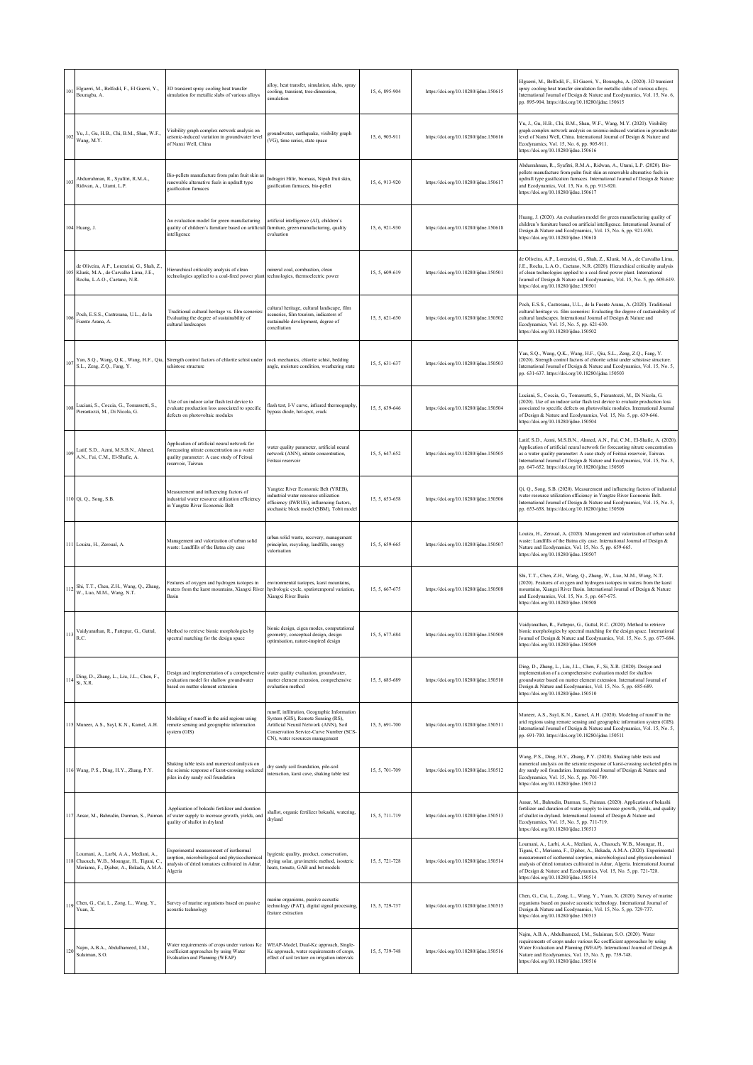| 101 | Elguerri, M., Belfodil, F., El Guerri, Y., Bouragba, A. | 3D transient spray cooling heat transfer simulation for metallic slabs of various alloys | alloy, heat transfer, simulation, slabs, spray cooling, transient, tree-dimension, simulation | 15, 6, 895-904 | https://doi.org/10.18280/ijdne.150615 | Elguerri, M., Belfodil, F., El Guerri, Y., Bouragba, A. (2020). 3D transient spray cooling heat transfer simulation for metallic slabs of various alloys. International Journal of Design & Nature and Ecodynamics, Vol. 15, No. 6, pp. 895-904. https://doi.org/10.18280/ijdne.150615 |
|---|---|---|---|---|---|---|
| 102 | Yu, J., Gu, H.B., Chi, B.M., Shan, W.F., Wang, M.Y. | Visibility graph complex network analysis on seismic-induced variation in groundwater level of Nanxi Well, China | groundwater, earthquake, visibility graph (VG), time series, state space | 15, 6, 905-911 | https://doi.org/10.18280/ijdne.150616 | Yu, J., Gu, H.B., Chi, B.M., Shan, W.F., Wang, M.Y. (2020). Visibility graph complex network analysis on seismic-induced variation in groundwater level of Nanxi Well, China. International Journal of Design & Nature and Ecodynamics, Vol. 15, No. 6, pp. 905-911. https://doi.org/10.18280/ijdne.150616 |
| 103 | Abdurrahman, R., Syafitri, R.M.A., Ridwan, A., Utami, L.P. | Bio-pellets manufacture from palm fruit skin as renewable alternative fuels in updraft type gasification furnaces | Indragiri Hilir, biomass, Nipah fruit skin, gasification furnaces, bio-pellet | 15, 6, 913-920 | https://doi.org/10.18280/ijdne.150617 | Abdurrahman, R., Syafitri, R.M.A., Ridwan, A., Utami, L.P. (2020). Bio-pellets manufacture from palm fruit skin as renewable alternative fuels in updraft type gasification furnaces. International Journal of Design & Nature and Ecodynamics, Vol. 15, No. 6, pp. 913-920. https://doi.org/10.18280/ijdne.150617 |
| 104 | Huang, J. | An evaluation model for green manufacturing quality of children's furniture based on artificial intelligence | artificial intelligence (AI), children's furniture, green manufacturing, quality evaluation | 15, 6, 921-930 | https://doi.org/10.18280/ijdne.150618 | Huang, J. (2020). An evaluation model for green manufacturing quality of children's furniture based on artificial intelligence. International Journal of Design & Nature and Ecodynamics, Vol. 15, No. 6, pp. 921-930. https://doi.org/10.18280/ijdne.150618 |
| 105 | de Oliveira, A.P., Lorenzini, G., Shah, Z., Klunk, M.A., de Carvalho Lima, J.E., Rocha, L.A.O., Caetano, N.R. | Hierarchical criticality analysis of clean technologies applied to a coal-fired power plant | mineral coal, combustion, clean technologies, thermoelectric power | 15, 5, 609-619 | https://doi.org/10.18280/ijdne.150501 | de Oliveira, A.P., Lorenzini, G., Shah, Z., Klunk, M.A., de Carvalho Lima, J.E., Rocha, L.A.O., Caetano, N.R. (2020). Hierarchical criticality analysis of clean technologies applied to a coal-fired power plant. International Journal of Design & Nature and Ecodynamics, Vol. 15, No. 5, pp. 609-619. https://doi.org/10.18280/ijdne.150501 |
| 106 | Poch, E.S.S., Castresana, U.L., de la Fuente Arana, A. | Traditional cultural heritage vs. film sceneries: Evaluating the degree of sustainability of cultural landscapes | cultural heritage, cultural landscape, film sceneries, film tourism, indicators of sustainable development, degree of conciliation | 15, 5, 621-630 | https://doi.org/10.18280/ijdne.150502 | Poch, E.S.S., Castresana, U.L., de la Fuente Arana, A. (2020). Traditional cultural heritage vs. film sceneries: Evaluating the degree of sustainability of cultural landscapes. International Journal of Design & Nature and Ecodynamics, Vol. 15, No. 5, pp. 621-630. https://doi.org/10.18280/ijdne.150502 |
| 107 | Yan, S.Q., Wang, Q.K., Wang, H.F., Qiu, S.L., Zeng, Z.Q., Fang, Y. | Strength control factors of chlorite schist under schistose structure | rock mechanics, chlorite schist, bedding angle, moisture condition, weathering state | 15, 5, 631-637 | https://doi.org/10.18280/ijdne.150503 | Yan, S.Q., Wang, Q.K., Wang, H.F., Qiu, S.L., Zeng, Z.Q., Fang, Y. (2020). Strength control factors of chlorite schist under schistose structure. International Journal of Design & Nature and Ecodynamics, Vol. 15, No. 5, pp. 631-637. https://doi.org/10.18280/ijdne.150503 |
| 108 | Luciani, S., Coccia, G., Tomassetti, S., Pierantozzi, M., Di Nicola, G. | Use of an indoor solar flash test device to evaluate production loss associated to specific defects on photovoltaic modules | flash test, I-V curve, infrared thermography, bypass diode, hot-spot, crack | 15, 5, 639-646 | https://doi.org/10.18280/ijdne.150504 | Luciani, S., Coccia, G., Tomassetti, S., Pierantozzi, M., Di Nicola, G. (2020). Use of an indoor solar flash test device to evaluate production loss associated to specific defects on photovoltaic modules. International Journal of Design & Nature and Ecodynamics, Vol. 15, No. 5, pp. 639-646. https://doi.org/10.18280/ijdne.150504 |
| 109 | Latif, S.D., Azmi, M.S.B.N., Ahmed, A.N., Fai, C.M., El-Shafie, A. | Application of artificial neural network for forecasting nitrate concentration as a water quality parameter: A case study of Feitsui reservoir, Taiwan | water quality parameter, artificial neural network (ANN), nitrate concentration, Feitsui reservoir | 15, 5, 647-652 | https://doi.org/10.18280/ijdne.150505 | Latif, S.D., Azmi, M.S.B.N., Ahmed, A.N., Fai, C.M., El-Shafie, A. (2020). Application of artificial neural network for forecasting nitrate concentration as a water quality parameter: A case study of Feitsui reservoir, Taiwan. International Journal of Design & Nature and Ecodynamics, Vol. 15, No. 5, pp. 647-652. https://doi.org/10.18280/ijdne.150505 |
| 110 | Qi, Q., Song, S.B. | Measurement and influencing factors of industrial water resource utilization efficiency in Yangtze River Economic Belt | Yangtze River Economic Belt (YREB), industrial water resource utilization efficiency (IWRUE), influencing factors, stochastic block model (SBM), Tobit model | 15, 5, 653-658 | https://doi.org/10.18280/ijdne.150506 | Qi, Q., Song, S.B. (2020). Measurement and influencing factors of industrial water resource utilization efficiency in Yangtze River Economic Belt. International Journal of Design & Nature and Ecodynamics, Vol. 15, No. 5, pp. 653-658. https://doi.org/10.18280/ijdne.150506 |
| 111 | Louiza, H., Zeroual, A. | Management and valorization of urban solid waste: Landfills of the Batna city case | urban solid waste, recovery, management principles, recycling, landfills, energy valorisation | 15, 5, 659-665 | https://doi.org/10.18280/ijdne.150507 | Louiza, H., Zeroual, A. (2020). Management and valorization of urban solid waste: Landfills of the Batna city case. International Journal of Design & Nature and Ecodynamics, Vol. 15, No. 5, pp. 659-665. https://doi.org/10.18280/ijdne.150507 |
| 112 | Shi, T.T., Chen, Z.H., Wang, Q., Zhang, W., Luo, M.M., Wang, N.T. | Features of oxygen and hydrogen isotopes in waters from the karst mountains, Xiangxi River Basin | environmental isotopes, karst mountains, hydrologic cycle, spatiotemporal variation, Xiangxi River Basin | 15, 5, 667-675 | https://doi.org/10.18280/ijdne.150508 | Shi, T.T., Chen, Z.H., Wang, Q., Zhang, W., Luo, M.M., Wang, N.T. (2020). Features of oxygen and hydrogen isotopes in waters from the karst mountains, Xiangxi River Basin. International Journal of Design & Nature and Ecodynamics, Vol. 15, No. 5, pp. 667-675. https://doi.org/10.18280/ijdne.150508 |
| 113 | Vaidyanathan, R., Fattepur, G., Guttal, R.C. | Method to retrieve bionic morphologies by spectral matching for the design space | bionic design, eigen modes, computational geometry, conceptual design, design optimisation, nature-inspired design | 15, 5, 677-684 | https://doi.org/10.18280/ijdne.150509 | Vaidyanathan, R., Fattepur, G., Guttal, R.C. (2020). Method to retrieve bionic morphologies by spectral matching for the design space. International Journal of Design & Nature and Ecodynamics, Vol. 15, No. 5, pp. 677-684. https://doi.org/10.18280/ijdne.150509 |
| 114 | Ding, D., Zhang, L., Liu, J.L., Chen, F., Si, X.R. | Design and implementation of a comprehensive evaluation model for shallow groundwater based on matter element extension | water quality evaluation, groundwater, matter element extension, comprehensive evaluation method | 15, 5, 685-689 | https://doi.org/10.18280/ijdne.150510 | Ding, D., Zhang, L., Liu, J.L., Chen, F., Si, X.R. (2020). Design and implementation of a comprehensive evaluation model for shallow groundwater based on matter element extension. International Journal of Design & Nature and Ecodynamics, Vol. 15, No. 5, pp. 685-689. https://doi.org/10.18280/ijdne.150510 |
| 115 | Muneer, A.S., Sayl, K.N., Kamel, A.H. | Modeling of runoff in the arid regions using remote sensing and geographic information system (GIS) | runoff, infiltration, Geographic Information System (GIS), Remote Sensing (RS), Artificial Neural Network (ANN), Soil Conservation Service-Curve Number (SCS-CN), water resources management | 15, 5, 691-700 | https://doi.org/10.18280/ijdne.150511 | Muneer, A.S., Sayl, K.N., Kamel, A.H. (2020). Modeling of runoff in the arid regions using remote sensing and geographic information system (GIS). International Journal of Design & Nature and Ecodynamics, Vol. 15, No. 5, pp. 691-700. https://doi.org/10.18280/ijdne.150511 |
| 116 | Wang, P.S., Ding, H.Y., Zhang, P.Y. | Shaking table tests and numerical analysis on the seismic response of karst-crossing socketed piles in dry sandy soil foundation | dry sandy soil foundation, pile-soil interaction, karst cave, shaking table test | 15, 5, 701-709 | https://doi.org/10.18280/ijdne.150512 | Wang, P.S., Ding, H.Y., Zhang, P.Y. (2020). Shaking table tests and numerical analysis on the seismic response of karst-crossing socketed piles in dry sandy soil foundation. International Journal of Design & Nature and Ecodynamics, Vol. 15, No. 5, pp. 701-709. https://doi.org/10.18280/ijdne.150512 |
| 117 | Ansar, M., Bahrudin, Darman, S., Paiman. | Application of bokashi fertilizer and duration of water supply to increase growth, yields, and quality of shallot in dryland | shallot, organic fertilizer bokashi, watering, dryland | 15, 5, 711-719 | https://doi.org/10.18280/ijdne.150513 | Ansar, M., Bahrudin, Darman, S., Paiman. (2020). Application of bokashi fertilizer and duration of water supply to increase growth, yields, and quality of shallot in dryland. International Journal of Design & Nature and Ecodynamics, Vol. 15, No. 5, pp. 711-719. https://doi.org/10.18280/ijdne.150513 |
| 118 | Loumani, A., Larbi, A.A., Mediani, A., Chaouch, W.B., Moungar, H., Tigani, C., Meriama, F., Djaber, A., Bekada, A.M.A. | Experimental measurement of isothermal sorption, microbiological and physicochemical analysis of dried tomatoes cultivated in Adrar, Algeria | hygienic quality, product, conservation, drying solar, gravimetric method, isosteric heats, tomato, GAB and bet models | 15, 5, 721-728 | https://doi.org/10.18280/ijdne.150514 | Loumani, A., Larbi, A.A., Mediani, A., Chaouch, W.B., Moungar, H., Tigani, C., Meriama, F., Djaber, A., Bekada, A.M.A. (2020). Experimental measurement of isothermal sorption, microbiological and physicochemical analysis of dried tomatoes cultivated in Adrar, Algeria. International Journal of Design & Nature and Ecodynamics, Vol. 15, No. 5, pp. 721-728. https://doi.org/10.18280/ijdne.150514 |
| 119 | Chen, G., Cai, L., Zong, L., Wang, Y., Yuan, X. | Survey of marine organisms based on passive acoustic technology | marine organisms, passive acoustic technology (PAT), digital signal processing, feature extraction | 15, 5, 729-737 | https://doi.org/10.18280/ijdne.150515 | Chen, G., Cai, L., Zong, L., Wang, Y., Yuan, X. (2020). Survey of marine organisms based on passive acoustic technology. International Journal of Design & Nature and Ecodynamics, Vol. 15, No. 5, pp. 729-737. https://doi.org/10.18280/ijdne.150515 |
| 120 | Najm, A.B.A., Abdulhameed, I.M., Sulaiman, S.O. | Water requirements of crops under various Kc coefficient approaches by using Water Evaluation and Planning (WEAP) | WEAP-Model, Dual-Kc approach, Single-Kc approach, water requirements of crops, effect of soil texture on irrigation intervals | 15, 5, 739-748 | https://doi.org/10.18280/ijdne.150516 | Najm, A.B.A., Abdulhameed, I.M., Sulaiman, S.O. (2020). Water requirements of crops under various Kc coefficient approaches by using Water Evaluation and Planning (WEAP). International Journal of Design & Nature and Ecodynamics, Vol. 15, No. 5, pp. 739-748. https://doi.org/10.18280/ijdne.150516 |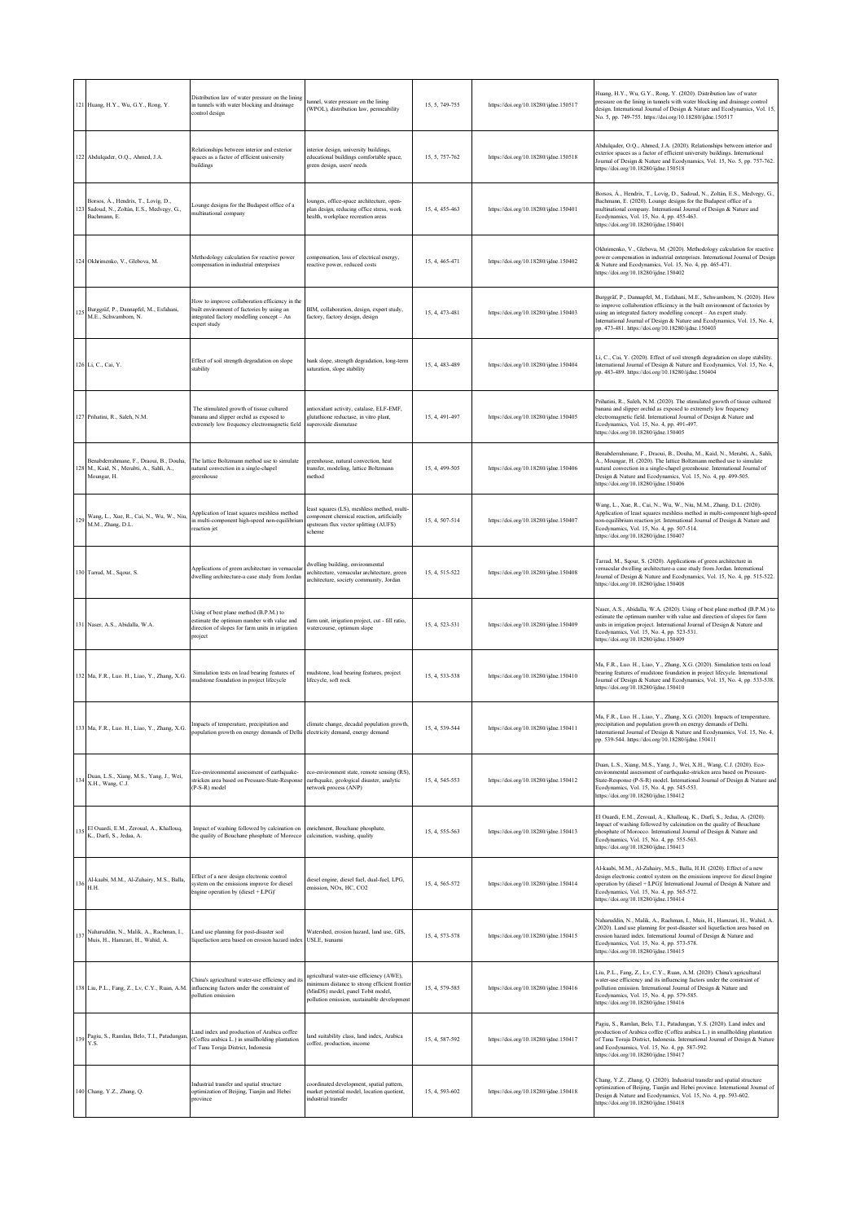| 121 | Huang, H.Y., Wu, G.Y., Rong, Y. | Distribution law of water pressure on the lining in tunnels with water blocking and drainage control design | tunnel, water pressure on the lining (WPOL), distribution law, permeability | 15, 5, 749-755 | https://doi.org/10.18280/ijdne.150517 | Huang, H.Y., Wu, G.Y., Rong, Y. (2020). Distribution law of water pressure on the lining in tunnels with water blocking and drainage control design. International Journal of Design & Nature and Ecodynamics, Vol. 15, No. 5, pp. 749-755. https://doi.org/10.18280/ijdne.150517 |
|---|---|---|---|---|---|---|
| 122 | Abdulqader, O.Q., Ahmed, J.A. | Relationships between interior and exterior spaces as a factor of efficient university buildings | interior design, university buildings, educational buildings comfortable space, green design, users' needs | 15, 5, 757-762 | https://doi.org/10.18280/ijdne.150518 | Abdulqader, O.Q., Ahmed, J.A. (2020). Relationships between interior and exterior spaces as a factor of efficient university buildings. International Journal of Design & Nature and Ecodynamics, Vol. 15, No. 5, pp. 757-762. https://doi.org/10.18280/ijdne.150518 |
| 123 | Borsos, Á., Hendrix, T., Lovig, D., Sadoud, N., Zoltán, E.S., Medvegy, G., Bachmann, E. | Lounge designs for the Budapest office of a multinational company | lounges, office-space architecture, open-plan design, reducing office stress, work health, workplace recreation areas | 15, 4, 455-463 | https://doi.org/10.18280/ijdne.150401 | Borsos, Á., Hendrix, T., Lovig, D., Sadoud, N., Zoltán, E.S., Medvegy, G., Bachmann, E. (2020). Lounge designs for the Budapest office of a multinational company. International Journal of Design & Nature and Ecodynamics, Vol. 15, No. 4, pp. 455-463. https://doi.org/10.18280/ijdne.150401 |
| 124 | Okhrimenko, V., Glebova, M. | Methodology calculation for reactive power compensation in industrial enterprises | compensation, loss of electrical energy, reactive power, reduced costs | 15, 4, 465-471 | https://doi.org/10.18280/ijdne.150402 | Okhrimenko, V., Glebova, M. (2020). Methodology calculation for reactive power compensation in industrial enterprises. International Journal of Design & Nature and Ecodynamics, Vol. 15, No. 4, pp. 465-471. https://doi.org/10.18280/ijdne.150402 |
| 125 | Burggräf, P., Dannapfel, M., Esfahani, M.E., Schwamborn, N. | How to improve collaboration efficiency in the built environment of factories by using an integrated factory modelling concept – An expert study | BIM, collaboration, design, expert study, factory, factory design, design | 15, 4, 473-481 | https://doi.org/10.18280/ijdne.150403 | Burggräf, P., Dannapfel, M., Esfahani, M.E., Schwamborn, N. (2020). How to improve collaboration efficiency in the built environment of factories by using an integrated factory modelling concept – An expert study. International Journal of Design & Nature and Ecodynamics, Vol. 15, No. 4, pp. 473-481. https://doi.org/10.18280/ijdne.150403 |
| 126 | Li, C., Cai, Y. | Effect of soil strength degradation on slope stability | bank slope, strength degradation, long-term saturation, slope stability | 15, 4, 483-489 | https://doi.org/10.18280/ijdne.150404 | Li, C., Cai, Y. (2020). Effect of soil strength degradation on slope stability. International Journal of Design & Nature and Ecodynamics, Vol. 15, No. 4, pp. 483-489. https://doi.org/10.18280/ijdne.150404 |
| 127 | Prihatini, R., Saleh, N.M. | The stimulated growth of tissue cultured banana and slipper orchid as exposed to extremely low frequency electromagnetic field | antioxidant activity, catalase, ELF-EMF, glutathione reductase, in vitro plant, superoxide dismutase | 15, 4, 491-497 | https://doi.org/10.18280/ijdne.150405 | Prihatini, R., Saleh, N.M. (2020). The stimulated growth of tissue cultured banana and slipper orchid as exposed to extremely low frequency electromagnetic field. International Journal of Design & Nature and Ecodynamics, Vol. 15, No. 4, pp. 491-497. https://doi.org/10.18280/ijdne.150405 |
| 128 | Benabderrahmane, F., Draoui, B., Douha, M., Kaid, N., Merabti, A., Sahli, A., Moungar, H. | The lattice Boltzmann method use to simulate natural convection in a single-chapel greenhouse | greenhouse, natural convection, heat transfer, modeling, lattice Boltzmann method | 15, 4, 499-505 | https://doi.org/10.18280/ijdne.150406 | Benabderrahmane, F., Draoui, B., Douha, M., Kaid, N., Merabti, A., Sahli, A., Moungar, H. (2020). The lattice Boltzmann method use to simulate natural convection in a single-chapel greenhouse. International Journal of Design & Nature and Ecodynamics, Vol. 15, No. 4, pp. 499-505. https://doi.org/10.18280/ijdne.150406 |
| 129 | Wang, L., Xue, R., Cai, N., Wu, W., Niu, M.M., Zhang, D.L. | Application of least squares meshless method in multi-component high-speed non-equilibrium reaction jet | least squares (LS), meshless method, multi-component chemical reaction, artificially upstream flux vector splitting (AUFS) scheme | 15, 4, 507-514 | https://doi.org/10.18280/ijdne.150407 | Wang, L., Xue, R., Cai, N., Wu, W., Niu, M.M., Zhang, D.L. (2020). Application of least squares meshless method in multi-component high-speed non-equilibrium reaction jet. International Journal of Design & Nature and Ecodynamics, Vol. 15, No. 4, pp. 507-514. https://doi.org/10.18280/ijdne.150407 |
| 130 | Tarrad, M., Sqour, S. | Applications of green architecture in vernacular dwelling architecture-a case study from Jordan | dwelling building, environmental architecture, vernacular architecture, green architecture, society community, Jordan | 15, 4, 515-522 | https://doi.org/10.18280/ijdne.150408 | Tarrad, M., Sqour, S. (2020). Applications of green architecture in vernacular dwelling architecture-a case study from Jordan. International Journal of Design & Nature and Ecodynamics, Vol. 15, No. 4, pp. 515-522. https://doi.org/10.18280/ijdne.150408 |
| 131 | Naser, A.S., Abidalla, W.A. | Using of best plane method (B.P.M.) to estimate the optimum number with value and direction of slopes for farm units in irrigation project | farm unit, irrigation project, cut - fill ratio, watercourse, optimum slope | 15, 4, 523-531 | https://doi.org/10.18280/ijdne.150409 | Naser, A.S., Abidalla, W.A. (2020). Using of best plane method (B.P.M.) to estimate the optimum number with value and direction of slopes for farm units in irrigation project. International Journal of Design & Nature and Ecodynamics, Vol. 15, No. 4, pp. 523-531. https://doi.org/10.18280/ijdne.150409 |
| 132 | Ma, F.R., Luo. H., Liao, Y., Zhang, X.G. | Simulation tests on load bearing features of mudstone foundation in project lifecycle | mudstone, load bearing features, project lifecycle, soft rock | 15, 4, 533-538 | https://doi.org/10.18280/ijdne.150410 | Ma, F.R., Luo. H., Liao, Y., Zhang, X.G. (2020). Simulation tests on load bearing features of mudstone foundation in project lifecycle. International Journal of Design & Nature and Ecodynamics, Vol. 15, No. 4, pp. 533-538. https://doi.org/10.18280/ijdne.150410 |
| 133 | Ma, F.R., Luo. H., Liao, Y., Zhang, X.G. | Impacts of temperature, precipitation and population growth on energy demands of Delhi | climate change, decadal population growth, electricity demand, energy demand | 15, 4, 539-544 | https://doi.org/10.18280/ijdne.150411 | Ma, F.R., Luo. H., Liao, Y., Zhang, X.G. (2020). Impacts of temperature, precipitation and population growth on energy demands of Delhi. International Journal of Design & Nature and Ecodynamics, Vol. 15, No. 4, pp. 539-544. https://doi.org/10.18280/ijdne.150411 |
| 134 | Duan, L.S., Xiang, M.S., Yang, J., Wei, X.H., Wang, C.J. | Eco-environmental assessment of earthquake-stricken area based on Pressure-State-Response (P-S-R) model | eco-environment state, remote sensing (RS), earthquake, geological disaster, analytic network process (ANP) | 15, 4, 545-553 | https://doi.org/10.18280/ijdne.150412 | Duan, L.S., Xiang, M.S., Yang, J., Wei, X.H., Wang, C.J. (2020). Eco-environmental assessment of earthquake-stricken area based on Pressure-State-Response (P-S-R) model. International Journal of Design & Nature and Ecodynamics, Vol. 15, No. 4, pp. 545-553. https://doi.org/10.18280/ijdne.150412 |
| 135 | El Ouardi, E.M., Zeroual, A., Khallouq, K., Darfi, S., Jedaa, A. | Impact of washing followed by calcination on the quality of Bouchane phosphate of Morocco | enrichment, Bouchane phosphate, calcination, washing, quality | 15, 4, 555-563 | https://doi.org/10.18280/ijdne.150413 | El Ouardi, E.M., Zeroual, A., Khallouq, K., Darfi, S., Jedaa, A. (2020). Impact of washing followed by calcination on the quality of Bouchane phosphate of Morocco. International Journal of Design & Nature and Ecodynamics, Vol. 15, No. 4, pp. 555-563. https://doi.org/10.18280/ijdne.150413 |
| 136 | Al-kaabi, M.M., Al-Zuhairy, M.S., Balla, H.H. | Effect of a new design electronic control system on the emissions improve for diesel engine operation by (diesel + LPG)' | diesel engine, diesel fuel, dual-fuel, LPG, emission, NOx, HC, CO2 | 15, 4, 565-572 | https://doi.org/10.18280/ijdne.150414 | Al-kaabi, M.M., Al-Zuhairy, M.S., Balla, H.H. (2020). Effect of a new design electronic control system on the emissions improve for diesel engine operation by (diesel + LPG)'. International Journal of Design & Nature and Ecodynamics, Vol. 15, No. 4, pp. 565-572. https://doi.org/10.18280/ijdne.150414 |
| 137 | Nahuruddin, N., Malik, A., Rachman, I., Muis, H., Hamzari, H., Wahid, A. | Land use planning for post-disaster soil liquefaction area based on erosion hazard index | Watershed, erosion hazard, land use, GIS, USLE, tsunami | 15, 4, 573-578 | https://doi.org/10.18280/ijdne.150415 | Nahuruddin, N., Malik, A., Rachman, I., Muis, H., Hamzari, H., Wahid, A. (2020). Land use planning for post-disaster soil liquefaction area based on erosion hazard index. International Journal of Design & Nature and Ecodynamics, Vol. 15, No. 4, pp. 573-578. https://doi.org/10.18280/ijdne.150415 |
| 138 | Liu, P.L., Fang, Z., Lv, C.Y., Ruan, A.M. | China's agricultural water-use efficiency and its influencing factors under the constraint of pollution emission | agricultural water-use efficiency (AWE), minimum distance to strong efficient frontier (MinDS) model, panel Tobit model, pollution emission, sustainable development | 15, 4, 579-585 | https://doi.org/10.18280/ijdne.150416 | Liu, P.L., Fang, Z., Lv, C.Y., Ruan, A.M. (2020). China's agricultural water-use efficiency and its influencing factors under the constraint of pollution emission. International Journal of Design & Nature and Ecodynamics, Vol. 15, No. 4, pp. 579-585. https://doi.org/10.18280/ijdne.150416 |
| 139 | Pagiu, S., Ramlan, Belo, T.I., Patadungan, Y.S. | Land index and production of Arabica coffee (Coffea arabica L.) in smallholding plantation of Tana Toraja District, Indonesia | land suitability class, land index, Arabica coffee, production, income | 15, 4, 587-592 | https://doi.org/10.18280/ijdne.150417 | Pagiu, S., Ramlan, Belo, T.I., Patadungan, Y.S. (2020). Land index and production of Arabica coffee (Coffea arabica L.) in smallholding plantation of Tana Toraja District, Indonesia. International Journal of Design & Nature and Ecodynamics, Vol. 15, No. 4, pp. 587-592. https://doi.org/10.18280/ijdne.150417 |
| 140 | Chang, Y.Z., Zhang, Q. | Industrial transfer and spatial structure optimization of Beijing, Tianjin and Hebei province | coordinated development, spatial pattern, market potential model, location quotient, industrial transfer | 15, 4, 593-602 | https://doi.org/10.18280/ijdne.150418 | Chang, Y.Z., Zhang, Q. (2020). Industrial transfer and spatial structure optimization of Beijing, Tianjin and Hebei province. International Journal of Design & Nature and Ecodynamics, Vol. 15, No. 4, pp. 593-602. https://doi.org/10.18280/ijdne.150418 |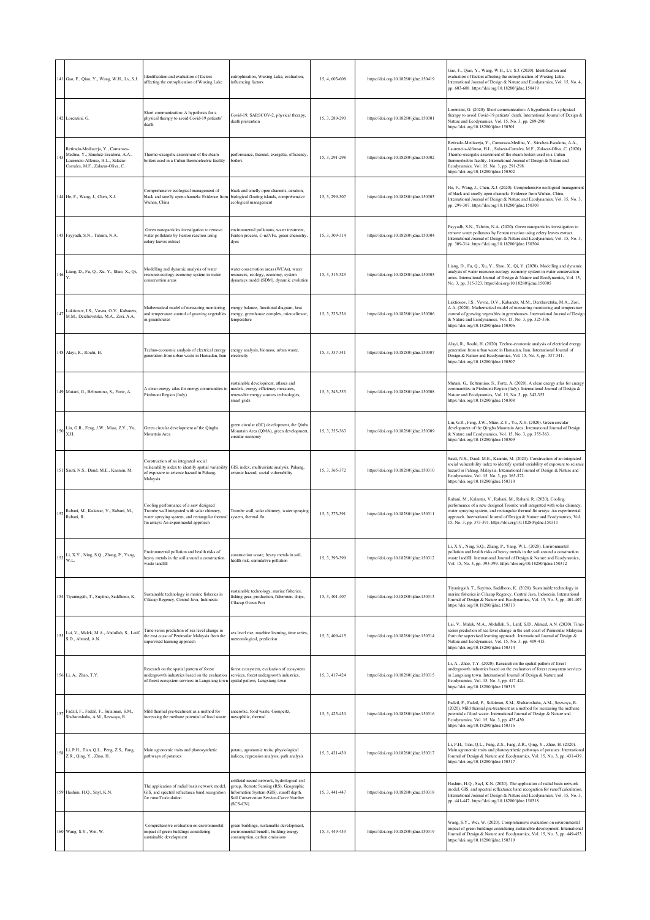| 141 | Gao, F., Qiao, Y., Wang, W.H., Lv, S.J. | Identification and evaluation of factors affecting the eutrophication of Wuxing Lake | eutrophication, Wuxing Lake, evaluation, influencing factors | 15, 4, 603-608 | https://doi.org/10.18280/ijdne.150419 | Gao, F., Qiao, Y., Wang, W.H., Lv, S.J. (2020). Identification and evaluation of factors affecting the eutrophication of Wuxing Lake. International Journal of Design & Nature and Ecodynamics, Vol. 15, No. 4, pp. 603-608. https://doi.org/10.18280/ijdne.150419 |
|---|---|---|---|---|---|---|
| 142 | Lorenzini, G. | Short communication: A hypothesis for a physical therapy to avoid Covid-19 patients' death | Covid-19, SARSCOV-2, physical therapy, death prevention | 15, 3, 289-290 | https://doi.org/10.18280/ijdne.150301 | Lorenzini, G. (2020). Short communication: A hypothesis for a physical therapy to avoid Covid-19 patients' death. International Journal of Design & Nature and Ecodynamics, Vol. 15, No. 3, pp. 289-290. https://doi.org/10.18280/ijdne.150301 |
| 143 | Retirado-Mediaceja, Y., Camaraza-Medina, Y., Sánchez-Escalona, A.A., Laurencio-Alfonso, H.L., Salazar-Corrales, M.F., Zalazar-Oliva, C. | Thermo-exergetic assessment of the steam boilers used in a Cuban thermoelectric facility | performance, thermal, exergetic, efficiency, boilers | 15, 3, 291-298 | https://doi.org/10.18280/ijdne.150302 | Retirado-Mediaceja, Y., Camaraza-Medina, Y., Sánchez-Escalona, A.A., Laurencio-Alfonso, H.L., Salazar-Corrales, M.F., Zalazar-Oliva, C. (2020). Thermo-exergetic assessment of the steam boilers used in a Cuban thermoelectric facility. International Journal of Design & Nature and Ecodynamics, Vol. 15, No. 3, pp. 291-298. https://doi.org/10.18280/ijdne.150302 |
| 144 | He, F., Wang, J., Chen, X.J. | Comprehensive ecological management of black and smelly open channels: Evidence from Wuhan, China | black and smelly open channels, aeration, biological floating islands, comprehensive ecological management | 15, 3, 299-307 | https://doi.org/10.18280/ijdne.150303 | He, F., Wang, J., Chen, X.J. (2020). Comprehensive ecological management of black and smelly open channels: Evidence from Wuhan, China. International Journal of Design & Nature and Ecodynamics, Vol. 15, No. 3, pp. 299-307. https://doi.org/10.18280/ijdne.150303 |
| 145 | Fayyadh, S.N., Tahrim, N.A. | Green nanoparticles investigation to remove water pollutants by Fenton reaction using celery leaves extract | environmental pollutants, water treatment, Fenton process, C-nZVFe, green chemistry, dyes | 15, 3, 309-314 | https://doi.org/10.18280/ijdne.150304 | Fayyadh, S.N., Tahrim, N.A. (2020). Green nanoparticles investigation to remove water pollutants by Fenton reaction using celery leaves extract. International Journal of Design & Nature and Ecodynamics, Vol. 15, No. 3, pp. 309-314. https://doi.org/10.18280/ijdne.150304 |
| 146 | Liang, D., Fu, Q., Xu, Y., Shao, X., Qi, Y. | Modelling and dynamic analysis of water resource-ecology-economy system in water conservation areas | water conservation areas (WCAs), water resources, ecology, economy, system dynamics model (SDM), dynamic evolution | 15, 3, 315-323 | https://doi.org/10.18280/ijdne.150305 | Liang, D., Fu, Q., Xu, Y., Shao, X., Qi, Y. (2020). Modelling and dynamic analysis of water resource-ecology-economy system in water conservation areas. International Journal of Design & Nature and Ecodynamics, Vol. 15, No. 3, pp. 315-323. https://doi.org/10.18280/ijdne.150305 |
| 147 | Laktionov, I.S., Vovna, O.V., Kabanets, M.M., Derzhevetska, M.A., Zori, A.A. | Mathematical model of measuring monitoring and temperature control of growing vegetables in greenhouses | energy balance, functional diagram, heat energy, greenhouse complex, microclimate, temperature | 15, 3, 325-336 | https://doi.org/10.18280/ijdne.150306 | Laktionov, I.S., Vovna, O.V., Kabanets, M.M., Derzhevetska, M.A., Zori, A.A. (2020). Mathematical model of measuring monitoring and temperature control of growing vegetables in greenhouses. International Journal of Design & Nature and Ecodynamics, Vol. 15, No. 3, pp. 325-336. https://doi.org/10.18280/ijdne.150306 |
| 148 | Alayi, R., Rouhi, H. | Techno-economic analysis of electrical energy generation from urban waste in Hamadan, Iran | energy analysis, biomass, urban waste, electricity | 15, 3, 337-341 | https://doi.org/10.18280/ijdne.150307 | Alayi, R., Rouhi, H. (2020). Techno-economic analysis of electrical energy generation from urban waste in Hamadan, Iran. International Journal of Design & Nature and Ecodynamics, Vol. 15, No. 3, pp. 337-341. https://doi.org/10.18280/ijdne.150307 |
| 149 | Mutani, G., Beltramino, S., Forte, A. | A clean energy atlas for energy communities in Piedmont Region (Italy) | sustainable development, atlases and models, energy efficiency measures, renewable energy sources technologies, smart grids | 15, 3, 343-353 | https://doi.org/10.18280/ijdne.150308 | Mutani, G., Beltramino, S., Forte, A. (2020). A clean energy atlas for energy communities in Piedmont Region (Italy). International Journal of Design & Nature and Ecodynamics, Vol. 15, No. 3, pp. 343-353. https://doi.org/10.18280/ijdne.150308 |
| 150 | Lin, G.R., Feng, J.W., Miao, Z.Y., Yu, X.H. | Green circular development of the Qingba Mountain Area | green circular (GC) development, the Qinba Mountain Area (QMA), green development, circular economy | 15, 3, 355-363 | https://doi.org/10.18280/ijdne.150309 | Lin, G.R., Feng, J.W., Miao, Z.Y., Yu, X.H. (2020). Green circular development of the Qingba Mountain Area. International Journal of Design & Nature and Ecodynamics, Vol. 15, No. 3, pp. 355-363. https://doi.org/10.18280/ijdne.150309 |
| 151 | Sauti, N.S., Daud, M.E., Kaamin, M. | Construction of an integrated social vulnerability index to identify spatial variability of exposure to seismic hazard in Pahang, Malaysia | GIS, index, multivariate analysis, Pahang, seismic hazard, social vulnerability | 15, 3, 365-372 | https://doi.org/10.18280/ijdne.150310 | Sauti, N.S., Daud, M.E., Kaamin, M. (2020). Construction of an integrated social vulnerability index to identify spatial variability of exposure to seismic hazard in Pahang, Malaysia. International Journal of Design & Nature and Ecodynamics, Vol. 15, No. 3, pp. 365-372. https://doi.org/10.18280/ijdne.150310 |
| 152 | Rabani, M., Kalantar, V., Rabani, M., Rabani, R. | Cooling performance of a new designed Trombe wall integrated with solar chimney, water spraying system, and rectangular thermal fin arrays: An experimental approach | Trombe wall, solar chimney, water spraying system, thermal fin | 15, 3, 373-391 | https://doi.org/10.18280/ijdne.150311 | Rabani, M., Kalantar, V., Rabani, M., Rabani, R. (2020). Cooling performance of a new designed Trombe wall integrated with solar chimney, water spraying system, and rectangular thermal fin arrays: An experimental approach. International Journal of Design & Nature and Ecodynamics, Vol. 15, No. 3, pp. 373-391. https://doi.org/10.18280/ijdne.150311 |
| 153 | Li, X.Y., Ning, S.Q., Zhang, P., Yang, W.L. | Environmental pollution and health risks of heavy metals in the soil around a construction waste landfill | construction waste, heavy metals in soil, health risk, cumulative pollution | 15, 3, 393-399 | https://doi.org/10.18280/ijdne.150312 | Li, X.Y., Ning, S.Q., Zhang, P., Yang, W.L. (2020). Environmental pollution and health risks of heavy metals in the soil around a construction waste landfill. International Journal of Design & Nature and Ecodynamics, Vol. 15, No. 3, pp. 393-399. https://doi.org/10.18280/ijdne.150312 |
| 154 | Tiyaningsih, T., Suyitno, Saddhono, K. | Sustainable technology in marine fisheries in Cilacap Regency, Central Java, Indonesia | sustainable technology, marine fisheries, fishing gear, production, fishermen, ships, Cilacap Ocean Port | 15, 3, 401-407 | https://doi.org/10.18280/ijdne.150313 | Tiyaningsih, T., Suyitno, Saddhono, K. (2020). Sustainable technology in marine fisheries in Cilacap Regency, Central Java, Indonesia. International Journal of Design & Nature and Ecodynamics, Vol. 15, No. 3, pp. 401-407. https://doi.org/10.18280/ijdne.150313 |
| 155 | Lai, V., Malek, M.A., Abdullah, S., Latif, S.D., Ahmed, A.N. | Time-series prediction of sea level change in the east coast of Peninsular Malaysia from the supervised learning approach | sea level rise, machine learning, time series, meteorological, prediction | 15, 3, 409-415 | https://doi.org/10.18280/ijdne.150314 | Lai, V., Malek, M.A., Abdullah, S., Latif, S.D., Ahmed, A.N. (2020). Time-series prediction of sea level change in the east coast of Peninsular Malaysia from the supervised learning approach. International Journal of Design & Nature and Ecodynamics, Vol. 15, No. 3, pp. 409-415. https://doi.org/10.18280/ijdne.150314 |
| 156 | Li, A., Zhao, T.Y. | Research on the spatial pattern of forest undergrowth industries based on the evaluation of forest ecosystem services in Langxiang town | forest ecosystem, evaluation of ecosystem services, forest undergrowth industries, spatial pattern, Langxiang town | 15, 3, 417-424 | https://doi.org/10.18280/ijdne.150315 | Li, A., Zhao, T.Y. (2020). Research on the spatial pattern of forest undergrowth industries based on the evaluation of forest ecosystem services in Langxiang town. International Journal of Design & Nature and Ecodynamics, Vol. 15, No. 3, pp. 417-424. https://doi.org/10.18280/ijdne.150315 |
| 157 | Fadzil, F., Fadzil, F., Sulaiman, S.M., Shaharoshaha, A.M., Seswoya, R. | Mild thermal pre-treatment as a method for increasing the methane potential of food waste | anaerobic, food waste, Gompertz, mesophilic, thermal | 15, 3, 425-430 | https://doi.org/10.18280/ijdne.150316 | Fadzil, F., Fadzil, F., Sulaiman, S.M., Shaharoshaha, A.M., Seswoya, R. (2020). Mild thermal pre-treatment as a method for increasing the methane potential of food waste. International Journal of Design & Nature and Ecodynamics, Vol. 15, No. 3, pp. 425-430. https://doi.org/10.18280/ijdne.150316 |
| 158 | Li, P.H., Tian, Q.L., Peng, Z.S., Fang, Z.R., Qing, Y., Zhao, H. | Main agronomic traits and photosynthetic pathways of potatoes | potato, agronomic traits, physiological indices, regression analysis, path analysis | 15, 3, 431-439 | https://doi.org/10.18280/ijdne.150317 | Li, P.H., Tian, Q.L., Peng, Z.S., Fang, Z.R., Qing, Y., Zhao, H. (2020). Main agronomic traits and photosynthetic pathways of potatoes. International Journal of Design & Nature and Ecodynamics, Vol. 15, No. 3, pp. 431-439. https://doi.org/10.18280/ijdne.150317 |
| 159 | Hashim, H.Q., Sayl, K.N. | The application of radial basis network model, GIS, and spectral reflectance band recognition for runoff calculation | artificial neural network, hydrological soil group, Remote Sensing (RS), Geographic Information System (GIS), runoff depth, Soil Conservation Service-Curve Number (SCS-CN) | 15, 3, 441-447 | https://doi.org/10.18280/ijdne.150318 | Hashim, H.Q., Sayl, K.N. (2020). The application of radial basis network model, GIS, and spectral reflectance band recognition for runoff calculation. International Journal of Design & Nature and Ecodynamics, Vol. 15, No. 3, pp. 441-447. https://doi.org/10.18280/ijdne.150318 |
| 160 | Wang, S.Y., Wei, W. | Comprehensive evaluation on environmental impact of green buildings considering sustainable development | green buildings, sustainable development, environmental benefit, building energy consumption, carbon emissions | 15, 3, 449-453 | https://doi.org/10.18280/ijdne.150319 | Wang, S.Y., Wei, W. (2020). Comprehensive evaluation on environmental impact of green buildings considering sustainable development. International Journal of Design & Nature and Ecodynamics, Vol. 15, No. 3, pp. 449-453. https://doi.org/10.18280/ijdne.150319 |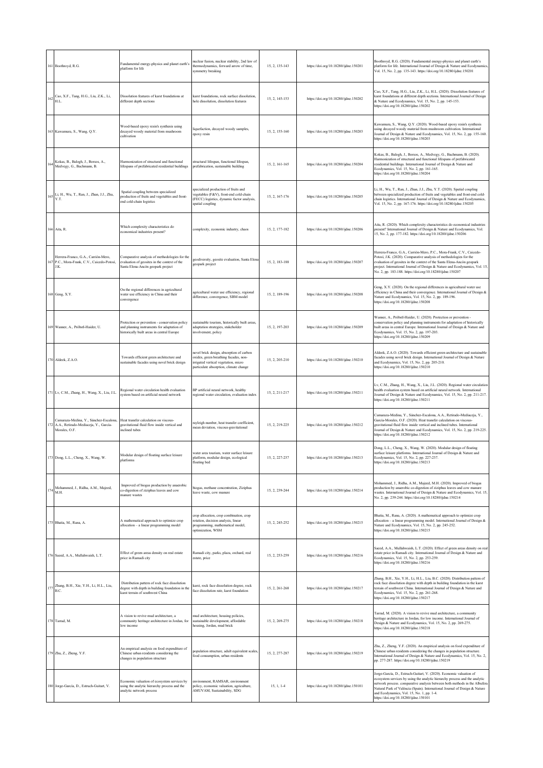| 161 | Boothroyd, R.G. | Fundamental energy-physics and planet earth's platform for life | nuclear fusion, nuclear stability, 2nd law of thermodynamics, forward arrow of time, symmetry breaking | 15, 2, 135-143 | https://doi.org/10.18280/ijdne.150201 | Boothroyd, R.G. (2020). Fundamental energy-physics and planet earth's platform for life. International Journal of Design & Nature and Ecodynamics, Vol. 15, No. 2, pp. 135-143. https://doi.org/10.18280/ijdne.150201 |
|---|---|---|---|---|---|---|
| 162 | Cao, X.F., Tang, H.G., Liu, Z.K., Li, H.L. | Dissolution features of karst foundations at different depth sections | karst foundations, rock surface dissolution, hole dissolution, dissolution features | 15, 2, 145-153 | https://doi.org/10.18280/ijdne.150202 | Cao, X.F., Tang, H.G., Liu, Z.K., Li, H.L. (2020). Dissolution features of karst foundations at different depth sections. International Journal of Design & Nature and Ecodynamics, Vol. 15, No. 2, pp. 145-153. https://doi.org/10.18280/ijdne.150202 |
| 163 | Kawamura, S., Wang, Q.Y. | Wood-based epoxy resin's synthesis using decayed woody material from mushroom cultivation | liquefaction, decayed woody samples, epoxy resin | 15, 2, 155-160 | https://doi.org/10.18280/ijdne.150203 | Kawamura, S., Wang, Q.Y. (2020). Wood-based epoxy resin's synthesis using decayed woody material from mushroom cultivation. International Journal of Design & Nature and Ecodynamics, Vol. 15, No. 2, pp. 155-160. https://doi.org/10.18280/ijdne.150203 |
| 164 | Kokus, B., Balogh, J., Borsos, A., Medvegy, G., Bachmann, B. | Harmonization of structural and functional lifespans of prefabricated residential buildings | structural lifespan, functional lifespan, prefabrication, sustainable building | 15, 2, 161-165 | https://doi.org/10.18280/ijdne.150204 | Kokus, B., Balogh, J., Borsos, A., Medvegy, G., Bachmann, B. (2020). Harmonization of structural and functional lifespans of prefabricated residential buildings. International Journal of Design & Nature and Ecodynamics, Vol. 15, No. 2, pp. 161-165. https://doi.org/10.18280/ijdne.150204 |
| 165 | Li, H., Wu, T., Ran, J., Zhan, J.J., Zhu, Y.T. | Spatial coupling between specialized production of fruits and vegetables and front-end cold-chain logistics | specialized production of fruits and vegetables (F&V), front-end cold-chain (FECC) logistics, dynamic factor analysis, spatial coupling | 15, 2, 167-176 | https://doi.org/10.18280/ijdne.150205 | Li, H., Wu, T., Ran, J., Zhan, J.J., Zhu, Y.T. (2020). Spatial coupling between specialized production of fruits and vegetables and front-end cold-chain logistics. International Journal of Design & Nature and Ecodynamics, Vol. 15, No. 2, pp. 167-176. https://doi.org/10.18280/ijdne.150205 |
| 166 | Aita, R. | Which complexity characteristics do economical industries present? | complexity, economic industry, chaos | 15, 2, 177-182 | https://doi.org/10.18280/ijdne.150206 | Aita, R. (2020). Which complexity characteristics do economical industries present? International Journal of Design & Nature and Ecodynamics, Vol. 15, No. 2, pp. 177-182. https://doi.org/10.18280/ijdne.150206 |
| 167 | Herrera-Franco, G.A., Carrión-Mero, P.C., Mora-Frank, C.V., Caicedo-Potosí, J.K. | Comparative analysis of methodologies for the evaluation of geosites in the context of the Santa Elena-Ancón geopark project | geodiversity, geosite evaluation, Santa Elena geopark project | 15, 2, 183-188 | https://doi.org/10.18280/ijdne.150207 | Herrera-Franco, G.A., Carrión-Mero, P.C., Mora-Frank, C.V., Caicedo-Potosí, J.K. (2020). Comparative analysis of methodologies for the evaluation of geosites in the context of the Santa Elena-Ancón geopark project. International Journal of Design & Nature and Ecodynamics, Vol. 15, No. 2, pp. 183-188. https://doi.org/10.18280/ijdne.150207 |
| 168 | Geng, X.Y. | On the regional differences in agricultural water use efficiency in China and their convergence | agricultural water use efficiency, regional difference, convergence, SBM model | 15, 2, 189-196 | https://doi.org/10.18280/ijdne.150208 | Geng, X.Y. (2020). On the regional differences in agricultural water use efficiency in China and their convergence. International Journal of Design & Nature and Ecodynamics, Vol. 15, No. 2, pp. 189-196. https://doi.org/10.18280/ijdne.150208 |
| 169 | Wanner, A., Pröbstl-Haider, U. | Protection or prevention - conservation policy and planning instruments for adaptation of historically built areas in central Europe | sustainable tourism, historically built areas, adaptation strategies, stakeholder involvement, policy | 15, 2, 197-203 | https://doi.org/10.18280/ijdne.150209 | Wanner, A., Pröbstl-Haider, U. (2020). Protection or prevention - conservation policy and planning instruments for adaptation of historically built areas in central Europe. International Journal of Design & Nature and Ecodynamics, Vol. 15, No. 2, pp. 197-203. https://doi.org/10.18280/ijdne.150209 |
| 170 | Aldeek, Z.A.O. | Towards efficient green architecture and sustainable facades using novel brick design | novel brick design, absorption of carbon oxides, green breathing facades, non-irrigated vertical vegetation, micro particulate absorption, climate change | 15, 2, 205-210 | https://doi.org/10.18280/ijdne.150210 | Aldeek, Z.A.O. (2020). Towards efficient green architecture and sustainable facades using novel brick design. International Journal of Design & Nature and Ecodynamics, Vol. 15, No. 2, pp. 205-210. https://doi.org/10.18280/ijdne.150210 |
| 171 | Lv, C.M., Zhang, H., Wang, X., Liu, J.L. | Regional water circulation health evaluation system based on artificial neural network | BP artificial neural network, healthy regional water circulation, evaluation index | 15, 2, 211-217 | https://doi.org/10.18280/ijdne.150211 | Lv, C.M., Zhang, H., Wang, X., Liu, J.L. (2020). Regional water circulation health evaluation system based on artificial neural network. International Journal of Design & Nature and Ecodynamics, Vol. 15, No. 2, pp. 211-217. https://doi.org/10.18280/ijdne.150211 |
| 172 | Camaraza-Medina, Y., Sánchez-Escalona, A.A., Retirado-Mediaceja, Y., García-Morales, O.F. | Heat transfer calculation on viscous-gravitational fluid flow inside vertical and inclined tubes | rayleigh number, heat transfer coefficient, mean deviation, viscous-gravitational | 15, 2, 219-225 | https://doi.org/10.18280/ijdne.150212 | Camaraza-Medina, Y., Sánchez-Escalona, A.A., Retirado-Mediaceja, Y., García-Morales, O.F. (2020). Heat transfer calculation on viscous-gravitational fluid flow inside vertical and inclined tubes. International Journal of Design & Nature and Ecodynamics, Vol. 15, No. 2, pp. 219-225. https://doi.org/10.18280/ijdne.150212 |
| 173 | Dong, L.L., Cheng, X., Wang, W. | Modular design of floating surface leisure platforms | water area tourism, water surface leisure platform, modular design, ecological floating bed | 15, 2, 227-237 | https://doi.org/10.18280/ijdne.150213 | Dong, L.L., Cheng, X., Wang, W. (2020). Modular design of floating surface leisure platforms. International Journal of Design & Nature and Ecodynamics, Vol. 15, No. 2, pp. 227-237. https://doi.org/10.18280/ijdne.150213 |
| 174 | Mohammed, J., Ridha, A.M., Majeed, M.H. | Improved of biogas production by anaerobic co-digestion of ziziphus leaves and cow manure wastes | biogas, methane concentration, Ziziphus leave waste, cow manure | 15, 2, 239-244 | https://doi.org/10.18280/ijdne.150214 | Mohammed, J., Ridha, A.M., Majeed, M.H. (2020). Improved of biogas production by anaerobic co-digestion of ziziphus leaves and cow manure wastes. International Journal of Design & Nature and Ecodynamics, Vol. 15, No. 2, pp. 239-244. https://doi.org/10.18280/ijdne.150214 |
| 175 | Bhatia, M., Rana, A. | A mathematical approach to optimize crop allocation – a linear programming model | crop allocation, crop combination, crop rotation, decision analysis, linear programming, mathematical model, optimization, WSM | 15, 2, 245-252 | https://doi.org/10.18280/ijdne.150215 | Bhatia, M., Rana, A. (2020). A mathematical approach to optimize crop allocation – a linear programming model. International Journal of Design & Nature and Ecodynamics, Vol. 15, No. 2, pp. 245-252. https://doi.org/10.18280/ijdne.150215 |
| 176 | Saeed, A.A., Mullahwaish, L.T. | Effect of green areas density on real estate price in Ramadi city | Ramadi city, parks, plaza, orchard, real estate, price | 15, 2, 253-259 | https://doi.org/10.18280/ijdne.150216 | Saeed, A.A., Mullahwaish, L.T. (2020). Effect of green areas density on real estate price in Ramadi city. International Journal of Design & Nature and Ecodynamics, Vol. 15, No. 2, pp. 253-259. https://doi.org/10.18280/ijdne.150216 |
| 177 | Zhang, B.H., Xie, Y.H., Li, H.L., Liu, B.C. | Distribution pattern of rock face dissolution degree with depth in building foundation in the karst terrain of southwest China | karst, rock face dissolution degree, rock face dissolution rate, karst foundation | 15, 2, 261-268 | https://doi.org/10.18280/ijdne.150217 | Zhang, B.H., Xie, Y.H., Li, H.L., Liu, B.C. (2020). Distribution pattern of rock face dissolution degree with depth in building foundation in the karst terrain of southwest China. International Journal of Design & Nature and Ecodynamics, Vol. 15, No. 2, pp. 261-268. https://doi.org/10.18280/ijdne.150217 |
| 178 | Tarrad, M. | A vision to revive mud architecture, a community heritage architecture in Jordan, for low income | mud architecture, housing policies, sustainable development, affordable housing, Jordan, mud brick | 15, 2, 269-275 | https://doi.org/10.18280/ijdne.150218 | Tarrad, M. (2020). A vision to revive mud architecture, a community heritage architecture in Jordan, for low income. International Journal of Design & Nature and Ecodynamics, Vol. 15, No. 2, pp. 269-275. https://doi.org/10.18280/ijdne.150218 |
| 179 | Zhu, Z., Zheng, Y.F. | An empirical analysis on food expenditure of Chinese urban residents considering the changes in population structure | population structure, adult equivalent scales, food consumption, urban residents | 15, 2, 277-287 | https://doi.org/10.18280/ijdne.150219 | Zhu, Z., Zheng, Y.F. (2020). An empirical analysis on food expenditure of Chinese urban residents considering the changes in population structure. International Journal of Design & Nature and Ecodynamics, Vol. 15, No. 2, pp. 277-287. https://doi.org/10.18280/ijdne.150219 |
| 180 | Jorge-García, D., Estruch-Guitart, V. | Economic valuation of ecosystem services by using the analytic hierarchy process and the analytic network process | environment, RAMSAR, environment policy, economic valuation, agriculture, AMUVAM, Sustainability, SDG | 15, 1, 1-4 | https://doi.org/10.18280/ijdne.150101 | Jorge-García, D., Estruch-Guitart, V. (2020). Economic valuation of ecosystem services by using the analytic hierarchy process and the analytic network process. comparative analysis between both methods in the Albufera Natural Park of València (Spain). International Journal of Design & Nature and Ecodynamics, Vol. 15, No. 1, pp. 1-4. https://doi.org/10.18280/ijdne.150101 |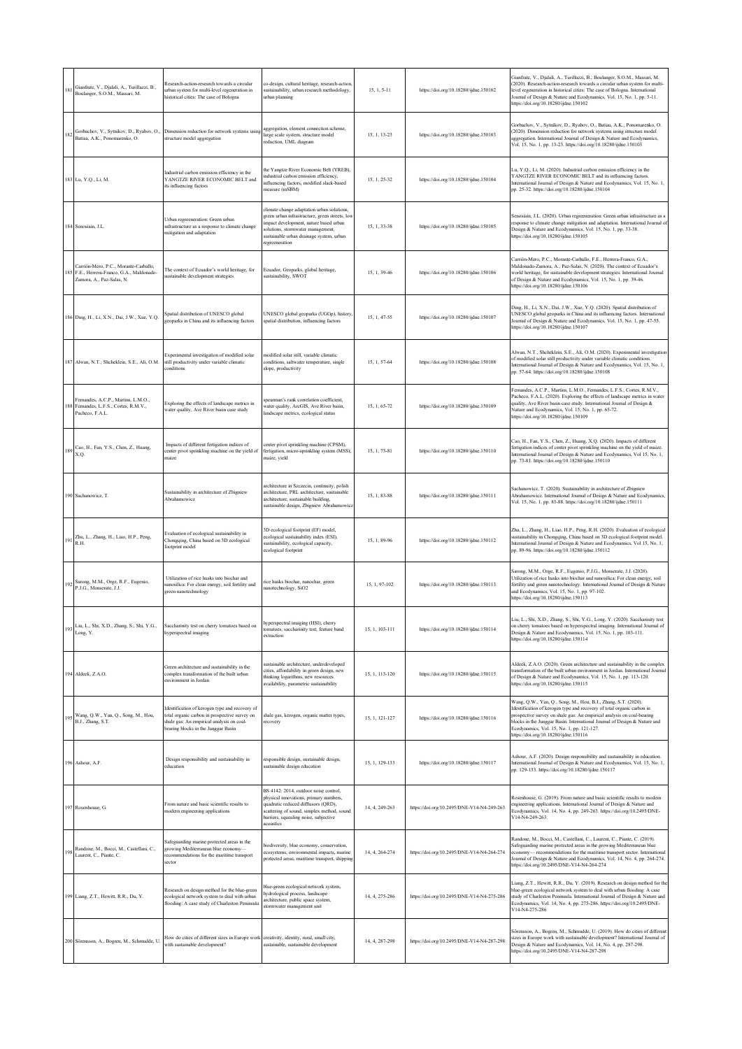| | | | | | | |
|---|---|---|---|---|---|---|
| 181 | Gianfrate, V., Djalali, A., Turillazzi, B., Boulanger, S.O.M., Massari, M. | Research-action-research towards a circular urban system for multi-level regeneration in historical cities: The case of Bologna | co-design, cultural heritage, research-action, sustainability, urban research methodology, urban planning | 15, 1, 5-11 | https://doi.org/10.18280/ijdne.150102 | Gianfrate, V., Djalali, A., Turillazzi, B., Boulanger, S.O.M., Massari, M. (2020). Research-action-research towards a circular urban system for multi-level regeneration in historical cities: The case of Bologna. International Journal of Design & Nature and Ecodynamics, Vol. 15, No. 1, pp. 5-11. https://doi.org/10.18280/ijdne.150102 |
| 182 | Gorbachov, V., Sytnikov, D., Ryabov, O., Batiaa, A.K., Ponomarenko, O. | Dimension reduction for network systems using structure model aggregation | aggregation, element connection scheme, large scale system, structure model reduction, UML diagram | 15, 1, 13-23 | https://doi.org/10.18280/ijdne.150103 | Gorbachov, V., Sytnikov, D., Ryabov, O., Batiaa, A.K., Ponomarenko, O. (2020). Dimension reduction for network systems using structure model aggregation. International Journal of Design & Nature and Ecodynamics, Vol. 15, No. 1, pp. 13-23. https://doi.org/10.18280/ijdne.150103 |
| 183 | Lu, Y.Q., Li, M. | Industrial carbon emission efficiency in the YANGTZE RIVER ECONOMIC BELT and its influencing factors | the Yangtze River Economic Belt (YREB), industrial carbon emission efficiency, influencing factors, modified slack-based measure (mSBM) | 15, 1, 25-32 | https://doi.org/10.18280/ijdne.150104 | Lu, Y.Q., Li, M. (2020). Industrial carbon emission efficiency in the YANGTZE RIVER ECONOMIC BELT and its influencing factors. International Journal of Design & Nature and Ecodynamics, Vol. 15, No. 1, pp. 25-32. https://doi.org/10.18280/ijdne.150104 |
| 184 | Senosiain, J.L. | Urban regreeneration: Green urban infrastructure as a response to climate change mitigation and adaptation | climate change adaptation urban solutions, green urban infrastructure, green streets, low impact development, nature based urban solutions, stormwater management, sustainable urban drainage system, urban regreeneration | 15, 1, 33-38 | https://doi.org/10.18280/ijdne.150105 | Senosiain, J.L. (2020). Urban regreeneration: Green urban infrastructure as a response to climate change mitigation and adaptation. International Journal of Design & Nature and Ecodynamics, Vol. 15, No. 1, pp. 33-38. https://doi.org/10.18280/ijdne.150105 |
| 185 | Carrión-Mero, P.C., Morante-Carballo, F.E., Herrera-Franco, G.A., Maldonado-Zamora, A., Paz-Salas, N. | The context of Ecuador's world heritage, for sustainable development strategies | Ecuador, Geoparks, global heritage, sustainability, SWOT | 15, 1, 39-46 | https://doi.org/10.18280/ijdne.150106 | Carrión-Mero, P.C., Morante-Carballo, F.E., Herrera-Franco, G.A., Maldonado-Zamora, A., Paz-Salas, N. (2020). The context of Ecuador's world heritage, for sustainable development strategies. International Journal of Design & Nature and Ecodynamics, Vol. 15, No. 1, pp. 39-46. https://doi.org/10.18280/ijdne.150106 |
| 186 | Ding, H., Li, X.N., Dai, J.W., Xue, Y.Q. | Spatial distribution of UNESCO global geoparks in China and its influencing factors | UNESCO global geoparks (UGGp), history, spatial distribution, influencing factors | 15, 1, 47-55 | https://doi.org/10.18280/ijdne.150107 | Ding, H., Li, X.N., Dai, J.W., Xue, Y.Q. (2020). Spatial distribution of UNESCO global geoparks in China and its influencing factors. International Journal of Design & Nature and Ecodynamics, Vol. 15, No. 1, pp. 47-55. https://doi.org/10.18280/ijdne.150107 |
| 187 | Alwan, N.T., Shcheklein, S.E., Ali, O.M. | Experimental investigation of modified solar still productivity under variable climatic conditions | modified solar still, variable climatic conditions, saltwater temperature, single slope, productivity | 15, 1, 57-64 | https://doi.org/10.18280/ijdne.150108 | Alwan, N.T., Shcheklein, S.E., Ali, O.M. (2020). Experimental investigation of modified solar still productivity under variable climatic conditions. International Journal of Design & Nature and Ecodynamics, Vol. 15, No. 1, pp. 57-64. https://doi.org/10.18280/ijdne.150108 |
| 188 | Fernandes, A.C.P., Martins, L.M.O., Fernandes, L.F.S., Cortes, R.M.V., Pacheco, F.A.L. | Exploring the effects of landscape metrics in water quality, Ave River basin case study | spearman's rank correlation coefficient, water quality, ArcGIS, Ave River basin, landscape metrics, ecological status | 15, 1, 65-72 | https://doi.org/10.18280/ijdne.150109 | Fernandes, A.C.P., Martins, L.M.O., Fernandes, L.F.S., Cortes, R.M.V., Pacheco, F.A.L. (2020). Exploring the effects of landscape metrics in water quality, Ave River basin case study. International Journal of Design & Nature and Ecodynamics, Vol. 15, No. 1, pp. 65-72. https://doi.org/10.18280/ijdne.150109 |
| 189 | Cao, H., Fan, Y.S., Chen, Z., Huang, X.Q. | Impacts of different fertigation indices of center pivot sprinkling machine on the yield of maize | center pivot sprinkling machine (CPSM), fertigation, micro-sprinkling system (MSS), maize, yield | 15, 1, 73-81 | https://doi.org/10.18280/ijdne.150110 | Cao, H., Fan, Y.S., Chen, Z., Huang, X.Q. (2020). Impacts of different fertigation indices of center pivot sprinkling machine on the yield of maize. International Journal of Design & Nature and Ecodynamics, Vol. 15, No. 1, pp. 73-81. https://doi.org/10.18280/ijdne.150110 |
| 190 | Sachanowicz, T. | Sustainability in architecture of Zbigniew Abrahamowicz | architecture in Szczecin, continuity, polish architecture, PRL architecture, sustainable architecture, sustainable building, sustainable design, Zbigniew Abrahamowicz | 15, 1, 83-88 | https://doi.org/10.18280/ijdne.150111 | Sachanowicz, T. (2020). Sustainability in architecture of Zbigniew Abrahamowicz. International Journal of Design & Nature and Ecodynamics, Vol. 15, No. 1, pp. 83-88. https://doi.org/10.18280/ijdne.150111 |
| 191 | Zhu, L., Zhang, H., Liao, H.P., Peng, R.H. | Evaluation of ecological sustainability in Chongqing, China based on 3D ecological footprint model | 3D ecological footprint (EF) model, ecological sustainability index (ESI), sustainability, ecological capacity, ecological footprint | 15, 1, 89-96 | https://doi.org/10.18280/ijdne.150112 | Zhu, L., Zhang, H., Liao, H.P., Peng, R.H. (2020). Evaluation of ecological sustainability in Chongqing, China based on 3D ecological footprint model. International Journal of Design & Nature and Ecodynamics, Vol. 15, No. 1, pp. 89-96. https://doi.org/10.18280/ijdne.150112 |
| 192 | Sarong, M.M., Orge, R.F., Eugenio, P.J.G., Monserate, J.J. | Utilization of rice husks into biochar and nanosilica: For clean energy, soil fertility and green nanotechnology | rice husks biochar, nanochar, green nanotechnology, SiO2 | 15, 1, 97-102 | https://doi.org/10.18280/ijdne.150113 | Sarong, M.M., Orge, R.F., Eugenio, P.J.G., Monserate, J.J. (2020). Utilization of rice husks into biochar and nanosilica: For clean energy, soil fertility and green nanotechnology. International Journal of Design & Nature and Ecodynamics, Vol. 15, No. 1, pp. 97-102. https://doi.org/10.18280/ijdne.150113 |
| 193 | Liu, L., Shi, X.D., Zhang, S., Shi, Y.G., Long, Y. | Saccharinity test on cherry tomatoes based on hyperspectral imaging | hyperspectral imaging (HSI), cherry tomatoes, saccharinity test, feature band extraction | 15, 1, 103-111 | https://doi.org/10.18280/ijdne.150114 | Liu, L., Shi, X.D., Zhang, S., Shi, Y.G., Long, Y. (2020). Saccharinity test on cherry tomatoes based on hyperspectral imaging. International Journal of Design & Nature and Ecodynamics, Vol. 15, No. 1, pp. 103-111. https://doi.org/10.18280/ijdne.150114 |
| 194 | Aldeek, Z.A.O. | Green architecture and sustainability in the complex transformation of the built urban environment in Jordan | sustainable architecture, underdeveloped cities, affordability in green design, new thinking logarithms, new resources availability, parametric sustainability | 15, 1, 113-120 | https://doi.org/10.18280/ijdne.150115 | Aldeek, Z.A.O. (2020). Green architecture and sustainability in the complex transformation of the built urban environment in Jordan. International Journal of Design & Nature and Ecodynamics, Vol. 15, No. 1, pp. 113-120. https://doi.org/10.18280/ijdne.150115 |
| 195 | Wang, Q.W., Yan, Q., Song, M., Hou, B.J., Zhang, S.T. | Identification of kerogen type and recovery of total organic carbon in prospective survey on shale gas: An empirical analysis on coal-bearing blocks in the Junggar Basin | shale gas, kerogen, organic matter types, recovery | 15, 1, 121-127 | https://doi.org/10.18280/ijdne.150116 | Wang, Q.W., Yan, Q., Song, M., Hou, B.J., Zhang, S.T. (2020). Identification of kerogen type and recovery of total organic carbon in prospective survey on shale gas: An empirical analysis on coal-bearing blocks in the Junggar Basin. International Journal of Design & Nature and Ecodynamics, Vol. 15, No. 1, pp. 121-127. https://doi.org/10.18280/ijdne.150116 |
| 196 | Ashour, A.F. | Design responsibility and sustainability in education | responsible design, sustainable design, sustainable design education | 15, 1, 129-133 | https://doi.org/10.18280/ijdne.150117 | Ashour, A.F. (2020). Design responsibility and sustainability in education. International Journal of Design & Nature and Ecodynamics, Vol. 15, No. 1, pp. 129-133. https://doi.org/10.18280/ijdne.150117 |
| 197 | Rosenhouse, G. | From nature and basic scientific results to modern engineering applications | BS 4142: 2014, outdoor noise control, physical innovations, primary numbers, quadratic reduced diffusors (QRD), scattering of sound, simplex method, sound barriers, squealing noise, subjective acoustics | 14, 4, 249-263 | https://doi.org/10.2495/DNE-V14-N4-249-263 | Rosenhouse, G. (2019). From nature and basic scientific results to modern engineering applications. International Journal of Design & Nature and Ecodynamics, Vol. 14, No. 4, pp. 249-263. https://doi.org/10.2495/DNE-V14-N4-249-263 |
| 198 | Randone, M., Bocci, M., Castellani, C., Laurent, C., Piante, C. | Safeguarding marine protected areas in the growing Mediterranean blue economy— recommendations for the maritime transport sector | biodiversity, blue economy, conservation, ecosystems, environmental impacts, marine protected areas, maritime transport, shipping | 14, 4, 264-274 | https://doi.org/10.2495/DNE-V14-N4-264-274 | Randone, M., Bocci, M., Castellani, C., Laurent, C., Piante, C. (2019). Safeguarding marine protected areas in the growing Mediterranean blue economy— recommendations for the maritime transport sector. International Journal of Design & Nature and Ecodynamics, Vol. 14, No. 4, pp. 264-274. https://doi.org/10.2495/DNE-V14-N4-264-274 |
| 199 | Liang, Z.T., Hewitt, R.R., Du, Y. | Research on design method for the blue-green ecological network system to deal with urban flooding: A case study of Charleston Peninsula | blue-green ecological network system, hydrological process, landscape architecture, public space system, stormwater management unit | 14, 4, 275-286 | https://doi.org/10.2495/DNE-V14-N4-275-286 | Liang, Z.T., Hewitt, R.R., Du, Y. (2019). Research on design method for the blue-green ecological network system to deal with urban flooding: A case study of Charleston Peninsula. International Journal of Design & Nature and Ecodynamics, Vol. 14, No. 4, pp. 275-286. https://doi.org/10.2495/DNE-V14-N4-275-286 |
| 200 | Sörensson, A., Bogren, M., Schmudde, U. | How do cities of different sizes in Europe work with sustainable development? | creativity, identity, rural, small city, sustainable, sustainable development | 14, 4, 287-298 | https://doi.org/10.2495/DNE-V14-N4-287-298 | Sörensson, A., Bogren, M., Schmudde, U. (2019). How do cities of different sizes in Europe work with sustainable development? International Journal of Design & Nature and Ecodynamics, Vol. 14, No. 4, pp. 287-298. https://doi.org/10.2495/DNE-V14-N4-287-298 |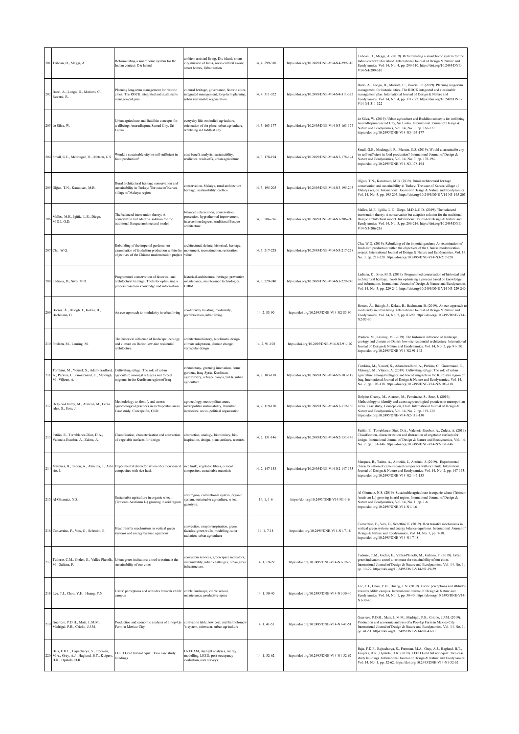| | | | | | | |
|---|---|---|---|---|---|---|
| 201 | Triboan, D., Meggi, A. | Reformulating a smart home system for the Indian context: Diu Island | ambient assisted living, Diu island, smart city mission of India, socio-cultural aware, smart homes, Urbanisation | 14, 4, 299-310 | https://doi.org/10.2495/DNE-V14-N4-299-310 | Triboan, D., Meggi, A. (2019). Reformulating a smart home system for the Indian context: Diu Island. International Journal of Design & Nature and Ecodynamics, Vol. 14, No. 4, pp. 299-310. https://doi.org/10.2495/DNE-V14-N4-299-310 |
| 202 | Boeri, A., Longo, D., Mariotti, C., Roversi, R. | Planning long-term management for historic cities. The ROCK integrated and sustainable management plan | cultural heritage, governance, historic cities, integrated management, long-term planning, urban sustainable regeneration | 14, 4, 311-322 | https://doi.org/10.2495/DNE-V14-N4-311-322 | Boeri, A., Longo, D., Mariotti, C., Roversi, R. (2019). Planning long-term management for historic cities. The ROCK integrated and sustainable management plan. International Journal of Design & Nature and Ecodynamics, Vol. 14, No. 4, pp. 311-322. https://doi.org/10.2495/DNE-V14-N4-311-322 |
| 203 | de Silva, W. | Urban agriculture and Buddhist concepts for wellbeing: Anuradhapura Sacred City, Sri Lanka | everyday life, embodied agriculture, orientation of the place, urban agriculture, wellbeing in Buddhist city | 14, 3, 163-177 | https://doi.org/10.2495/DNE-V14-N3-163-177 | de Silva, W. (2019). Urban agriculture and Buddhist concepts for wellbeing: Anuradhapura Sacred City, Sri Lanka. International Journal of Design & Nature and Ecodynamics, Vol. 14, No. 3, pp. 163-177. https://doi.org/10.2495/DNE-V14-N3-163-177 |
| 204 | Small, G.E., Mcdougall, R., Metson, G.S. | Would a sustainable city be self-sufficient in food production? | cost-benefit analysis, sustainability, resilience, trade-offs, urban agriculture | 14, 3, 178-194 | https://doi.org/10.2495/DNE-V14-N3-178-194 | Small, G.E., Mcdougall, R., Metson, G.S. (2019). Would a sustainable city be self-sufficient in food production? International Journal of Design & Nature and Ecodynamics, Vol. 14, No. 3, pp. 178-194. https://doi.org/10.2495/DNE-V14-N3-178-194 |
| 205 | Olğun, T.N., Karatosun, M.B. | Rural architectural heritage conservation and sustainability in Turkey: The case of Karaca village of Malatya region | conservation, Malatya, rural architecture heritage, sustainability, earthen | 14, 3, 195-205 | https://doi.org/10.2495/DNE-V14-N3-195-205 | Olğun, T.N., Karatosun, M.B. (2019). Rural architectural heritage conservation and sustainability in Turkey: The case of Karaca village of Malatya region. International Journal of Design & Nature and Ecodynamics, Vol. 14, No. 3, pp. 195-205. https://doi.org/10.2495/DNE-V14-N3-195-205 |
| 206 | Mallea, M.E., Igiñiz, L.E., Diego, M.D.L.G.D. | The balanced intervention theory: A conservative but adaptive solution for the traditional Basque architectural model | balanced intervention, conservation, protection, hygrothermal improvement, intervention degrees, traditional Basque architecture | 14, 3, 206-216 | https://doi.org/10.2495/DNE-V14-N3-206-216 | Mallea, M.E., Igiñiz, L.E., Diego, M.D.L.G.D. (2019). The balanced intervention theory: A conservative but adaptive solution for the traditional Basque architectural model. International Journal of Design & Nature and Ecodynamics, Vol. 14, No. 3, pp. 206-216. https://doi.org/10.2495/DNE-V14-N3-206-216 |
| 207 | Chu, W.Q. | Rebuilding of the imperial gardens: An examination of feudalism production within the objectives of the Chinese modernization project | architectural, debate, historical, heritage, monument, reconstruction, restoration, value. | 14, 3, 217-228 | https://doi.org/10.2495/DNE-V14-N3-217-228 | Chu, W.Q. (2019). Rebuilding of the imperial gardens: An examination of feudalism production within the objectives of the Chinese modernization project. International Journal of Design & Nature and Ecodynamics, Vol. 14, No. 3, pp. 217-228. https://doi.org/10.2495/DNE-V14-N3-217-228 |
| 208 | Ludiana, D., Sivo, M.D. | Programmed conservation of historical and architectural heritage. Tools for optimising a process based on knowledge and information | historical-architectural heritage, preventive maintenance, maintenance technologies, HBIM | 14, 3, 229-240 | https://doi.org/10.2495/DNE-V14-N3-229-240 | Ludiana, D., Sivo, M.D. (2019). Programmed conservation of historical and architectural heritage. Tools for optimising a process based on knowledge and information. International Journal of Design & Nature and Ecodynamics, Vol. 14, No. 3, pp. 229-240. https://doi.org/10.2495/DNE-V14-N3-229-240 |
| 209 | Borsos, Á., Balogh, J., Kokas, B., Bachmann, B. | An eco-approach to modularity in urban living | eco-friendly building, modularity, prefabrication, urban living. | 14, 2, 83-90 | https://doi.org/10.2495/DNE-V14-N2-83-90 | Borsos, Á., Balogh, J., Kokas, B., Bachmann, B. (2019). An eco-approach to modularity in urban living. International Journal of Design & Nature and Ecodynamics, Vol. 14, No. 2, pp. 83-90. https://doi.org/10.2495/DNE-V14-N2-83-90 |
| 210 | Poulsen, M., Lauring, M. | The historical influence of landscape, ecology and climate on Danish low-rise residential architecture | architectural history, bioclimatic design, climate adaptation, climate change, vernacular design | 14, 2, 91-102 | https://doi.org/10.2495/DNE-V14-N2-91-102 | Poulsen, M., Lauring, M. (2019). The historical influence of landscape, ecology and climate on Danish low-rise residential architecture. International Journal of Design & Nature and Ecodynamics, Vol. 14, No. 2, pp. 91-102. https://doi.org/10.2495/DNE-V14-N2-91-102 |
| 211 | Tomkins, M., Yousef, S., Adam-bradford, A., Perkins, C., Grosrenaud, E., Mctough, M., Viljoen, A. | Cultivating refuge: The role of urban agriculture amongst refugees and forced migrants in the Kurdistan region of Iraq | ethnobotany, greening innovation, home gardens, Iraq, Syria, Kurdistan, agroforestry, refugee camps, SuDs, urban agriculture. | 14, 2, 103-118 | https://doi.org/10.2495/DNE-V14-N2-103-118 | Tomkins, M., Yousef, S., Adam-bradford, A., Perkins, C., Grosrenaud, E., Mctough, M., Viljoen, A. (2019). Cultivating refuge: The role of urban agriculture amongst refugees and forced migrants in the Kurdistan region of Iraq. International Journal of Design & Nature and Ecodynamics, Vol. 14, No. 2, pp. 103-118. https://doi.org/10.2495/DNE-V14-N2-103-118 |
| 212 | Delpino-Chamy, M., Alarcon, M., Fernández, S., Soto, J. | Methodology to identify and assess agroecological practices in metropolitan areas. Case study, Concepción, Chile | agroecology, metropolitan areas, metropolitan sustainability, Rururban interstices, socio- political organization | 14, 2, 119-130 | https://doi.org/10.2495/DNE-V14-N2-119-130 | Delpino-Chamy, M., Alarcon, M., Fernández, S., Soto, J. (2019). Methodology to identify and assess agroecological practices in metropolitan areas. Case study, Concepción, Chile. International Journal of Design & Nature and Ecodynamics, Vol. 14, No. 2, pp. 119-130. https://doi.org/10.2495/DNE-V14-N2-119-130 |
| 213 | Patiño, E., Torreblanca-Díaz, D.A., Valencia-Escobar, A., Zuleta, A. | Classification, characterization and abstraction of vegetable surfaces for design | abstraction, analogy, biomimicry, bio-inspiration, design, plant surfaces, textures. | 14, 2, 131-146 | https://doi.org/10.2495/DNE-V14-N2-131-146 | Patiño, E., Torreblanca-Díaz, D.A., Valencia-Escobar, A., Zuleta, A. (2019). Classification, characterization and abstraction of vegetable surfaces for design. International Journal of Design & Nature and Ecodynamics, Vol. 14, No. 2, pp. 131-146. https://doi.org/10.2495/DNE-V14-N2-131-146 |
| 214 | Marques, B., Tadeu, A., Almeida, J., António, J. | Experimental characterisation of cement-based composites with rice husk | rice husk, vegetable fibres, cement composites, sustainable materials | 14, 2, 147-153 | https://doi.org/10.2495/DNE-V14-N2-147-153 | Marques, B., Tadeu, A., Almeida, J., António, J. (2019). Experimental characterisation of cement-based composites with rice husk. International Journal of Design & Nature and Ecodynamics, Vol. 14, No. 2, pp. 147-153. https://doi.org/10.2495/DNE-V14-N2-147-153 |
| 215 | Al-Ghumaiz, N.S. | Sustainable agriculture in organic wheat (Triticum Aestivum L.) growing in arid region | arid region, conventional system, organic system, sustainable agriculture, wheat genotype. | 14, 1, 1-6 | https://doi.org/10.2495/DNE-V14-N1-1-6 | Al-Ghumaiz, N.S. (2019). Sustainable agriculture in organic wheat (Triticum Aestivum L.) growing in arid region. International Journal of Design & Nature and Ecodynamics, Vol. 14, No. 1, pp. 1-6. https://doi.org/10.2495/DNE-V14-N1-1-6 |
| 216 | Convertino, F., Vox, G., Schettini, E. | Heat transfer mechanisms in vertical green systems and energy balance equations | convection, evapotranspiration, green facades, green walls, modelling, solar radiation, urban agriculture | 14, 1, 7-18 | https://doi.org/10.2495/DNE-V14-N1-7-18 | Convertino, F., Vox, G., Schettini, E. (2019). Heat transfer mechanisms in vertical green systems and energy balance equations. International Journal of Design & Nature and Ecodynamics, Vol. 14, No. 1, pp. 7-18. https://doi.org/10.2495/DNE-V14-N1-7-18 |
| 217 | Tudorie, C.M., Gielen, E., Vallés-Planells, M., Galiana, F. | Urban green indicators: a tool to estimate the sustainability of our cities | ecosystem services, green space indicators, sustainability, urban challenges, urban green infrastructure. | 14, 1, 19-29 | https://doi.org/10.2495/DNE-V14-N1-19-29 | Tudorie, C.M., Gielen, E., Vallés-Planells, M., Galiana, F. (2019). Urban green indicators: a tool to estimate the sustainability of our cities. International Journal of Design & Nature and Ecodynamics, Vol. 14, No. 1, pp. 19-29. https://doi.org/10.2495/DNE-V14-N1-19-29 |
| 218 | Lee, T.I., Chou, Y.H., Huang, T.N. | Users' perceptions and attitudes towards edible campus | edible landscape, edible school, maintenance, productive space | 14, 1, 30-40 | https://doi.org/10.2495/DNE-V14-N1-30-40 | Lee, T.I., Chou, Y.H., Huang, T.N. (2019). Users' perceptions and attitudes towards edible campus. International Journal of Design & Nature and Ecodynamics, Vol. 14, No. 1, pp. 30-40. https://doi.org/10.2495/DNE-V14-N1-30-40 |
| 219 | Guerrero, P.D.H., Mata, L.M.M., Madrigal, P.B., Criollo, J.J.M. | Production and economic analysis of a Pop-Up Farm in Mexico City | cultivation table, low cost, mel bartholomew's system, rainwater, urban agriculture | 14, 1, 41-51 | https://doi.org/10.2495/DNE-V14-N1-41-51 | Guerrero, P.D.H., Mata, L.M.M., Madrigal, P.B., Criollo, J.J.M. (2019). Production and economic analysis of a Pop-Up Farm in Mexico City. International Journal of Design & Nature and Ecodynamics, Vol. 14, No. 1, pp. 41-51. https://doi.org/10.2495/DNE-V14-N1-41-51 |
| 220 | Baja, F.D.F., Bajracharya, S., Freeman, M.A., Gray, A.J., Haglund, B.T., Kuipers, H.R., Opatola, O.R. | LEED Gold but not equal: Two case study buildings | BREEAM, daylight analyses, energy modelling, LEED, post-occupancy evaluation, user surveys | 14, 1, 52-62 | https://doi.org/10.2495/DNE-V14-N1-52-62 | Baja, F.D.F., Bajracharya, S., Freeman, M.A., Gray, A.J., Haglund, B.T., Kuipers, H.R., Opatola, O.R. (2019). LEED Gold but not equal: Two case study buildings. International Journal of Design & Nature and Ecodynamics, Vol. 14, No. 1, pp. 52-62. https://doi.org/10.2495/DNE-V14-N1-52-62 |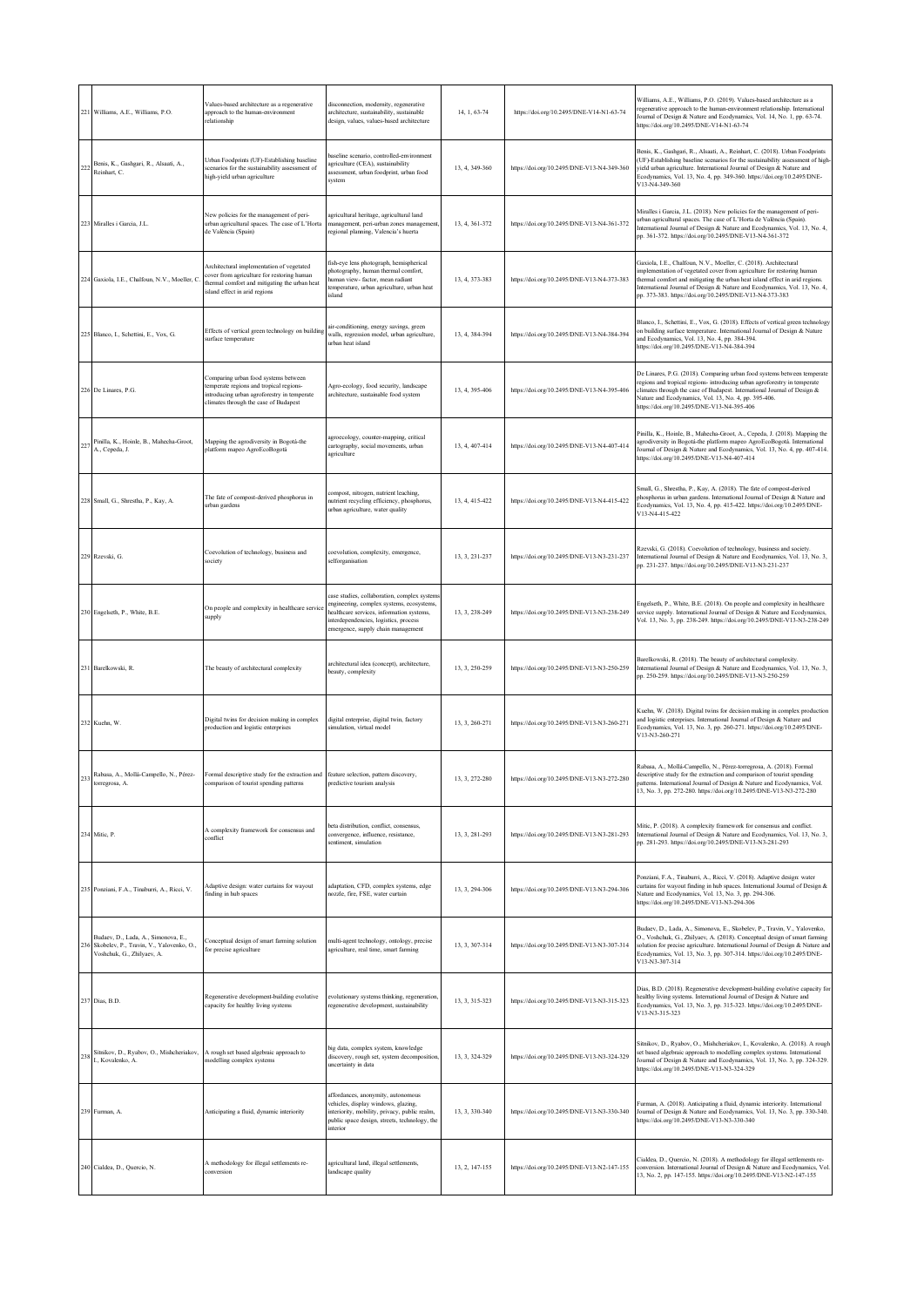| | | | | | | |
|---|---|---|---|---|---|---|
| 221 | Williams, A.E., Williams, P.O. | Values-based architecture as a regenerative approach to the human-environment relationship | disconnection, modernity, regenerative architecture, sustainability, sustainable design, values, values-based architecture | 14, 1, 63-74 | https://doi.org/10.2495/DNE-V14-N1-63-74 | Williams, A.E., Williams, P.O. (2019). Values-based architecture as a regenerative approach to the human-environment relationship. International Journal of Design & Nature and Ecodynamics, Vol. 14, No. 1, pp. 63-74. https://doi.org/10.2495/DNE-V14-N1-63-74 |
| 222 | Benis, K., Gashgari, R., Alsaati, A., Reinhart, C. | Urban Foodprints (UF)-Establishing baseline scenarios for the sustainability assessment of high-yield urban agriculture | baseline scenario, controlled-environment agriculture (CEA), sustainability assessment, urban foodprint, urban food system | 13, 4, 349-360 | https://doi.org/10.2495/DNE-V13-N4-349-360 | Benis, K., Gashgari, R., Alsaati, A., Reinhart, C. (2018). Urban Foodprints (UF)-Establishing baseline scenarios for the sustainability assessment of high-yield urban agriculture. International Journal of Design & Nature and Ecodynamics, Vol. 13, No. 4, pp. 349-360. https://doi.org/10.2495/DNE-V13-N4-349-360 |
| 223 | Miralles i Garcia, J.L. | New policies for the management of peri-urban agricultural spaces. The case of L'Horta de València (Spain) | agricultural heritage, agricultural land management, peri-urban zones management, regional planning, Valencia's huerta | 13, 4, 361-372 | https://doi.org/10.2495/DNE-V13-N4-361-372 | Miralles i Garcia, J.L. (2018). New policies for the management of peri-urban agricultural spaces. The case of L'Horta de València (Spain). International Journal of Design & Nature and Ecodynamics, Vol. 13, No. 4, pp. 361-372. https://doi.org/10.2495/DNE-V13-N4-361-372 |
| 224 | Gaxiola, I.E., Chalfoun, N.V., Moeller, C. | Architectural implementation of vegetated cover from agriculture for restoring human thermal comfort and mitigating the urban heat island effect in arid regions | fish-eye lens photograph, hemispherical photography, human thermal comfort, human view- factor, mean radiant temperature, urban agriculture, urban heat island | 13, 4, 373-383 | https://doi.org/10.2495/DNE-V13-N4-373-383 | Gaxiola, I.E., Chalfoun, N.V., Moeller, C. (2018). Architectural implementation of vegetated cover from agriculture for restoring human thermal comfort and mitigating the urban heat island effect in arid regions. International Journal of Design & Nature and Ecodynamics, Vol. 13, No. 4, pp. 373-383. https://doi.org/10.2495/DNE-V13-N4-373-383 |
| 225 | Blanco, I., Schettini, E., Vox, G. | Effects of vertical green technology on building surface temperature | air-conditioning, energy savings, green walls, regression model, urban agriculture, urban heat island | 13, 4, 384-394 | https://doi.org/10.2495/DNE-V13-N4-384-394 | Blanco, I., Schettini, E., Vox, G. (2018). Effects of vertical green technology on building surface temperature. International Journal of Design & Nature and Ecodynamics, Vol. 13, No. 4, pp. 384-394. https://doi.org/10.2495/DNE-V13-N4-384-394 |
| 226 | De Linares, P.G. | Comparing urban food systems between temperate regions and tropical regions-introducing urban agroforestry in temperate climates through the case of Budapest | Agro-ecology, food security, landscape architecture, sustainable food system | 13, 4, 395-406 | https://doi.org/10.2495/DNE-V13-N4-395-406 | De Linares, P.G. (2018). Comparing urban food systems between temperate regions and tropical regions- introducing urban agroforestry in temperate climates through the case of Budapest. International Journal of Design & Nature and Ecodynamics, Vol. 13, No. 4, pp. 395-406. https://doi.org/10.2495/DNE-V13-N4-395-406 |
| 227 | Pinilla, K., Hoinle, B., Mahecha-Groot, A., Cepeda, J. | Mapping the agrodiversity in Bogotá-the platform mapeo AgroEcoBogotá | agroecology, counter-mapping, critical cartography, social movements, urban agriculture | 13, 4, 407-414 | https://doi.org/10.2495/DNE-V13-N4-407-414 | Pinilla, K., Hoinle, B., Mahecha-Groot, A., Cepeda, J. (2018). Mapping the agrodiversity in Bogotá-the platform mapeo AgroEcoBogotá. International Journal of Design & Nature and Ecodynamics, Vol. 13, No. 4, pp. 407-414. https://doi.org/10.2495/DNE-V13-N4-407-414 |
| 228 | Small, G., Shrestha, P., Kay, A. | The fate of compost-derived phosphorus in urban gardens | compost, nitrogen, nutrient leaching, nutrient recycling efficiency, phosphorus, urban agriculture, water quality | 13, 4, 415-422 | https://doi.org/10.2495/DNE-V13-N4-415-422 | Small, G., Shrestha, P., Kay, A. (2018). The fate of compost-derived phosphorus in urban gardens. International Journal of Design & Nature and Ecodynamics, Vol. 13, No. 4, pp. 415-422. https://doi.org/10.2495/DNE-V13-N4-415-422 |
| 229 | Rzevski, G. | Coevolution of technology, business and society | coevolution, complexity, emergence, selforganisation | 13, 3, 231-237 | https://doi.org/10.2495/DNE-V13-N3-231-237 | Rzevski, G. (2018). Coevolution of technology, business and society. International Journal of Design & Nature and Ecodynamics, Vol. 13, No. 3, pp. 231-237. https://doi.org/10.2495/DNE-V13-N3-231-237 |
| 230 | Engelseth, P., White, B.E. | On people and complexity in healthcare service supply | case studies, collaboration, complex systems engineering, complex systems, ecosystems, healthcare services, information systems, interdependencies, logistics, process emergence, supply chain management | 13, 3, 238-249 | https://doi.org/10.2495/DNE-V13-N3-238-249 | Engelseth, P., White, B.E. (2018). On people and complexity in healthcare service supply. International Journal of Design & Nature and Ecodynamics, Vol. 13, No. 3, pp. 238-249. https://doi.org/10.2495/DNE-V13-N3-238-249 |
| 231 | Barelkowski, R. | The beauty of architectural complexity | architectural idea (concept), architecture, beauty, complexity | 13, 3, 250-259 | https://doi.org/10.2495/DNE-V13-N3-250-259 | Barelkowski, R. (2018). The beauty of architectural complexity. International Journal of Design & Nature and Ecodynamics, Vol. 13, No. 3, pp. 250-259. https://doi.org/10.2495/DNE-V13-N3-250-259 |
| 232 | Kuehn, W. | Digital twins for decision making in complex production and logistic enterprises | digital enterprise, digital twin, factory simulation, virtual model | 13, 3, 260-271 | https://doi.org/10.2495/DNE-V13-N3-260-271 | Kuehn, W. (2018). Digital twins for decision making in complex production and logistic enterprises. International Journal of Design & Nature and Ecodynamics, Vol. 13, No. 3, pp. 260-271. https://doi.org/10.2495/DNE-V13-N3-260-271 |
| 233 | Rabasa, A., Mollá-Campello, N., Pérez-torregrosa, A. | Formal descriptive study for the extraction and comparison of tourist spending patterns | feature selection, pattern discovery, predictive tourism analysis | 13, 3, 272-280 | https://doi.org/10.2495/DNE-V13-N3-272-280 | Rabasa, A., Mollá-Campello, N., Pérez-torregrosa, A. (2018). Formal descriptive study for the extraction and comparison of tourist spending patterns. International Journal of Design & Nature and Ecodynamics, Vol. 13, No. 3, pp. 272-280. https://doi.org/10.2495/DNE-V13-N3-272-280 |
| 234 | Mitic, P. | A complexity framework for consensus and conflict | beta distribution, conflict, consensus, convergence, influence, resistance, sentiment, simulation | 13, 3, 281-293 | https://doi.org/10.2495/DNE-V13-N3-281-293 | Mitic, P. (2018). A complexity framework for consensus and conflict. International Journal of Design & Nature and Ecodynamics, Vol. 13, No. 3, pp. 281-293. https://doi.org/10.2495/DNE-V13-N3-281-293 |
| 235 | Ponziani, F.A., Tinaburri, A., Ricci, V. | Adaptive design: water curtains for wayout finding in hub spaces | adaptation, CFD, complex systems, edge nozzle, fire, FSE, water curtain | 13, 3, 294-306 | https://doi.org/10.2495/DNE-V13-N3-294-306 | Ponziani, F.A., Tinaburri, A., Ricci, V. (2018). Adaptive design: water curtains for wayout finding in hub spaces. International Journal of Design & Nature and Ecodynamics, Vol. 13, No. 3, pp. 294-306. https://doi.org/10.2495/DNE-V13-N3-294-306 |
| 236 | Budaev, D., Lada, A., Simonova, E., Skobelev, P., Travin, V., Yalovenko, O., Voshchuk, G., Zhilyaev, A. | Conceptual design of smart farming solution for precise agriculture | multi-agent technology, ontology, precise agriculture, real time, smart farming | 13, 3, 307-314 | https://doi.org/10.2495/DNE-V13-N3-307-314 | Budaev, D., Lada, A., Simonova, E., Skobelev, P., Travin, V., Yalovenko, O., Voshchuk, G., Zhilyaev, A. (2018). Conceptual design of smart farming solution for precise agriculture. International Journal of Design & Nature and Ecodynamics, Vol. 13, No. 3, pp. 307-314. https://doi.org/10.2495/DNE-V13-N3-307-314 |
| 237 | Dias, B.D. | Regenerative development-building evolutive capacity for healthy living systems | evolutionary systems thinking, regeneration, regenerative development, sustainability | 13, 3, 315-323 | https://doi.org/10.2495/DNE-V13-N3-315-323 | Dias, B.D. (2018). Regenerative development-building evolutive capacity for healthy living systems. International Journal of Design & Nature and Ecodynamics, Vol. 13, No. 3, pp. 315-323. https://doi.org/10.2495/DNE-V13-N3-315-323 |
| 238 | Sitnikov, D., Ryabov, O., Mishcheriakov, I., Kovalenko, A. | A rough set based algebraic approach to modelling complex systems | big data, complex system, knowledge discovery, rough set, system decomposition, uncertainty in data | 13, 3, 324-329 | https://doi.org/10.2495/DNE-V13-N3-324-329 | Sitnikov, D., Ryabov, O., Mishcheriakov, I., Kovalenko, A. (2018). A rough set based algebraic approach to modelling complex systems. International Journal of Design & Nature and Ecodynamics, Vol. 13, No. 3, pp. 324-329. https://doi.org/10.2495/DNE-V13-N3-324-329 |
| 239 | Furman, A. | Anticipating a fluid, dynamic interiority | affordances, anonymity, autonomous vehicles, display windows, glazing, interiority, mobility, privacy, public realm, public space design, streets, technology, the interior | 13, 3, 330-340 | https://doi.org/10.2495/DNE-V13-N3-330-340 | Furman, A. (2018). Anticipating a fluid, dynamic interiority. International Journal of Design & Nature and Ecodynamics, Vol. 13, No. 3, pp. 330-340. https://doi.org/10.2495/DNE-V13-N3-330-340 |
| 240 | Cialdea, D., Quercio, N. | A methodology for illegal settlements re-conversion | agricultural land, illegal settlements, landscape quality | 13, 2, 147-155 | https://doi.org/10.2495/DNE-V13-N2-147-155 | Cialdea, D., Quercio, N. (2018). A methodology for illegal settlements re-conversion. International Journal of Design & Nature and Ecodynamics, Vol. 13, No. 2, pp. 147-155. https://doi.org/10.2495/DNE-V13-N2-147-155 |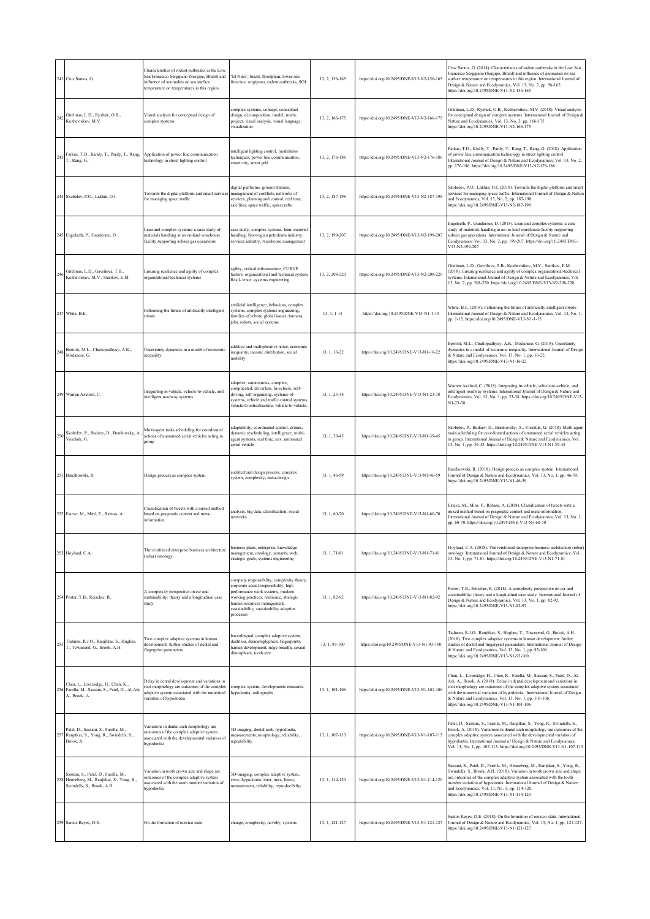| 241 | Cruz Santos, G. | Characteristics of rodent outbreaks in the Low San Francisco Sergipano (Sergipe, Brazil) and influence of anomalies on sea surface temperature on temperatures in this region | 'El Niño', brazil, floodplain, lower san francisco sergipano, rodent outbreaks, SOI | 13, 2, 156-165 | https://doi.org/10.2495/DNE-V13-N2-156-165 | Cruz Santos, G. (2018). Characteristics of rodent outbreaks in the Low San Francisco Sergipano (Sergipe, Brazil) and influence of anomalies on sea surface temperature on temperatures in this region. International Journal of Design & Nature and Ecodynamics, Vol. 13, No. 2, pp. 56-165. https://doi.org/10.2495/DNE-V13-N2-156-165 |
|---|---|---|---|---|---|---|
| 242 | Gitelman, L.D., Ryzhuk, O.B., Kozhevnikov, M.V. | Visual analysis for conceptual design of complex systems | complex systems, concept, conceptual design, decomposition, model, multi-project, visual analysis, visual language, visualization | 13, 2, 166-175 | https://doi.org/10.2495/DNE-V13-N2-166-175 | Gitelman, L.D., Ryzhuk, O.B., Kozhevnikov, M.V. (2018). Visual analysis for conceptual design of complex systems. International Journal of Design & Nature and Ecodynamics, Vol. 13, No. 2, pp. 166-175. https://doi.org/10.2495/DNE-V13-N2-166-175 |
| 243 | Farkas, T.D., Király, T., Pardy, T., Rang, T., Rang, G. | Application of power line communication technology in street lighting control | intelligent lighting control, modulation techniques, power line communication, smart city, smart grid | 13, 2, 176-186 | https://doi.org/10.2495/DNE-V13-N2-176-186 | Farkas, T.D., Király, T., Pardy, T., Rang, T., Rang, G. (2018). Application of power line communication technology in street lighting control. International Journal of Design & Nature and Ecodynamics, Vol. 13, No. 2, pp. 176-186. https://doi.org/10.2495/DNE-V13-N2-176-186 |
| 244 | Skobelev, P.O., Lakhin, O.I. | Towards the digital platform and smart services for managing space traffic | digital platforms, ground stations, management of conflicts, networks of services, planning and control, real time, satellites, space traffic, spacecrafts | 13, 2, 187-198 | https://doi.org/10.2495/DNE-V13-N2-187-198 | Skobelev, P.O., Lakhin, O.I. (2018). Towards the digital platform and smart services for managing space traffic. International Journal of Design & Nature and Ecodynamics, Vol. 13, No. 2, pp. 187-198. https://doi.org/10.2495/DNE-V13-N2-187-198 |
| 245 | Engelseth, P., Gundersen, D. | Lean and complex systems: a case study of materials handling at an on-land warehouse facility supporting subsea gas operations | case study, complex systems, lean, material handling, Norwegian petroleum industry, services industry, warehouse management | 13, 2, 199-207 | https://doi.org/10.2495/DNE-V13-N2-199-207 | Engelseth, P., Gundersen, D. (2018). Lean and complex systems: a case study of materials handling at an on-land warehouse facility supporting subsea gas operations. International Journal of Design & Nature and Ecodynamics, Vol. 13, No. 2, pp. 199-207. https://doi.org/10.2495/DNE-V13-N2-199-207 |
| 246 | Gitelman, L.D., Gavrilova, T.B., Kozhevnikov, M.V., Starikov, E.M. | Ensuring resilience and agility of complex organizational-technical systems | agility, critical infrastructure, CURVE factors, organizational and technical system, Resil- ience, systems engineering | 13, 2, 208-220 | https://doi.org/10.2495/DNE-V13-N2-208-220 | Gitelman, L.D., Gavrilova, T.B., Kozhevnikov, M.V., Starikov, E.M. (2018). Ensuring resilience and agility of complex organizational-technical systems. International Journal of Design & Nature and Ecodynamics, Vol. 13, No. 2, pp. 208-220. https://doi.org/10.2495/DNE-V13-N2-208-220 |
| 247 | White, B.E. | Fathoming the future of artificially intelligent robots | artificial intelligence, behaviors, complex systems, complex systems engineering, families of robots, global issues, humans, jobs, robots, social systems | 13, 1, 1-15 | https://doi.org/10.2495/DNE-V13-N1-1-15 | White, B.E. (2018). Fathoming the future of artificially intelligent robots. International Journal of Design & Nature and Ecodynamics, Vol. 13, No. 1, pp. 1-15. https://doi.org/10.2495/DNE-V13-N1-1-15 |
| 248 | Bertotti, M.L., Chattopadhyay, A.K., Modanese, G. | Uncertainty dynamics in a model of economic inequality | additive and multiplicative noise, economic inequality, income distribution, social mobility | 13, 1, 16-22 | https://doi.org/10.2495/DNE-V13-N1-16-22 | Bertotti, M.L., Chattopadhyay, A.K., Modanese, G. (2018). Uncertainty dynamics in a model of economic inequality. International Journal of Design & Nature and Ecodynamics, Vol. 13, No. 1, pp. 16-22. https://doi.org/10.2495/DNE-V13-N1-16-22 |
| 249 | Warren Axelrod, C. | Integrating in-vehicle, vehicle-to-vehicle, and intelligent roadway systems | adaptive, autonomous, complex, complicated, driverless, In-vehicle, self-driving, self-organizing, systems-of-systems, vehicle and traffic control systems, vehicle-to-infrastructure, vehicle-to-vehicle. | 13, 1, 23-38 | https://doi.org/10.2495/DNE-V13-N1-23-38 | Warren Axelrod, C. (2018). Integrating in-vehicle, vehicle-to-vehicle, and intelligent roadway systems. International Journal of Design & Nature and Ecodynamics, Vol. 13, No. 1, pp. 23-38. https://doi.org/10.2495/DNE-V13-N1-23-38 |
| 250 | Skobelev, P., Budaev, D., Brankovsky, A., Voschuk, G. | Multi-agent tasks scheduling for coordinated actions of unmanned aerial vehicles acting in group | adaptability, coordinated control, drones, dynamic rescheduling, intelligence, multi-agent systems, real time, uav, unmanned aerial vehicle | 13, 1, 39-45 | https://doi.org/10.2495/DNE-V13-N1-39-45 | Skobelev, P., Budaev, D., Brankovsky, A., Voschuk, G. (2018). Multi-agent tasks scheduling for coordinated actions of unmanned aerial vehicles acting in group. International Journal of Design & Nature and Ecodynamics, Vol. 13, No. 1, pp. 39-45. https://doi.org/10.2495/DNE-V13-N1-39-45 |
| 251 | Barelkowski, R. | Design process as complex system | architectural design process, complex system, complexity, meta-design | 13, 1, 46-59 | https://doi.org/10.2495/DNE-V13-N1-46-59 | Barelkowski, R. (2018). Design process as complex system. International Journal of Design & Nature and Ecodynamics, Vol. 13, No. 1, pp. 46-59. https://doi.org/10.2495/DNE-V13-N1-46-59 |
| 252 | Esteve, M., Miró, F., Rabasa, A. | Classification of tweets with a mixed method based on pragmatic content and meta-information | analysis, big data, classification, social networks | 13, 1, 60-70 | https://doi.org/10.2495/DNE-V13-N1-60-70 | Esteve, M., Miró, F., Rabasa, A. (2018). Classification of tweets with a mixed method based on pragmatic content and meta-information. International Journal of Design & Nature and Ecodynamics, Vol. 13, No. 1, pp. 60-70. https://doi.org/10.2495/DNE-V13-N1-60-70 |
| 253 | Hoyland, C.A. | The reinforced enterprise business architecture (rebar) ontology | business plans, enterprise, knowledge management, ontology, semantic web, strategic goals, systems engineering | 13, 1, 71-81 | https://doi.org/10.2495/DNE-V13-N1-71-81 | Hoyland, C.A. (2018). The reinforced enterprise business architecture (rebar) ontology. International Journal of Design & Nature and Ecodynamics, Vol. 13, No. 1, pp. 71-81. https://doi.org/10.2495/DNE-V13-N1-71-81 |
| 254 | Porter, T.B., Reischer, R. | A complexity perspective on csr and sustainability: theory and a longitudinal case study | company responsibility, complexity theory, corporate social responsibility, high performance work systems, modern working practices, resilience, strategic human resources management, sustainability, sustainability adoption processes | 13, 1, 82-92 | https://doi.org/10.2495/DNE-V13-N1-82-92 | Porter, T.B., Reischer, R. (2018). A complexity perspective on csr and sustainability: theory and a longitudinal case study. International Journal of Design & Nature and Ecodynamics, Vol. 13, No. 1, pp. 82-92. https://doi.org/10.2495/DNE-V13-N1-82-92 |
| 255 | Taduran, R.J.O., Ranjitkar, S., Hughes, T., Townsend, G., Brook, A.H. | Two complex adaptive systems in human development: further studies of dental and fingerprint parameters | buccolingual, complex adaptive system, dentition, dermatoglyphics, fingerprints, human development, ridge breadth, sexual dimorphism, tooth size | 13, 1, 93-100 | https://doi.org/10.2495/DNE-V13-N1-93-100 | Taduran, R.J.O., Ranjitkar, S., Hughes, T., Townsend, G., Brook, A.H. (2018). Two complex adaptive systems in human development: further studies of dental and fingerprint parameters. International Journal of Design & Nature and Ecodynamics, Vol. 13, No. 1, pp. 93-100. https://doi.org/10.2495/DNE-V13-N1-93-100 |
| 256 | Chen, L., Liversidge, H., Chen, K., Farella, M., Sassani, S., Patel, D., Al-Ani, A., Brook, A. | Delay in dental development and variations in root morphology are outcomes of the complex adaptive system associated with the numerical variation of hypodontia | complex system, developments measures, hypodontia, radiographs | 13, 1, 101-106 | https://doi.org/10.2495/DNE-V13-N1-101-106 | Chen, L., Liversidge, H., Chen, K., Farella, M., Sassani, S., Patel, D., Al-Ani, A., Brook, A. (2018). Delay in dental development and variations in root morphology are outcomes of the complex adaptive system associated with the numerical variation of hypodontia. International Journal of Design & Nature and Ecodynamics, Vol. 13, No. 1, pp. 101-106. https://doi.org/10.2495/DNE-V13-N1-101-106 |
| 257 | Patel, D., Sassani, S., Farella, M., Ranjitkar, S., Yong, R., Swindells, S., Brook, A. | Variations in dental arch morphology are outcomes of the complex adaptive system associated with the developmental variation of hypodontia | 3D imaging, dental arch, hypodontia, measurements, morphology, reliability, repeatability | 13, 1, 107-113 | https://doi.org/10.2495/DNE-V13-N1-107-113 | Patel, D., Sassani, S., Farella, M., Ranjitkar, S., Yong, R., Swindells, S., Brook, A. (2018). Variations in dental arch morphology are outcomes of the complex adaptive system associated with the developmental variation of hypodontia. International Journal of Design & Nature and Ecodynamics, Vol. 13, No. 1, pp. 107-113. https://doi.org/10.2495/DNE-V13-N1-107-113 |
| 258 | Sassani, S., Patel, D., Farella, M., Henneberg, M., Ranjitkar, S., Yong, R., Swindells, S., Brook, A.H. | Variation in tooth crown size and shape are outcomes of the complex adaptive system associated with the tooth number variation of hypodontia | 3D-imaging, complex adaptive system, error, hypodontia, inter, intra, linear, measurement, reliability, reproducibility | 13, 1, 114-120 | https://doi.org/10.2495/DNE-V13-N1-114-120 | Sassani, S., Patel, D., Farella, M., Henneberg, M., Ranjitkar, S., Yong, R., Swindells, S., Brook, A.H. (2018). Variation in tooth crown size and shape are outcomes of the complex adaptive system associated with the tooth number variation of hypodontia. International Journal of Design & Nature and Ecodynamics, Vol. 13, No. 1, pp. 114-120. https://doi.org/10.2495/DNE-V13-N1-114-120 |
| 259 | Santos Reyes, D.E. | On the formation of mexico state | change, complexity, novelty, systems | 13, 1, 121-127 | https://doi.org/10.2495/DNE-V13-N1-121-127 | Santos Reyes, D.E. (2018). On the formation of mexico state. International Journal of Design & Nature and Ecodynamics, Vol. 13, No. 1, pp. 121-127. https://doi.org/10.2495/DNE-V13-N1-121-127 |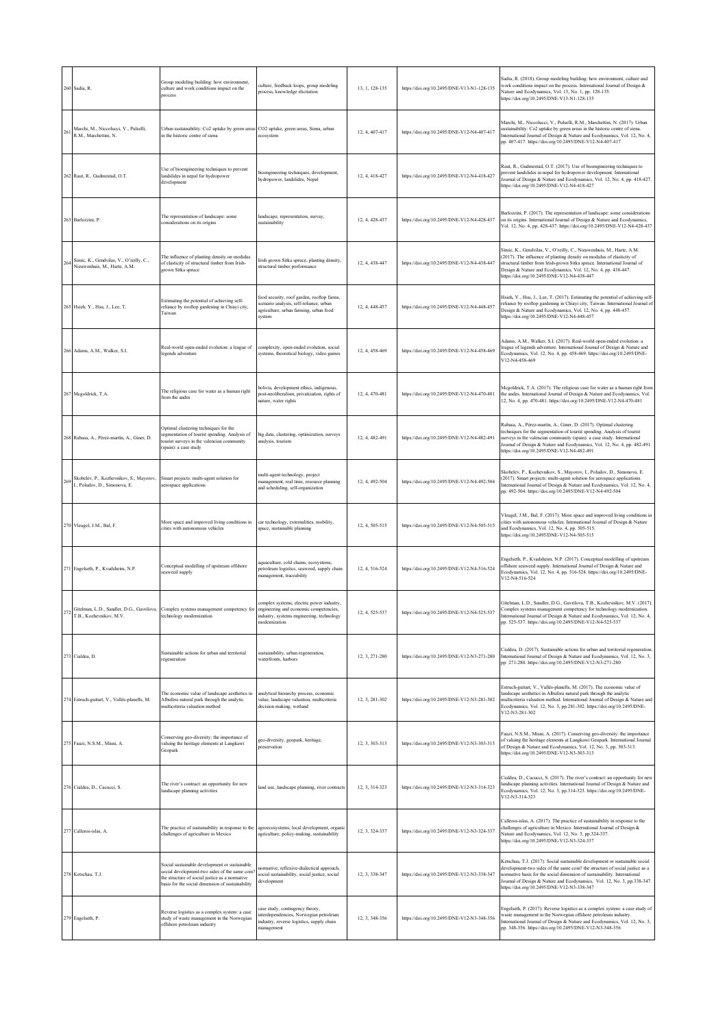| | | | | | | |
|---|---|---|---|---|---|---|
| 260 | Sadia, R. | Group modeling building: how environment, culture and work conditions impact on the process | culture, feedback loops, group modeling process, knowledge elicitation | 13, 1, 128-135 | https://doi.org/10.2495/DNE-V13-N1-128-135 | Sadia, R. (2018). Group modeling building: how environment, culture and work conditions impact on the process. International Journal of Design & Nature and Ecodynamics, Vol. 13, No. 1, pp. 128-135. https://doi.org/10.2495/DNE-V13-N1-128-135 |
| 261 | Marchi, M., Niccolucci, V., Pulselli, R.M., Marchettini, N. | Urban sustainability: Co2 uptake by green areas in the historic centre of siena | CO2 uptake, green areas, Siena, urban ecosystem | 12, 4, 407-417 | https://doi.org/10.2495/DNE-V12-N4-407-417 | Marchi, M., Niccolucci, V., Pulselli, R.M., Marchettini, N. (2017). Urban sustainability: Co2 uptake by green areas in the historic centre of siena. International Journal of Design & Nature and Ecodynamics, Vol. 12, No. 4, pp. 407-417. https://doi.org/10.2495/DNE-V12-N4-407-417 |
| 262 | Raut, R., Gudmestad, O.T. | Use of bioengineering techniques to prevent landslides in nepal for hydropower development | bioengineering techniques, development, hydropower, landslides, Nepal | 12, 4, 418-427 | https://doi.org/10.2495/DNE-V12-N4-418-427 | Raut, R., Gudmestad, O.T. (2017). Use of bioengineering techniques to prevent landslides in nepal for hydropower development. International Journal of Design & Nature and Ecodynamics, Vol. 12, No. 4, pp. 418-427. https://doi.org/10.2495/DNE-V12-N4-418-427 |
| 263 | Barlozzini, P. | The representation of landscape: some considerations on its origins | landscape, representation, survey, sustainability | 12, 4, 428-437 | https://doi.org/10.2495/DNE-V12-N4-428-437 | Barlozzini, P. (2017). The representation of landscape: some considerations on its origins. International Journal of Design & Nature and Ecodynamics, Vol. 12, No. 4, pp. 428-437. https://doi.org/10.2495/DNE-V12-N4-428-437 |
| 264 | Simic, K., Gendvilas, V., O'reilly, C., Nieuwenhuis, M., Harte, A.M. | The influence of planting density on modulus of elasticity of structural timber from Irish-grown Sitka spruce | Irish grown Sitka spruce, planting density, structural timber performance | 12, 4, 438-447 | https://doi.org/10.2495/DNE-V12-N4-438-447 | Simic, K., Gendvilas, V., O'reilly, C., Nieuwenhuis, M., Harte, A.M. (2017). The influence of planting density on modulus of elasticity of structural timber from Irish-grown Sitka spruce. International Journal of Design & Nature and Ecodynamics, Vol. 12, No. 4, pp. 438-447. https://doi.org/10.2495/DNE-V12-N4-438-447 |
| 265 | Hsieh, Y., Hsu, J., Lee, T. | Estimating the potential of achieving self-reliance by rooftop gardening in Chiayi city, Taiwan | food security, roof garden, rooftop farms, scenario analysis, self-reliance, urban agriculture, urban farming, urban food system | 12, 4, 448-457 | https://doi.org/10.2495/DNE-V12-N4-448-457 | Hsieh, Y., Hsu, J., Lee, T. (2017). Estimating the potential of achieving self-reliance by rooftop gardening in Chiayi city, Taiwan. International Journal of Design & Nature and Ecodynamics, Vol. 12, No. 4, pp. 448-457. https://doi.org/10.2495/DNE-V12-N4-448-457 |
| 266 | Adams, A.M., Walker, S.I. | Real-world open-ended evolution: a league of legends adventure | complexity, open-ended evolution, social systems, theoretical biology, video games | 12, 4, 458-469 | https://doi.org/10.2495/DNE-V12-N4-458-469 | Adams, A.M., Walker, S.I. (2017). Real-world open-ended evolution: a league of legends adventure. International Journal of Design & Nature and Ecodynamics, Vol. 12, No. 4, pp. 458-469. https://doi.org/10.2495/DNE-V12-N4-458-469 |
| 267 | Mcgoldrick, T.A. | The religious case for water as a human right from the andes | bolivia, development ethics, indigenous, post-neoliberalism, privatization, rights of nature, water rights | 12, 4, 470-481 | https://doi.org/10.2495/DNE-V12-N4-470-481 | Mcgoldrick, T.A. (2017). The religious case for water as a human right from the andes. International Journal of Design & Nature and Ecodynamics, Vol. 12, No. 4, pp. 470-481. https://doi.org/10.2495/DNE-V12-N4-470-481 |
| 268 | Rabasa, A., Pérez-martín, A., Giner, D. | Optimal clustering techniques for the segmentation of tourist spending. Analysis of tourist surveys in the valencian community (spain): a case study | big data, clustering, optimization, surveys analysis, tourism | 12, 4, 482-491 | https://doi.org/10.2495/DNE-V12-N4-482-491 | Rabasa, A., Pérez-martín, A., Giner, D. (2017). Optimal clustering techniques for the segmentation of tourist spending. Analysis of tourist surveys in the valencian community (spain): a case study. International Journal of Design & Nature and Ecodynamics, Vol. 12, No. 4, pp. 482-491. https://doi.org/10.2495/DNE-V12-N4-482-491 |
| 269 | Skobelev, P., Kozhevnikov, S., Mayorov, I., Poludov, D., Simonova, E. | Smart projects: multi-agent solution for aerospace applications | multi-agent technology, project management, real time, resource planning and scheduling, self-organization | 12, 4, 492-504 | https://doi.org/10.2495/DNE-V12-N4-492-504 | Skobelev, P., Kozhevnikov, S., Mayorov, I., Poludov, D., Simonova, E. (2017). Smart projects: multi-agent solution for aerospace applications. International Journal of Design & Nature and Ecodynamics, Vol. 12, No. 4, pp. 492-504. https://doi.org/10.2495/DNE-V12-N4-492-504 |
| 270 | Vleugel, J.M., Bal, F. | More space and improved living conditions in cities with autonomous vehicles | car technology, externalities, mobility, space, sustainable planning | 12, 4, 505-515 | https://doi.org/10.2495/DNE-V12-N4-505-515 | Vleugel, J.M., Bal, F. (2017). More space and improved living conditions in cities with autonomous vehicles. International Journal of Design & Nature and Ecodynamics, Vol. 12, No. 4, pp. 505-515. https://doi.org/10.2495/DNE-V12-N4-505-515 |
| 271 | Engelseth, P., Kvadsheim, N.P. | Conceptual modelling of upstream offshore seaweed supply | aquaculture, cold chains, ecosystems, petroleum logistics, seaweed, supply chain management, traceability | 12, 4, 516-524 | https://doi.org/10.2495/DNE-V12-N4-516-524 | Engelseth, P., Kvadsheim, N.P. (2017). Conceptual modelling of upstream offshore seaweed supply. International Journal of Design & Nature and Ecodynamics, Vol. 12, No. 4, pp. 516-524. https://doi.org/10.2495/DNE-V12-N4-516-524 |
| 272 | Gitelman, L.D., Sandler, D.G., Gavrilova, T.B., Kozhevnikov, M.V. | Complex systems management competency for technology modernization | complex systems, electric power industry, engineering and economic competencies, industry, systems engineering, technology modernization | 12, 4, 525-537 | https://doi.org/10.2495/DNE-V12-N4-525-537 | Gitelman, L.D., Sandler, D.G., Gavrilova, T.B., Kozhevnikov, M.V. (2017). Complex systems management competency for technology modernization. International Journal of Design & Nature and Ecodynamics, Vol. 12, No. 4, pp. 525-537. https://doi.org/10.2495/DNE-V12-N4-525-537 |
| 273 | Cialdea, D. | Sustainable actions for urban and territorial regeneration | sustainability, urban regeneration, waterfronts, harbors | 12, 3, 271-280 | https://doi.org/10.2495/DNE-V12-N3-271-280 | Cialdea, D. (2017). Sustainable actions for urban and territorial regeneration. International Journal of Design & Nature and Ecodynamics, Vol. 12, No. 3, pp. 271-280. https://doi.org/10.2495/DNE-V12-N3-271-280 |
| 274 | Estruch-guitart, V., Vallés-planells, M. | The economic value of landscape aesthetics in Albufera natural park through the analytic multicriteria valuation method | analytical hierarchy process, economic value, landscape valuation, multicriteria decision making, wetland | 12, 3, 281-302 | https://doi.org/10.2495/DNE-V12-N3-281-302 | Estruch-guitart, V., Vallés-planells, M. (2017). The economic value of landscape aesthetics in Albufera natural park through the analytic multicriteria valuation method. International Journal of Design & Nature and Ecodynamics, Vol. 12, No. 3, pp.281-302. https://doi.org/10.2495/DNE-V12-N3-281-302 |
| 275 | Fauzi, N.S.M., Misni, A. | Conserving geo-diversity: the importance of valuing the heritage elements at Langkawi Geopark | geo-diversity, geopark, heritage, preservation | 12, 3, 303-313 | https://doi.org/10.2495/DNE-V12-N3-303-313 | Fauzi, N.S.M., Misni, A. (2017). Conserving geo-diversity: the importance of valuing the heritage elements at Langkawi Geopark. International Journal of Design & Nature and Ecodynamics, Vol. 12, No. 3, pp. 303-313. https://doi.org/10.2495/DNE-V12-N3-303-313 |
| 276 | Cialdea, D., Cacucci, S. | The river's contract: an opportunity for new landscape planning activities | land use, landscape planning, river contracts | 12, 3, 314-323 | https://doi.org/10.2495/DNE-V12-N3-314-323 | Cialdea, D., Cacucci, S. (2017). The river's contract: an opportunity for new landscape planning activities. International Journal of Design & Nature and Ecodynamics, Vol. 12, No. 3, pp.314-323. https://doi.org/10.2495/DNE-V12-N3-314-323 |
| 277 | Calleros-islas, A. | The practice of sustainability in response to the challenges of agriculture in Mexico | agroecosystems, local development, organic agriculture, policy-making, sustainability | 12, 3, 324-337 | https://doi.org/10.2495/DNE-V12-N3-324-337 | Calleros-islas, A. (2017). The practice of sustainability in response to the challenges of agriculture in Mexico. International Journal of Design & Nature and Ecodynamics, Vol. 12, No. 3, pp.324-337. https://doi.org/10.2495/DNE-V12-N3-324-337 |
| 278 | Ketschau, T.J. | Social sustainable development or sustainable social development-two sides of the same coin? the structure of social justice as a normative basis for the social dimension of sustainability | normative, reflexive-dialectical approach, social sustainability, social justice, social development | 12, 3, 338-347 | https://doi.org/10.2495/DNE-V12-N3-338-347 | Ketschau, T.J. (2017). Social sustainable development or sustainable social development-two sides of the same coin? the structure of social justice as a normative basis for the social dimension of sustainability. International Journal of Design & Nature and Ecodynamics, Vol. 12, No. 3, pp.338-347. https://doi.org/10.2495/DNE-V12-N3-338-347 |
| 279 | Engelseth, P. | Reverse logistics as a complex system: a case study of waste management in the Norwegian offshore petroleum industry | case study, contingency theory, interdependencies, Norwegian petroleum industry, reverse logistics, supply chain management | 12, 3, 348-356 | https://doi.org/10.2495/DNE-V12-N3-348-356 | Engelseth, P. (2017). Reverse logistics as a complex system: a case study of waste management in the Norwegian offshore petroleum industry. International Journal of Design & Nature and Ecodynamics, Vol. 12, No. 3, pp. 348-356. https://doi.org/10.2495/DNE-V12-N3-348-356 |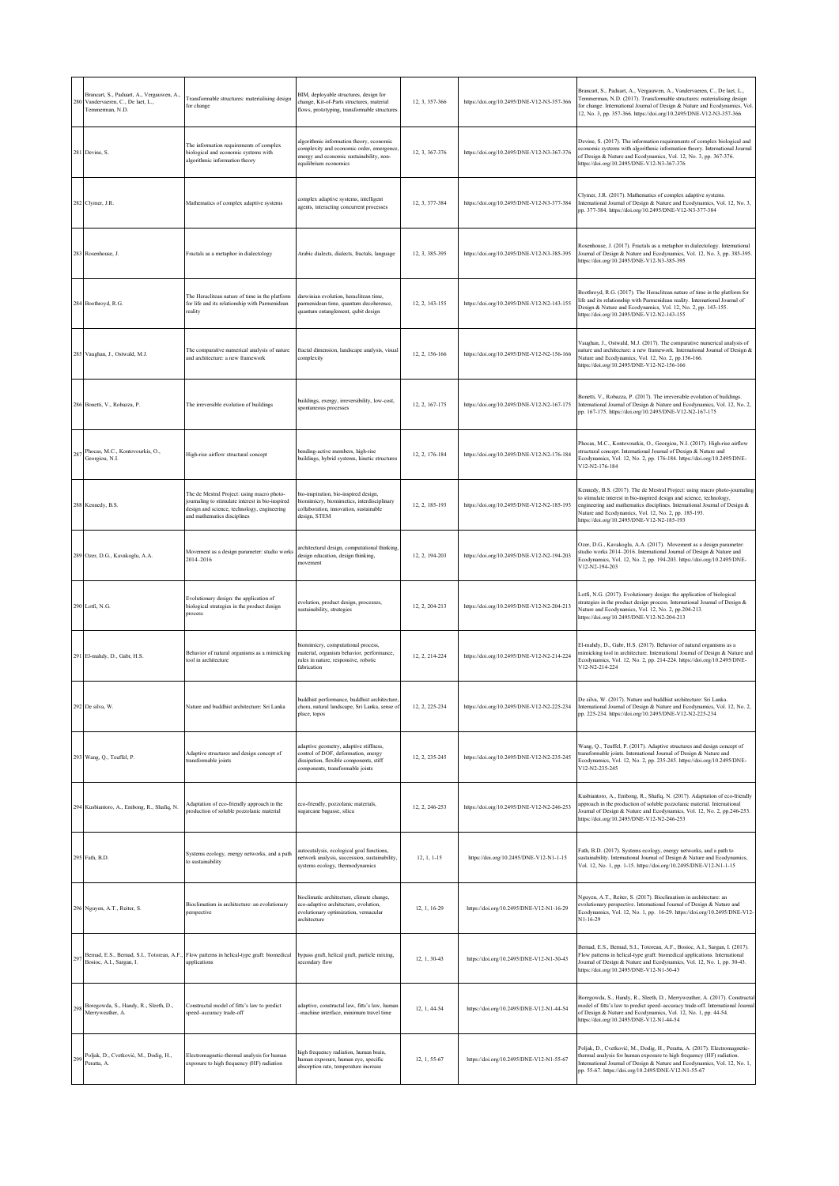| 280 | Brancart, S., Paduart, A., Vergauwen, A., Vandervaeren, C., De laet, L., Temmerman, N.D. | Transformable structures: materialising design for change | BIM, deployable structures, design for change, Kit-of-Parts structures, material flows, prototyping, transformable structures | 12, 3, 357-366 | https://doi.org/10.2495/DNE-V12-N3-357-366 | Brancart, S., Paduart, A., Vergauwen, A., Vandervaeren, C., De laet, L., Temmerman, N.D. (2017). Transformable structures: materialising design for change. International Journal of Design & Nature and Ecodynamics, Vol. 12, No. 3, pp. 357-366. https://doi.org/10.2495/DNE-V12-N3-357-366 |
|---|---|---|---|---|---|---|
| 281 | Devine, S. | The information requirements of complex biological and economic systems with algorithmic information theory | algorithmic information theory, economic complexity and economic order, emergence, energy and economic sustainability, non-equilibrium economics | 12, 3, 367-376 | https://doi.org/10.2495/DNE-V12-N3-367-376 | Devine, S. (2017). The information requirements of complex biological and economic systems with algorithmic information theory. International Journal of Design & Nature and Ecodynamics, Vol. 12, No. 3, pp. 367-376. https://doi.org/10.2495/DNE-V12-N3-367-376 |
| 282 | Clymer, J.R. | Mathematics of complex adaptive systems | complex adaptive systems, intelligent agents, interacting concurrent processes | 12, 3, 377-384 | https://doi.org/10.2495/DNE-V12-N3-377-384 | Clymer, J.R. (2017). Mathematics of complex adaptive systems. International Journal of Design & Nature and Ecodynamics, Vol. 12, No. 3, pp. 377-384. https://doi.org/10.2495/DNE-V12-N3-377-384 |
| 283 | Rosenhouse, J. | Fractals as a metaphor in dialectology | Arabic dialects, dialects, fractals, language | 12, 3, 385-395 | https://doi.org/10.2495/DNE-V12-N3-385-395 | Rosenhouse, J. (2017). Fractals as a metaphor in dialectology. International Journal of Design & Nature and Ecodynamics, Vol. 12, No. 3, pp. 385-395. https://doi.org/10.2495/DNE-V12-N3-385-395 |
| 284 | Boothroyd, R.G. | The Heraclitean nature of time in the platform for life and its relationship with Parmenidean reality | darwinian evolution, heraclitean time, parmenidean time, quantum decoherence, quantum entanglement, qubit design | 12, 2, 143-155 | https://doi.org/10.2495/DNE-V12-N2-143-155 | Boothroyd, R.G. (2017). The Heraclitean nature of time in the platform for life and its relationship with Parmenidean reality. International Journal of Design & Nature and Ecodynamics, Vol. 12, No. 2, pp. 143-155. https://doi.org/10.2495/DNE-V12-N2-143-155 |
| 285 | Vaughan, J., Ostwald, M.J. | The comparative numerical analysis of nature and architecture: a new framework | fractal dimension, landscape analysis, visual complexity | 12, 2, 156-166 | https://doi.org/10.2495/DNE-V12-N2-156-166 | Vaughan, J., Ostwald, M.J. (2017). The comparative numerical analysis of nature and architecture: a new framework. International Journal of Design & Nature and Ecodynamics, Vol. 12, No. 2, pp.156-166. https://doi.org/10.2495/DNE-V12-N2-156-166 |
| 286 | Bonetti, V., Robazza, P. | The irreversible evolution of buildings | buildings, exergy, irreversibility, low-cost, spontaneous processes | 12, 2, 167-175 | https://doi.org/10.2495/DNE-V12-N2-167-175 | Bonetti, V., Robazza, P. (2017). The irreversible evolution of buildings. International Journal of Design & Nature and Ecodynamics, Vol. 12, No. 2, pp. 167-175. https://doi.org/10.2495/DNE-V12-N2-167-175 |
| 287 | Phocas, M.C., Kontovourkis, O., Georgiou, N.I. | High-rise airflow structural concept | bending-active members, high-rise buildings, hybrid systems, kinetic structures | 12, 2, 176-184 | https://doi.org/10.2495/DNE-V12-N2-176-184 | Phocas, M.C., Kontovourkis, O., Georgiou, N.I. (2017). High-rise airflow structural concept. International Journal of Design & Nature and Ecodynamics, Vol. 12, No. 2, pp. 176-184. https://doi.org/10.2495/DNE-V12-N2-176-184 |
| 288 | Kennedy, B.S. | The de Mestral Project: using macro photo-journaling to stimulate interest in bio-inspired design and science, technology, engineering and mathematics disciplines | bio-inspiration, bio-inspired design, biomimicry, biomimetics, interdisciplinary collaboration, innovation, sustainable design, STEM | 12, 2, 185-193 | https://doi.org/10.2495/DNE-V12-N2-185-193 | Kennedy, B.S. (2017). The de Mestral Project: using macro photo-journaling to stimulate interest in bio-inspired design and science, technology, engineering and mathematics disciplines. International Journal of Design & Nature and Ecodynamics, Vol. 12, No. 2, pp. 185-193. https://doi.org/10.2495/DNE-V12-N2-185-193 |
| 289 | Ozer, D.G., Kavakoglu, A.A. | Movement as a design parameter: studio works 2014–2016 | architectural design, computational thinking, design education, design thinking, movement | 12, 2, 194-203 | https://doi.org/10.2495/DNE-V12-N2-194-203 | Ozer, D.G., Kavakoglu, A.A. (2017). Movement as a design parameter: studio works 2014–2016. International Journal of Design & Nature and Ecodynamics, Vol. 12, No. 2, pp. 194-203. https://doi.org/10.2495/DNE-V12-N2-194-203 |
| 290 | Lotfi, N.G. | Evolutionary design: the application of biological strategies in the product design process | evolution, product design, processes, sustainability, strategies | 12, 2, 204-213 | https://doi.org/10.2495/DNE-V12-N2-204-213 | Lotfi, N.G. (2017). Evolutionary design: the application of biological strategies in the product design process. International Journal of Design & Nature and Ecodynamics, Vol. 12, No. 2, pp.204-213. https://doi.org/10.2495/DNE-V12-N2-204-213 |
| 291 | El-mahdy, D., Gabr, H.S. | Behavior of natural organisms as a mimicking tool in architecture | biomimicry, computational process, material, organism behavior, performance, rules in nature, responsive, robotic fabrication | 12, 2, 214-224 | https://doi.org/10.2495/DNE-V12-N2-214-224 | El-mahdy, D., Gabr, H.S. (2017). Behavior of natural organisms as a mimicking tool in architecture. International Journal of Design & Nature and Ecodynamics, Vol. 12, No. 2, pp. 214-224. https://doi.org/10.2495/DNE-V12-N2-214-224 |
| 292 | De silva, W. | Nature and buddhist architecture: Sri Lanka | buddhist performance, buddhist architecture, chora, natural landscape, Sri Lanka, sense of place, topos | 12, 2, 225-234 | https://doi.org/10.2495/DNE-V12-N2-225-234 | De silva, W. (2017). Nature and buddhist architecture: Sri Lanka. International Journal of Design & Nature and Ecodynamics, Vol. 12, No. 2, pp. 225-234. https://doi.org/10.2495/DNE-V12-N2-225-234 |
| 293 | Wang, Q., Teuffel, P. | Adaptive structures and design concept of transformable joints | adaptive geometry, adaptive stiffness, control of DOF, deformation, energy dissipation, flexible components, stiff components, transformable joints | 12, 2, 235-245 | https://doi.org/10.2495/DNE-V12-N2-235-245 | Wang, Q., Teuffel, P. (2017). Adaptive structures and design concept of transformable joints. International Journal of Design & Nature and Ecodynamics, Vol. 12, No. 2, pp. 235-245. https://doi.org/10.2495/DNE-V12-N2-235-245 |
| 294 | Kusbiantoro, A., Embong, R., Shafiq, N. | Adaptation of eco-friendly approach in the production of soluble pozzolanic material | eco-friendly, pozzolanic materials, sugarcane bagasse, silica | 12, 2, 246-253 | https://doi.org/10.2495/DNE-V12-N2-246-253 | Kusbiantoro, A., Embong, R., Shafiq, N. (2017). Adaptation of eco-friendly approach in the production of soluble pozzolanic material. International Journal of Design & Nature and Ecodynamics, Vol. 12, No. 2, pp.246-253. https://doi.org/10.2495/DNE-V12-N2-246-253 |
| 295 | Fath, B.D. | Systems ecology, energy networks, and a path to sustainability | autocatalysis, ecological goal functions, network analysis, succession, sustainability, systems ecology, thermodynamics | 12, 1, 1-15 | https://doi.org/10.2495/DNE-V12-N1-1-15 | Fath, B.D. (2017). Systems ecology, energy networks, and a path to sustainability. International Journal of Design & Nature and Ecodynamics, Vol. 12, No. 1, pp. 1-15. https://doi.org/10.2495/DNE-V12-N1-1-15 |
| 296 | Nguyen, A.T., Reiter, S. | Bioclimatism in architecture: an evolutionary perspective | bioclimatic architecture, climate change, eco-adaptive architecture, evolution, evolutionary optimization, vernacular architecture | 12, 1, 16-29 | https://doi.org/10.2495/DNE-V12-N1-16-29 | Nguyen, A.T., Reiter, S. (2017). Bioclimatism in architecture: an evolutionary perspective. International Journal of Design & Nature and Ecodynamics, Vol. 12, No. 1, pp. 16-29. https://doi.org/10.2495/DNE-V12-N1-16-29 |
| 297 | Bernad, E.S., Bernad, S.I., Totorean, A.F., Bosioc, A.I., Sargan, I. | Flow patterns in helical-type graft: biomedical applications | bypass graft, helical graft, particle mixing, secondary flow | 12, 1, 30-43 | https://doi.org/10.2495/DNE-V12-N1-30-43 | Bernad, E.S., Bernad, S.I., Totorean, A.F., Bosioc, A.I., Sargan, I. (2017). Flow patterns in helical-type graft: biomedical applications. International Journal of Design & Nature and Ecodynamics, Vol. 12, No. 1, pp. 30-43. https://doi.org/10.2495/DNE-V12-N1-30-43 |
| 298 | Boregowda, S., Handy, R., Sleeth, D., Merryweather, A. | Constructal model of fitts's law to predict speed–accuracy trade-off | adaptive, constructal law, fitts's law, human –machine interface, minimum travel time | 12, 1, 44-54 | https://doi.org/10.2495/DNE-V12-N1-44-54 | Boregowda, S., Handy, R., Sleeth, D., Merryweather, A. (2017). Constructal model of fitts's law to predict speed–accuracy trade-off. International Journal of Design & Nature and Ecodynamics, Vol. 12, No. 1, pp. 44-54. https://doi.org/10.2495/DNE-V12-N1-44-54 |
| 299 | Poljak, D., Cvetković, M., Dodig, H., Peratta, A. | Electromagnetic-thermal analysis for human exposure to high frequency (HF) radiation | high frequency radiation, human brain, human exposure, human eye, specific absorption rate, temperature increase | 12, 1, 55-67 | https://doi.org/10.2495/DNE-V12-N1-55-67 | Poljak, D., Cvetković, M., Dodig, H., Peratta, A. (2017). Electromagnetic-thermal analysis for human exposure to high frequency (HF) radiation. International Journal of Design & Nature and Ecodynamics, Vol. 12, No. 1, pp. 55-67. https://doi.org/10.2495/DNE-V12-N1-55-67 |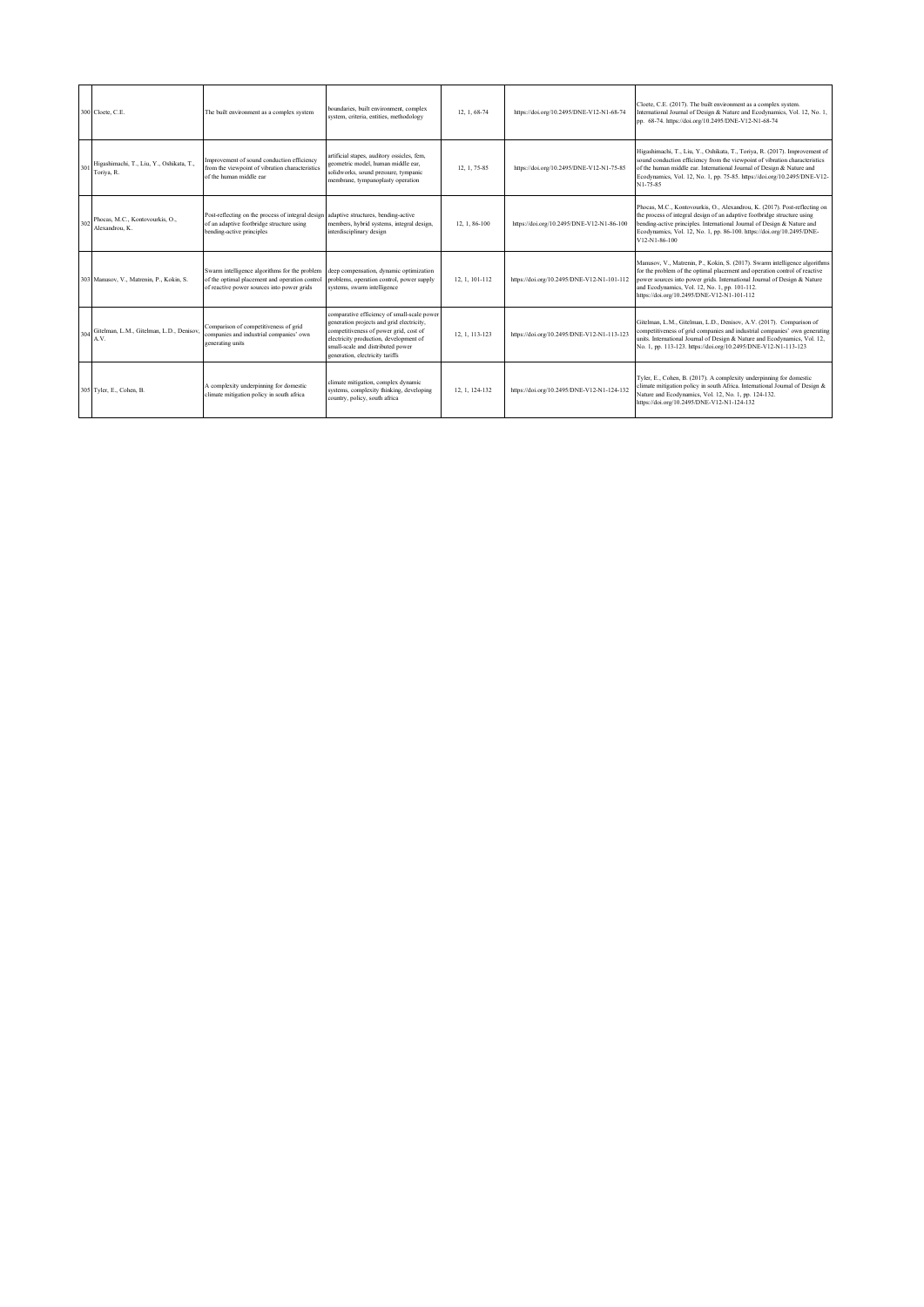| | | | | | | |
|---|---|---|---|---|---|---|
| 300 | Cloete, C.E. | The built environment as a complex system | boundaries, built environment, complex system, criteria, entities, methodology | 12, 1, 68-74 | https://doi.org/10.2495/DNE-V12-N1-68-74 | Cloete, C.E. (2017). The built environment as a complex system. International Journal of Design & Nature and Ecodynamics, Vol. 12, No. 1, pp. 68-74. https://doi.org/10.2495/DNE-V12-N1-68-74 |
| 301 | Higashimachi, T., Liu, Y., Oshikata, T., Toriya, R. | Improvement of sound conduction efficiency from the viewpoint of vibration characteristics of the human middle ear | artificial stapes, auditory ossicles, fem, geometric model, human middle ear, solidworks, sound pressure, tympanic membrane, tympanoplasty operation | 12, 1, 75-85 | https://doi.org/10.2495/DNE-V12-N1-75-85 | Higashimachi, T., Liu, Y., Oshikata, T., Toriya, R. (2017). Improvement of sound conduction efficiency from the viewpoint of vibration characteristics of the human middle ear. International Journal of Design & Nature and Ecodynamics, Vol. 12, No. 1, pp. 75-85. https://doi.org/10.2495/DNE-V12-N1-75-85 |
| 302 | Phocas, M.C., Kontovourkis, O., Alexandrou, K. | Post-reflecting on the process of integral design of an adaptive footbridge structure using bending-active principles | adaptive structures, bending-active members, hybrid systems, integral design, interdisciplinary design | 12, 1, 86-100 | https://doi.org/10.2495/DNE-V12-N1-86-100 | Phocas, M.C., Kontovourkis, O., Alexandrou, K. (2017). Post-reflecting on the process of integral design of an adaptive footbridge structure using bending-active principles. International Journal of Design & Nature and Ecodynamics, Vol. 12, No. 1, pp. 86-100. https://doi.org/10.2495/DNE-V12-N1-86-100 |
| 303 | Manusov, V., Matrenin, P., Kokin, S. | Swarm intelligence algorithms for the problem of the optimal placement and operation control of reactive power sources into power grids | deep compensation, dynamic optimization problems, operation control, power supply systems, swarm intelligence | 12, 1, 101-112 | https://doi.org/10.2495/DNE-V12-N1-101-112 | Manusov, V., Matrenin, P., Kokin, S. (2017). Swarm intelligence algorithms for the problem of the optimal placement and operation control of reactive power sources into power grids. International Journal of Design & Nature and Ecodynamics, Vol. 12, No. 1, pp. 101-112. https://doi.org/10.2495/DNE-V12-N1-101-112 |
| 304 | Gitelman, L.M., Gitelman, L.D., Denisov, A.V. | Comparison of competitiveness of grid companies and industrial companies' own generating units | comparative efficiency of small-scale power generation projects and grid electricity, competitiveness of power grid, cost of electricity production, development of small-scale and distributed power generation, electricity tariffs | 12, 1, 113-123 | https://doi.org/10.2495/DNE-V12-N1-113-123 | Gitelman, L.M., Gitelman, L.D., Denisov, A.V. (2017). Comparison of competitiveness of grid companies and industrial companies' own generating units. International Journal of Design & Nature and Ecodynamics, Vol. 12, No. 1, pp. 113-123. https://doi.org/10.2495/DNE-V12-N1-113-123 |
| 305 | Tyler, E., Cohen, B. | A complexity underpinning for domestic climate mitigation policy in south africa | climate mitigation, complex dynamic systems, complexity thinking, developing country, policy, south africa | 12, 1, 124-132 | https://doi.org/10.2495/DNE-V12-N1-124-132 | Tyler, E., Cohen, B. (2017). A complexity underpinning for domestic climate mitigation policy in south Africa. International Journal of Design & Nature and Ecodynamics, Vol. 12, No. 1, pp. 124-132. https://doi.org/10.2495/DNE-V12-N1-124-132 |